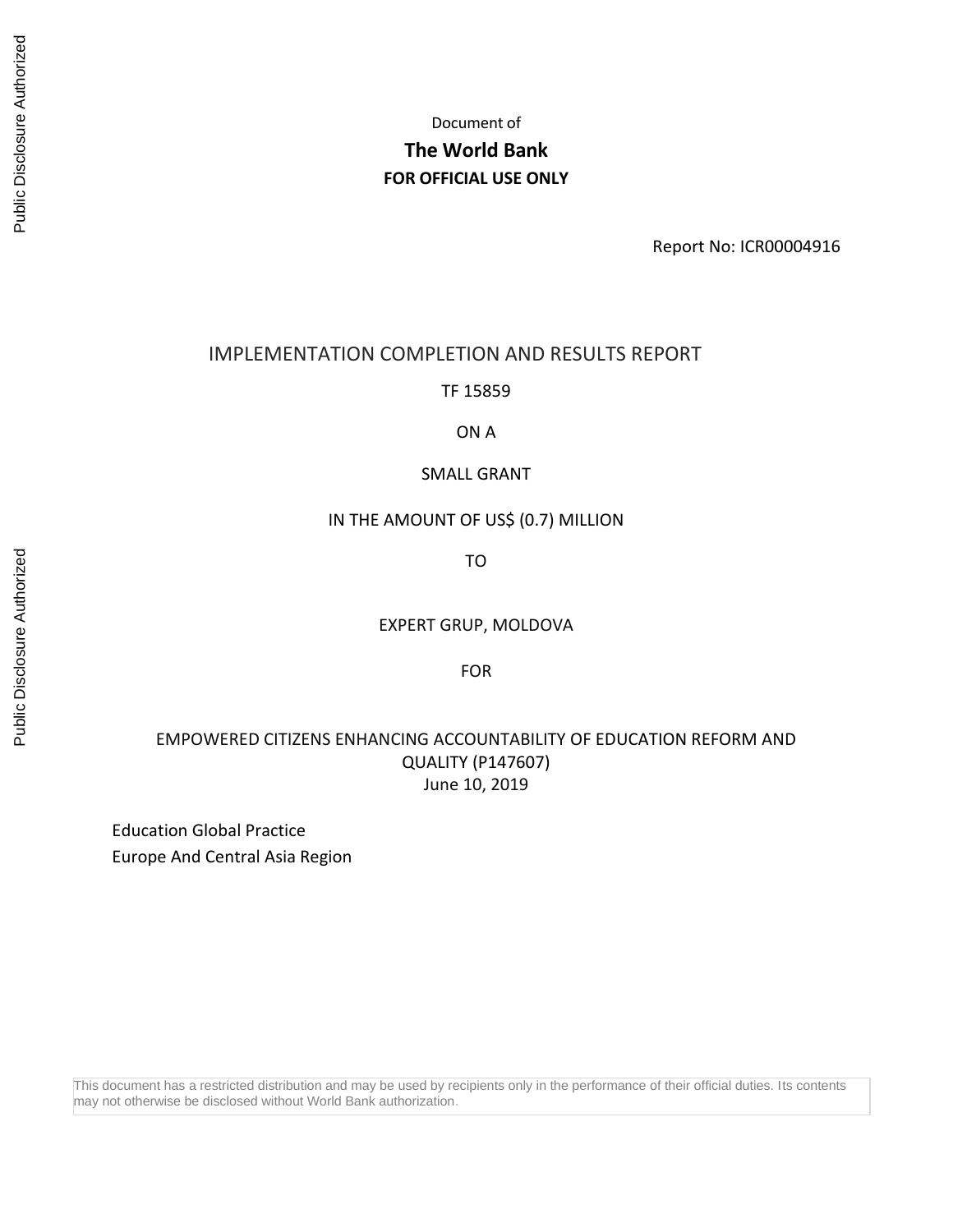Document of

**The World Bank**

**FOR OFFICIAL USE ONLY**

Report No: ICR00004916

# IMPLEMENTATION COMPLETION AND RESULTS REPORT

TF 15859

ON A

SMALL GRANT

IN THE AMOUNT OF US$ (0.7) MILLION

TO

EXPERT GRUP, MOLDOVA

FOR

EMPOWERED CITIZENS ENHANCING ACCOUNTABILITY OF EDUCATION REFORM AND QUALITY (P147607)

June 10, 2019

Education Global Practice

Europe And Central Asia Region

This document has a restricted distribution and may be used by recipients only in the performance of their official duties. Its contents may not otherwise be disclosed without World Bank authorization.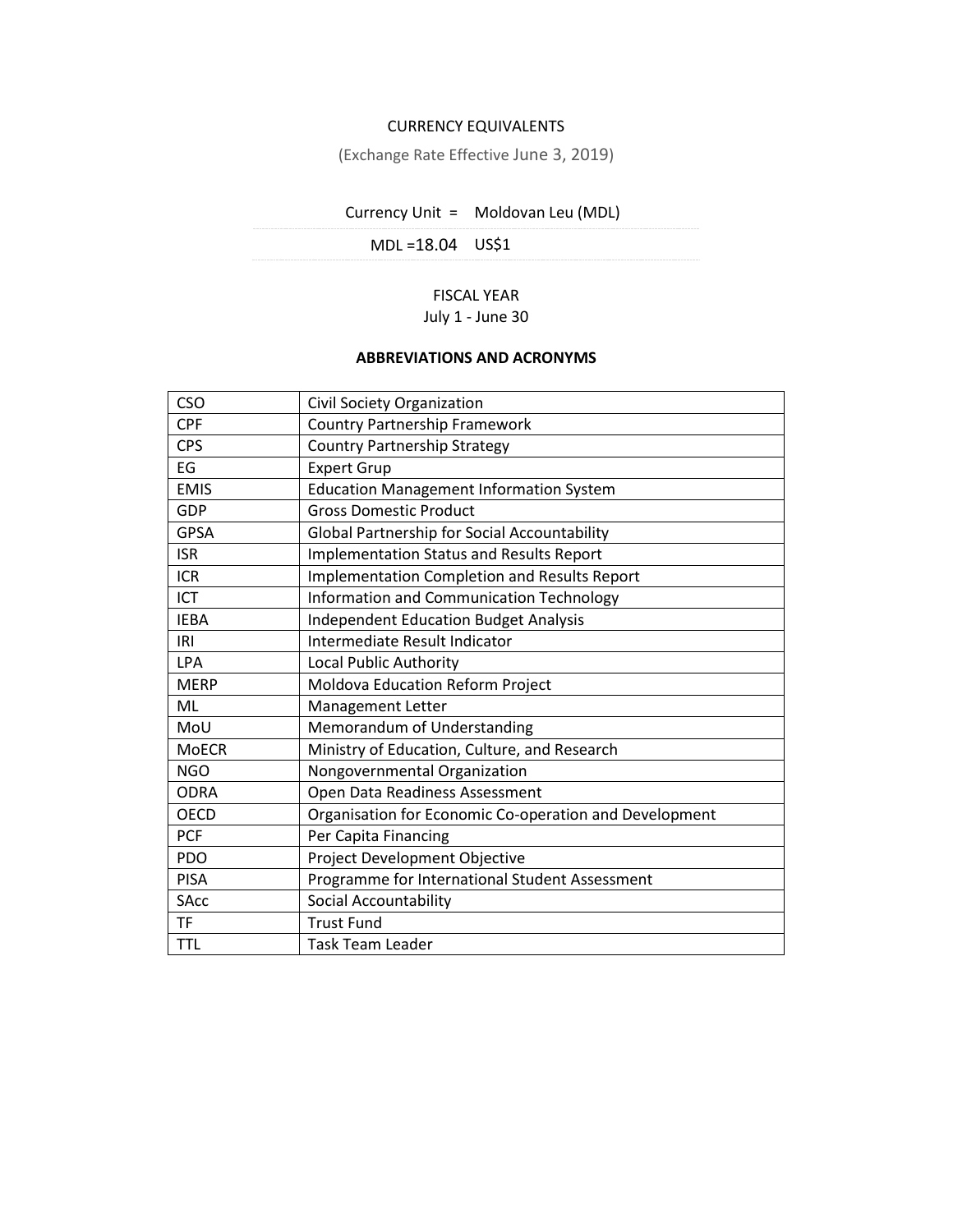CURRENCY EQUIVALENTS

(Exchange Rate Effective June 3, 2019)

Currency Unit = Moldovan Leu (MDL)

MDL =18.04 US$1

FISCAL YEAR

July 1 - June 30

**ABBREVIATIONS AND ACRONYMS**

| | |
|---|---|
| CSO | Civil Society Organization |
| CPF | Country Partnership Framework |
| CPS | Country Partnership Strategy |
| EG | Expert Grup |
| EMIS | Education Management Information System |
| GDP | Gross Domestic Product |
| GPSA | Global Partnership for Social Accountability |
| ISR | Implementation Status and Results Report |
| ICR | Implementation Completion and Results Report |
| ICT | Information and Communication Technology |
| IEBA | Independent Education Budget Analysis |
| IRI | Intermediate Result Indicator |
| LPA | Local Public Authority |
| MERP | Moldova Education Reform Project |
| ML | Management Letter |
| MoU | Memorandum of Understanding |
| MoECR | Ministry of Education, Culture, and Research |
| NGO | Nongovernmental Organization |
| ODRA | Open Data Readiness Assessment |
| OECD | Organisation for Economic Co-operation and Development |
| PCF | Per Capita Financing |
| PDO | Project Development Objective |
| PISA | Programme for International Student Assessment |
| SAcc | Social Accountability |
| TF | Trust Fund |
| TTL | Task Team Leader |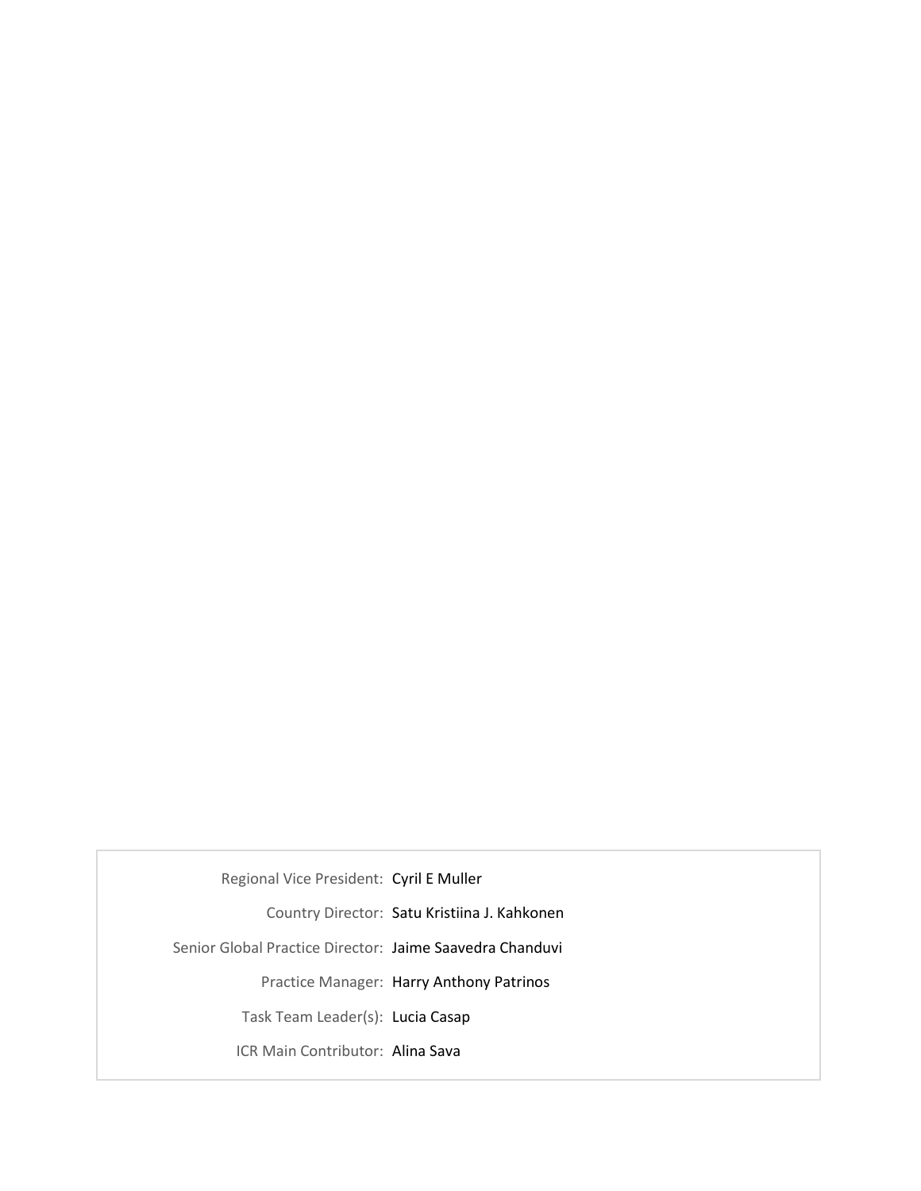| | |
|---|---|
| Regional Vice President: | Cyril E Muller |
| Country Director: | Satu Kristiina J. Kahkonen |
| Senior Global Practice Director: | Jaime Saavedra Chanduvi |
| Practice Manager: | Harry Anthony Patrinos |
| Task Team Leader(s): | Lucia Casap |
| ICR Main Contributor: | Alina Sava |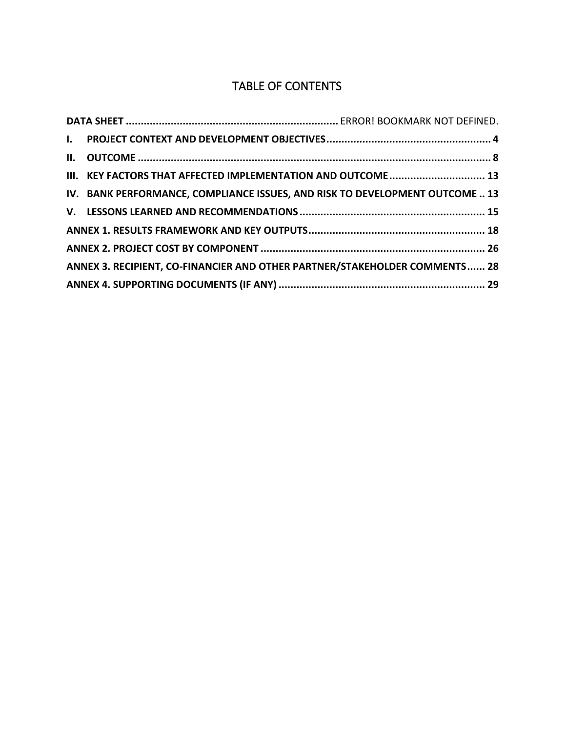# TABLE OF CONTENTS

**DATA SHEET** ....................................................................... ERROR! BOOKMARK NOT DEFINED.

**I. PROJECT CONTEXT AND DEVELOPMENT OBJECTIVES** ....................................................... 4

**II. OUTCOME** ..................................................................................................................... 8

**III. KEY FACTORS THAT AFFECTED IMPLEMENTATION AND OUTCOME** ................................ 13

**IV. BANK PERFORMANCE, COMPLIANCE ISSUES, AND RISK TO DEVELOPMENT OUTCOME** .. 13

**V. LESSONS LEARNED AND RECOMMENDATIONS** ............................................................. 15

**ANNEX 1. RESULTS FRAMEWORK AND KEY OUTPUTS** ........................................................... 18

**ANNEX 2. PROJECT COST BY COMPONENT** ........................................................................... 26

**ANNEX 3. RECIPIENT, CO-FINANCIER AND OTHER PARTNER/STAKEHOLDER COMMENTS** ...... 28

**ANNEX 4. SUPPORTING DOCUMENTS (IF ANY)** ..................................................................... 29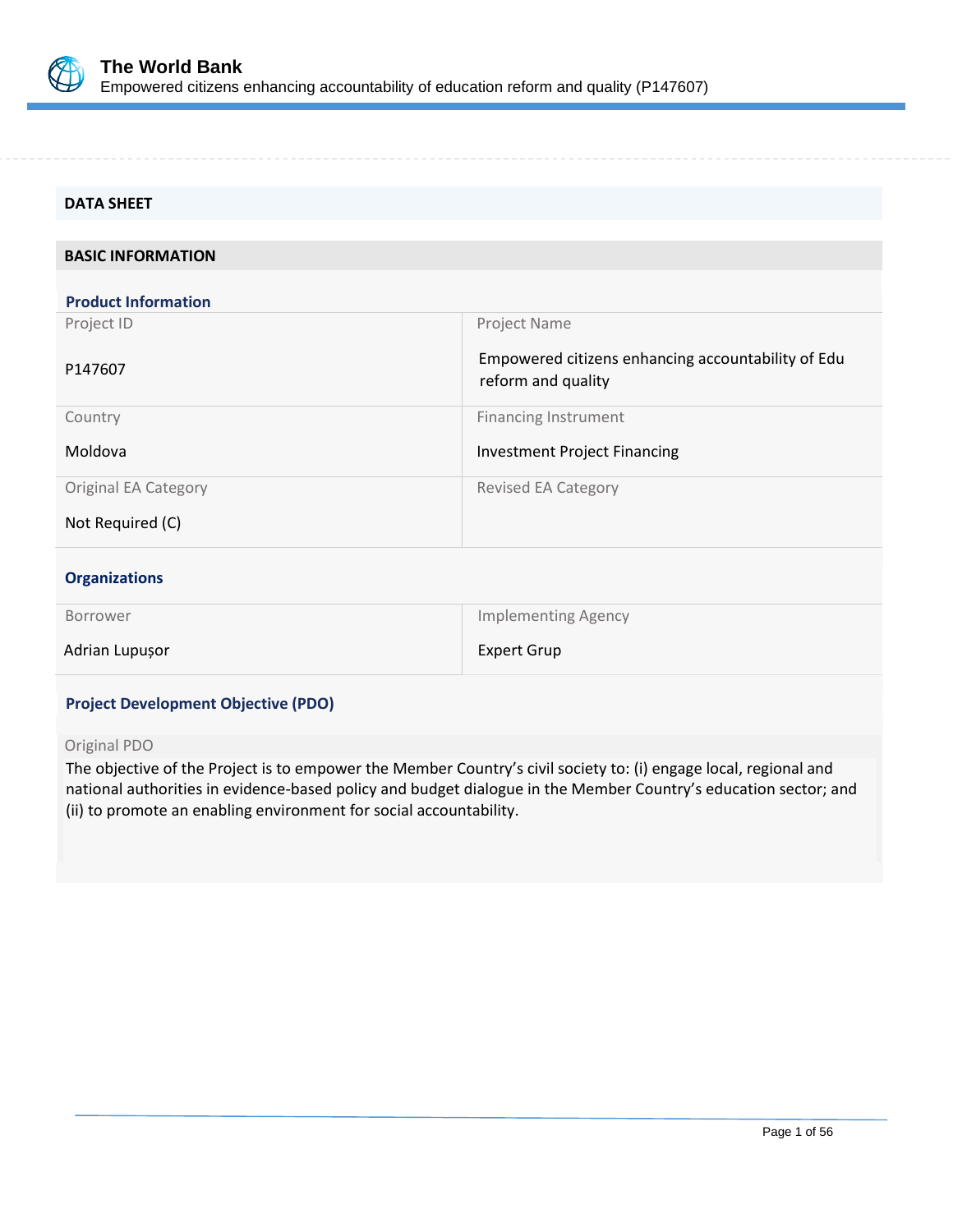## DATA SHEET

### BASIC INFORMATION

#### Product Information

| Project ID | Project Name |
|---|---|
| P147607 | Empowered citizens enhancing accountability of Edu reform and quality |
| **Country** | **Financing Instrument** |
| Moldova | Investment Project Financing |
| **Original EA Category** | **Revised EA Category** |
| Not Required (C) | |

#### Organizations

| Borrower | Implementing Agency |
|---|---|
| Adrian Lupușor | Expert Grup |

#### Project Development Objective (PDO)

Original PDO

The objective of the Project is to empower the Member Country's civil society to: (i) engage local, regional and national authorities in evidence-based policy and budget dialogue in the Member Country's education sector; and (ii) to promote an enabling environment for social accountability.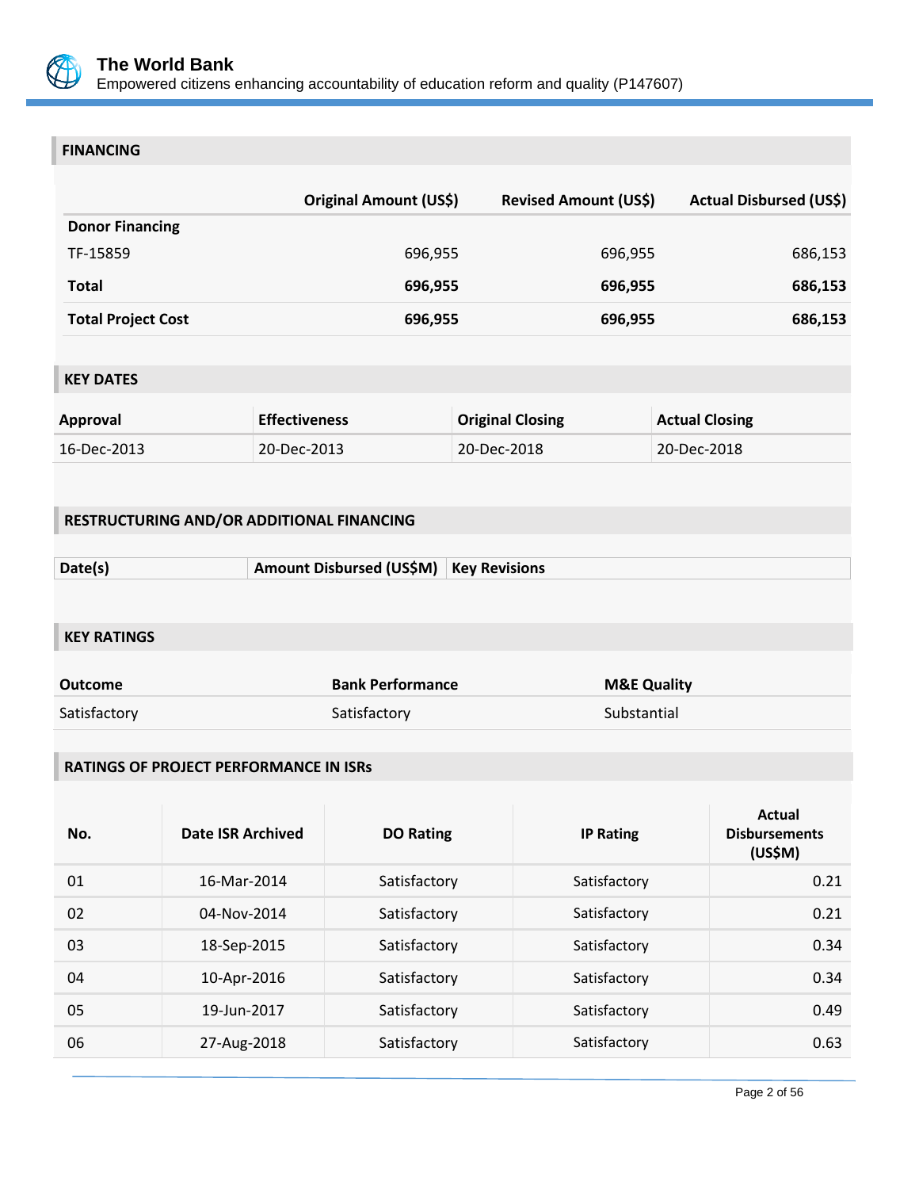## FINANCING

| | Original Amount (US$) | Revised Amount (US$) | Actual Disbursed (US$) |
|---|---|---|---|
| **Donor Financing** | | | |
| TF-15859 | 696,955 | 696,955 | 686,153 |
| **Total** | **696,955** | **696,955** | **686,153** |
| **Total Project Cost** | **696,955** | **696,955** | **686,153** |

## KEY DATES

| Approval | Effectiveness | Original Closing | Actual Closing |
|---|---|---|---|
| 16-Dec-2013 | 20-Dec-2013 | 20-Dec-2018 | 20-Dec-2018 |

## RESTRUCTURING AND/OR ADDITIONAL FINANCING

| Date(s) | Amount Disbursed (US$M) | Key Revisions |
|---|---|---|

## KEY RATINGS

| Outcome | Bank Performance | M&E Quality |
|---|---|---|
| Satisfactory | Satisfactory | Substantial |

## RATINGS OF PROJECT PERFORMANCE IN ISRs

| No. | Date ISR Archived | DO Rating | IP Rating | Actual Disbursements (US$M) |
|---|---|---|---|---|
| 01 | 16-Mar-2014 | Satisfactory | Satisfactory | 0.21 |
| 02 | 04-Nov-2014 | Satisfactory | Satisfactory | 0.21 |
| 03 | 18-Sep-2015 | Satisfactory | Satisfactory | 0.34 |
| 04 | 10-Apr-2016 | Satisfactory | Satisfactory | 0.34 |
| 05 | 19-Jun-2017 | Satisfactory | Satisfactory | 0.49 |
| 06 | 27-Aug-2018 | Satisfactory | Satisfactory | 0.63 |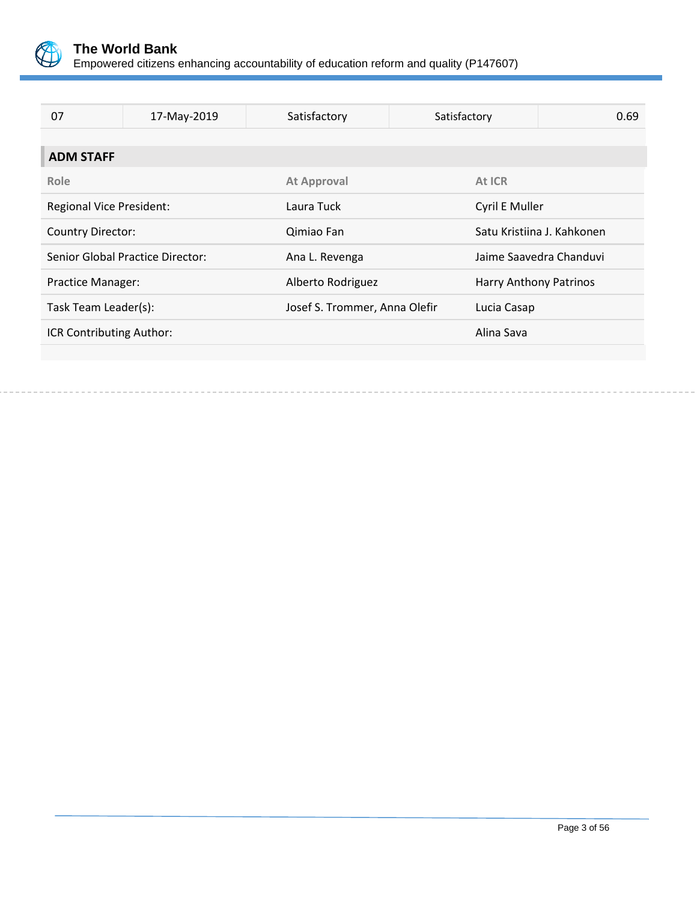| 07 | 17-May-2019 | Satisfactory | Satisfactory | 0.69 |
|---|---|---|---|---|

## ADM STAFF

| Role | At Approval | At ICR |
|---|---|---|
| Regional Vice President: | Laura Tuck | Cyril E Muller |
| Country Director: | Qimiao Fan | Satu Kristiina J. Kahkonen |
| Senior Global Practice Director: | Ana L. Revenga | Jaime Saavedra Chanduvi |
| Practice Manager: | Alberto Rodriguez | Harry Anthony Patrinos |
| Task Team Leader(s): | Josef S. Trommer, Anna Olefir | Lucia Casap |
| ICR Contributing Author: | | Alina Sava |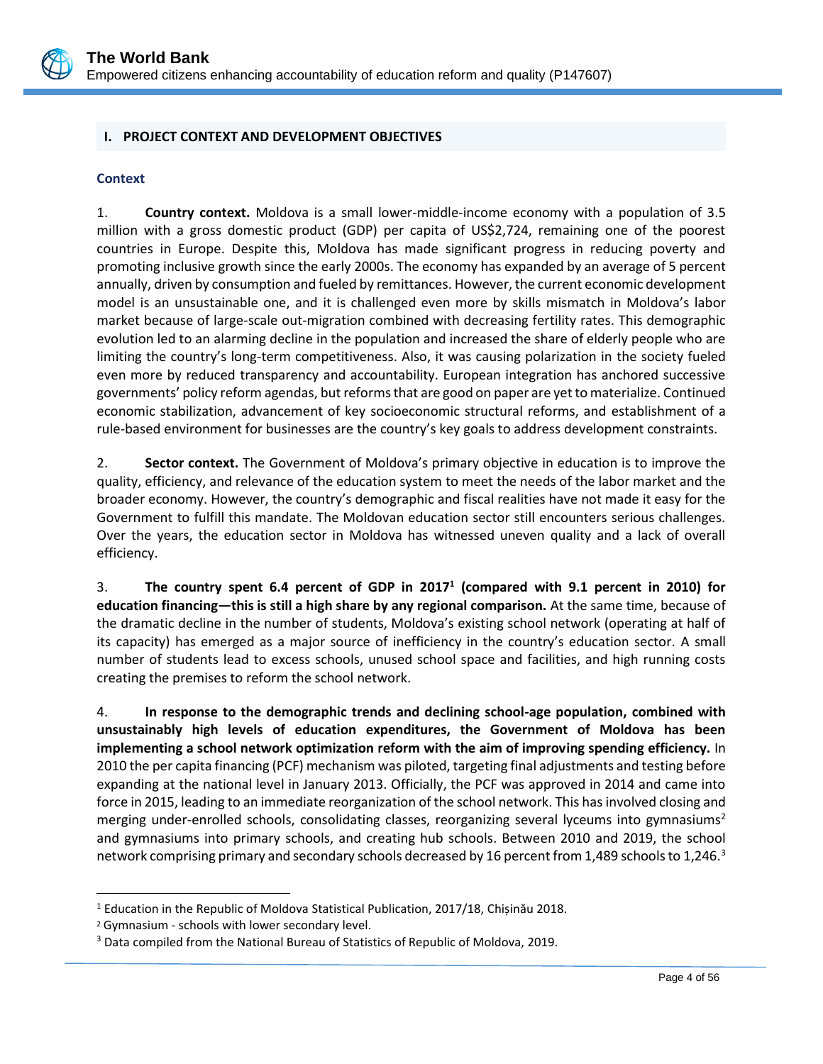## I. PROJECT CONTEXT AND DEVELOPMENT OBJECTIVES

### Context

1. **Country context.** Moldova is a small lower-middle-income economy with a population of 3.5 million with a gross domestic product (GDP) per capita of US$2,724, remaining one of the poorest countries in Europe. Despite this, Moldova has made significant progress in reducing poverty and promoting inclusive growth since the early 2000s. The economy has expanded by an average of 5 percent annually, driven by consumption and fueled by remittances. However, the current economic development model is an unsustainable one, and it is challenged even more by skills mismatch in Moldova's labor market because of large-scale out-migration combined with decreasing fertility rates. This demographic evolution led to an alarming decline in the population and increased the share of elderly people who are limiting the country's long-term competitiveness. Also, it was causing polarization in the society fueled even more by reduced transparency and accountability. European integration has anchored successive governments' policy reform agendas, but reforms that are good on paper are yet to materialize. Continued economic stabilization, advancement of key socioeconomic structural reforms, and establishment of a rule-based environment for businesses are the country's key goals to address development constraints.

2. **Sector context.** The Government of Moldova's primary objective in education is to improve the quality, efficiency, and relevance of the education system to meet the needs of the labor market and the broader economy. However, the country's demographic and fiscal realities have not made it easy for the Government to fulfill this mandate. The Moldovan education sector still encounters serious challenges. Over the years, the education sector in Moldova has witnessed uneven quality and a lack of overall efficiency.

3. **The country spent 6.4 percent of GDP in 2017[1] (compared with 9.1 percent in 2010) for education financing—this is still a high share by any regional comparison.** At the same time, because of the dramatic decline in the number of students, Moldova's existing school network (operating at half of its capacity) has emerged as a major source of inefficiency in the country's education sector. A small number of students lead to excess schools, unused school space and facilities, and high running costs creating the premises to reform the school network.

4. **In response to the demographic trends and declining school-age population, combined with unsustainably high levels of education expenditures, the Government of Moldova has been implementing a school network optimization reform with the aim of improving spending efficiency.** In 2010 the per capita financing (PCF) mechanism was piloted, targeting final adjustments and testing before expanding at the national level in January 2013. Officially, the PCF was approved in 2014 and came into force in 2015, leading to an immediate reorganization of the school network. This has involved closing and merging under-enrolled schools, consolidating classes, reorganizing several lyceums into gymnasiums[2] and gymnasiums into primary schools, and creating hub schools. Between 2010 and 2019, the school network comprising primary and secondary schools decreased by 16 percent from 1,489 schools to 1,246.[3]

---

[1] Education in the Republic of Moldova Statistical Publication, 2017/18, Chișinău 2018.

[2] Gymnasium - schools with lower secondary level.

[3] Data compiled from the National Bureau of Statistics of Republic of Moldova, 2019.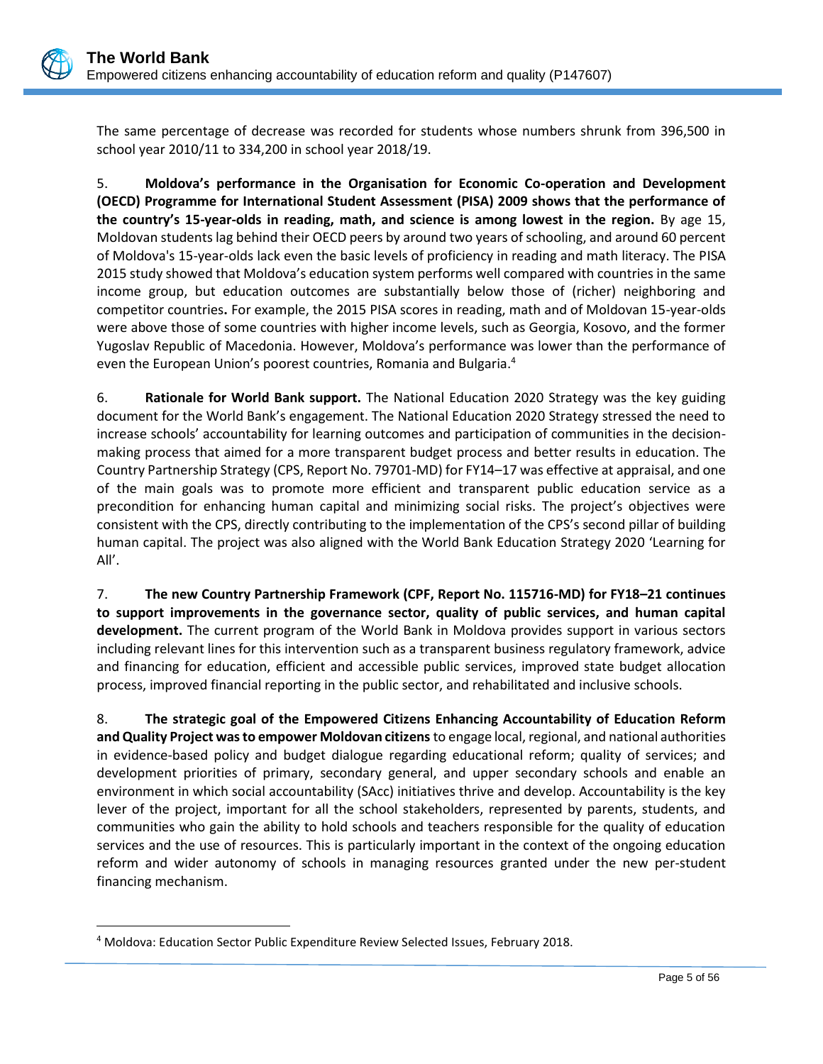The same percentage of decrease was recorded for students whose numbers shrunk from 396,500 in school year 2010/11 to 334,200 in school year 2018/19.

5. **Moldova's performance in the Organisation for Economic Co-operation and Development (OECD) Programme for International Student Assessment (PISA) 2009 shows that the performance of the country's 15-year-olds in reading, math, and science is among lowest in the region.** By age 15, Moldovan students lag behind their OECD peers by around two years of schooling, and around 60 percent of Moldova's 15-year-olds lack even the basic levels of proficiency in reading and math literacy. The PISA 2015 study showed that Moldova's education system performs well compared with countries in the same income group, but education outcomes are substantially below those of (richer) neighboring and competitor countries**.** For example, the 2015 PISA scores in reading, math and of Moldovan 15-year-olds were above those of some countries with higher income levels, such as Georgia, Kosovo, and the former Yugoslav Republic of Macedonia. However, Moldova's performance was lower than the performance of even the European Union's poorest countries, Romania and Bulgaria.[4]

6. **Rationale for World Bank support.** The National Education 2020 Strategy was the key guiding document for the World Bank's engagement. The National Education 2020 Strategy stressed the need to increase schools' accountability for learning outcomes and participation of communities in the decision-making process that aimed for a more transparent budget process and better results in education. The Country Partnership Strategy (CPS, Report No. 79701-MD) for FY14–17 was effective at appraisal, and one of the main goals was to promote more efficient and transparent public education service as a precondition for enhancing human capital and minimizing social risks. The project's objectives were consistent with the CPS, directly contributing to the implementation of the CPS's second pillar of building human capital. The project was also aligned with the World Bank Education Strategy 2020 'Learning for All'.

7. **The new Country Partnership Framework (CPF, Report No. 115716-MD) for FY18–21 continues to support improvements in the governance sector, quality of public services, and human capital development.** The current program of the World Bank in Moldova provides support in various sectors including relevant lines for this intervention such as a transparent business regulatory framework, advice and financing for education, efficient and accessible public services, improved state budget allocation process, improved financial reporting in the public sector, and rehabilitated and inclusive schools.

8. **The strategic goal of the Empowered Citizens Enhancing Accountability of Education Reform and Quality Project was to empower Moldovan citizens** to engage local, regional, and national authorities in evidence-based policy and budget dialogue regarding educational reform; quality of services; and development priorities of primary, secondary general, and upper secondary schools and enable an environment in which social accountability (SAcc) initiatives thrive and develop. Accountability is the key lever of the project, important for all the school stakeholders, represented by parents, students, and communities who gain the ability to hold schools and teachers responsible for the quality of education services and the use of resources. This is particularly important in the context of the ongoing education reform and wider autonomy of schools in managing resources granted under the new per-student financing mechanism.

---

[4] Moldova: Education Sector Public Expenditure Review Selected Issues, February 2018.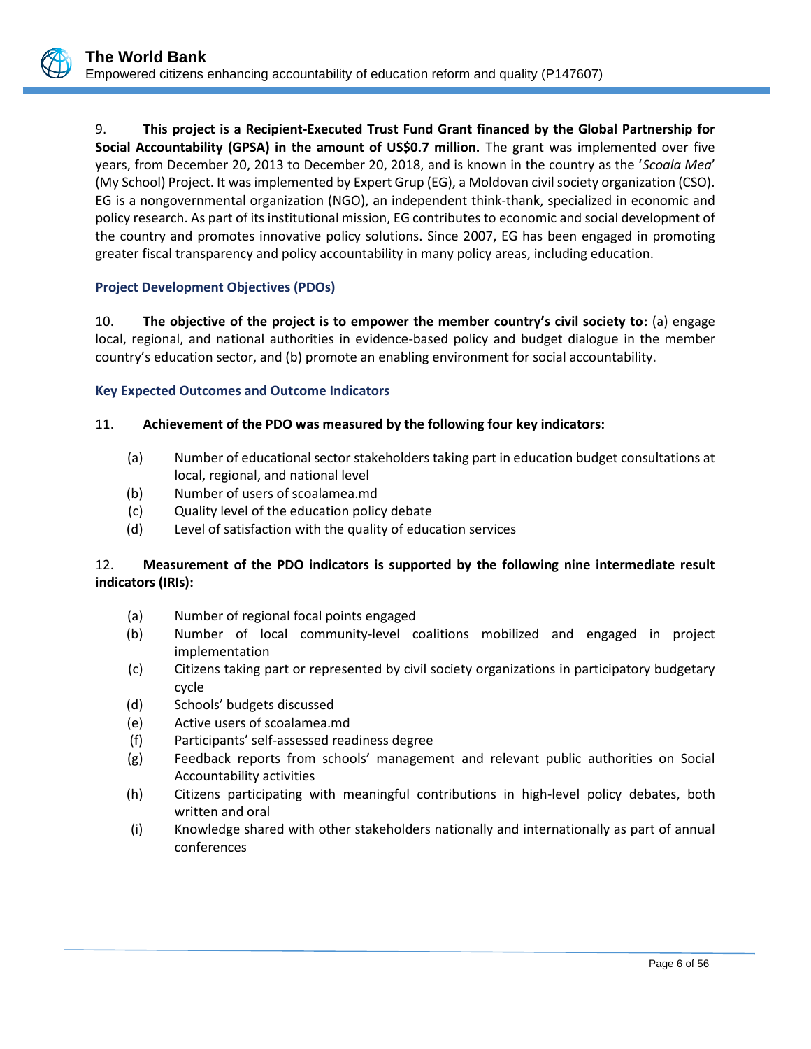9. **This project is a Recipient-Executed Trust Fund Grant financed by the Global Partnership for Social Accountability (GPSA) in the amount of US$0.7 million.** The grant was implemented over five years, from December 20, 2013 to December 20, 2018, and is known in the country as the '*Scoala Mea*' (My School) Project. It was implemented by Expert Grup (EG), a Moldovan civil society organization (CSO). EG is a nongovernmental organization (NGO), an independent think-thank, specialized in economic and policy research. As part of its institutional mission, EG contributes to economic and social development of the country and promotes innovative policy solutions. Since 2007, EG has been engaged in promoting greater fiscal transparency and policy accountability in many policy areas, including education.

### Project Development Objectives (PDOs)

10. **The objective of the project is to empower the member country's civil society to:** (a) engage local, regional, and national authorities in evidence-based policy and budget dialogue in the member country's education sector, and (b) promote an enabling environment for social accountability.

### Key Expected Outcomes and Outcome Indicators

11. **Achievement of the PDO was measured by the following four key indicators:**

(a) Number of educational sector stakeholders taking part in education budget consultations at local, regional, and national level
(b) Number of users of scoalamea.md
(c) Quality level of the education policy debate
(d) Level of satisfaction with the quality of education services

12. **Measurement of the PDO indicators is supported by the following nine intermediate result indicators (IRIs):**

(a) Number of regional focal points engaged
(b) Number of local community-level coalitions mobilized and engaged in project implementation
(c) Citizens taking part or represented by civil society organizations in participatory budgetary cycle
(d) Schools' budgets discussed
(e) Active users of scoalamea.md
(f) Participants' self-assessed readiness degree
(g) Feedback reports from schools' management and relevant public authorities on Social Accountability activities
(h) Citizens participating with meaningful contributions in high-level policy debates, both written and oral
(i) Knowledge shared with other stakeholders nationally and internationally as part of annual conferences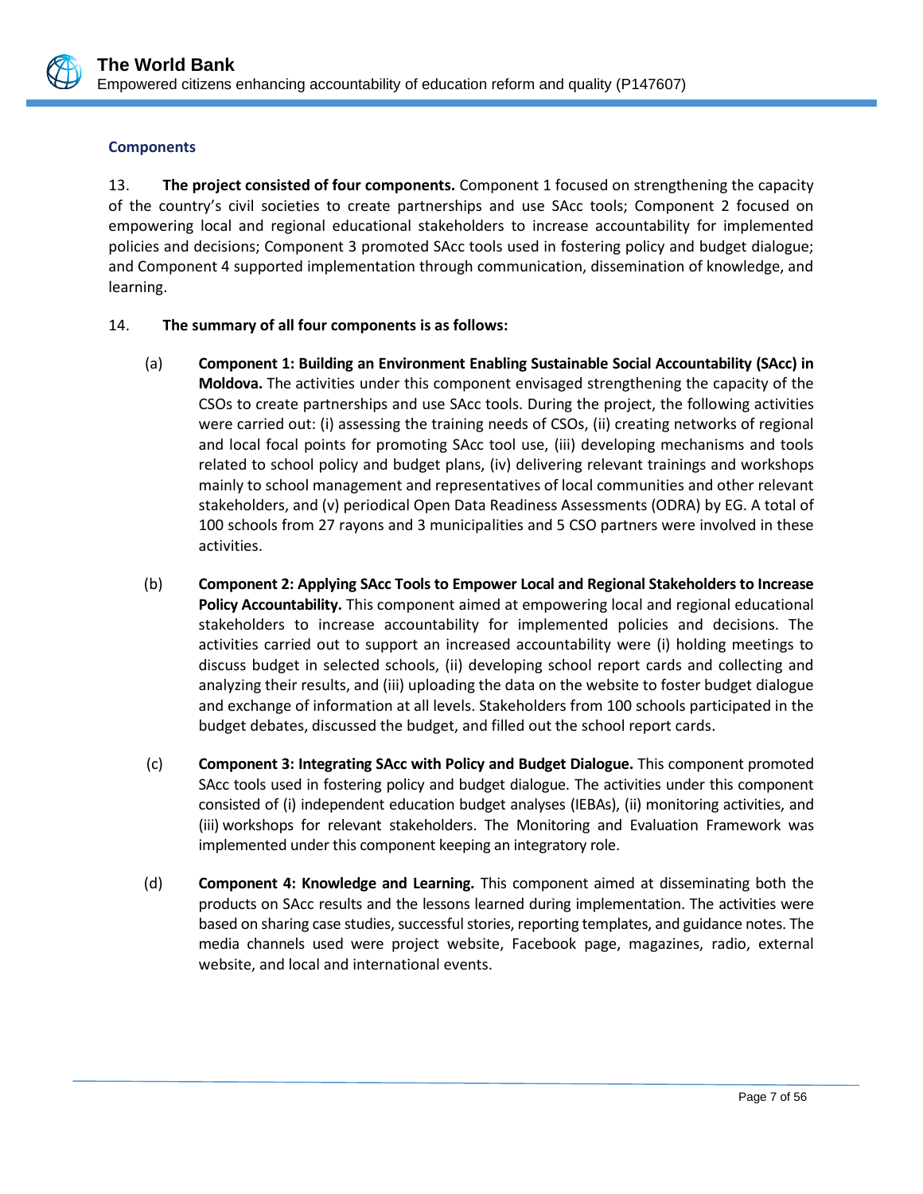## Components

13. **The project consisted of four components.** Component 1 focused on strengthening the capacity of the country's civil societies to create partnerships and use SAcc tools; Component 2 focused on empowering local and regional educational stakeholders to increase accountability for implemented policies and decisions; Component 3 promoted SAcc tools used in fostering policy and budget dialogue; and Component 4 supported implementation through communication, dissemination of knowledge, and learning.

14. **The summary of all four components is as follows:**

(a) **Component 1: Building an Environment Enabling Sustainable Social Accountability (SAcc) in Moldova.** The activities under this component envisaged strengthening the capacity of the CSOs to create partnerships and use SAcc tools. During the project, the following activities were carried out: (i) assessing the training needs of CSOs, (ii) creating networks of regional and local focal points for promoting SAcc tool use, (iii) developing mechanisms and tools related to school policy and budget plans, (iv) delivering relevant trainings and workshops mainly to school management and representatives of local communities and other relevant stakeholders, and (v) periodical Open Data Readiness Assessments (ODRA) by EG. A total of 100 schools from 27 rayons and 3 municipalities and 5 CSO partners were involved in these activities.

(b) **Component 2: Applying SAcc Tools to Empower Local and Regional Stakeholders to Increase Policy Accountability.** This component aimed at empowering local and regional educational stakeholders to increase accountability for implemented policies and decisions. The activities carried out to support an increased accountability were (i) holding meetings to discuss budget in selected schools, (ii) developing school report cards and collecting and analyzing their results, and (iii) uploading the data on the website to foster budget dialogue and exchange of information at all levels. Stakeholders from 100 schools participated in the budget debates, discussed the budget, and filled out the school report cards.

(c) **Component 3: Integrating SAcc with Policy and Budget Dialogue.** This component promoted SAcc tools used in fostering policy and budget dialogue. The activities under this component consisted of (i) independent education budget analyses (IEBAs), (ii) monitoring activities, and (iii) workshops for relevant stakeholders. The Monitoring and Evaluation Framework was implemented under this component keeping an integratory role.

(d) **Component 4: Knowledge and Learning.** This component aimed at disseminating both the products on SAcc results and the lessons learned during implementation. The activities were based on sharing case studies, successful stories, reporting templates, and guidance notes. The media channels used were project website, Facebook page, magazines, radio, external website, and local and international events.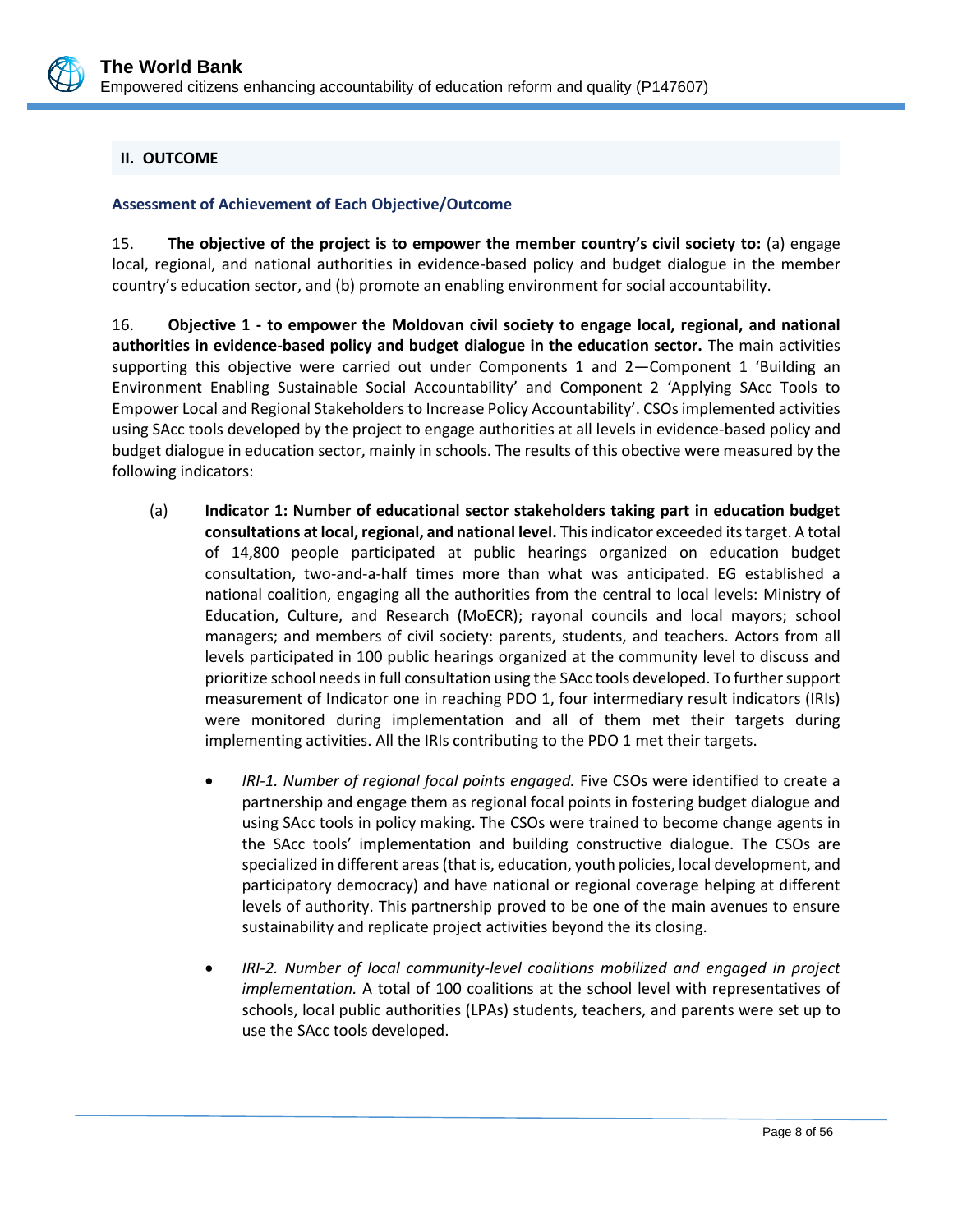## II. OUTCOME

### Assessment of Achievement of Each Objective/Outcome

15. **The objective of the project is to empower the member country's civil society to:** (a) engage local, regional, and national authorities in evidence-based policy and budget dialogue in the member country's education sector, and (b) promote an enabling environment for social accountability.

16. **Objective 1 - to empower the Moldovan civil society to engage local, regional, and national authorities in evidence-based policy and budget dialogue in the education sector.** The main activities supporting this objective were carried out under Components 1 and 2—Component 1 'Building an Environment Enabling Sustainable Social Accountability' and Component 2 'Applying SAcc Tools to Empower Local and Regional Stakeholders to Increase Policy Accountability'. CSOs implemented activities using SAcc tools developed by the project to engage authorities at all levels in evidence-based policy and budget dialogue in education sector, mainly in schools. The results of this objective were measured by the following indicators:

(a) **Indicator 1: Number of educational sector stakeholders taking part in education budget consultations at local, regional, and national level.** This indicator exceeded its target. A total of 14,800 people participated at public hearings organized on education budget consultation, two-and-a-half times more than what was anticipated. EG established a national coalition, engaging all the authorities from the central to local levels: Ministry of Education, Culture, and Research (MoECR); rayonal councils and local mayors; school managers; and members of civil society: parents, students, and teachers. Actors from all levels participated in 100 public hearings organized at the community level to discuss and prioritize school needs in full consultation using the SAcc tools developed. To further support measurement of Indicator one in reaching PDO 1, four intermediary result indicators (IRIs) were monitored during implementation and all of them met their targets during implementing activities. All the IRIs contributing to the PDO 1 met their targets.

- *IRI-1. Number of regional focal points engaged.* Five CSOs were identified to create a partnership and engage them as regional focal points in fostering budget dialogue and using SAcc tools in policy making. The CSOs were trained to become change agents in the SAcc tools' implementation and building constructive dialogue. The CSOs are specialized in different areas (that is, education, youth policies, local development, and participatory democracy) and have national or regional coverage helping at different levels of authority. This partnership proved to be one of the main avenues to ensure sustainability and replicate project activities beyond the its closing.

- *IRI-2. Number of local community-level coalitions mobilized and engaged in project implementation.* A total of 100 coalitions at the school level with representatives of schools, local public authorities (LPAs) students, teachers, and parents were set up to use the SAcc tools developed.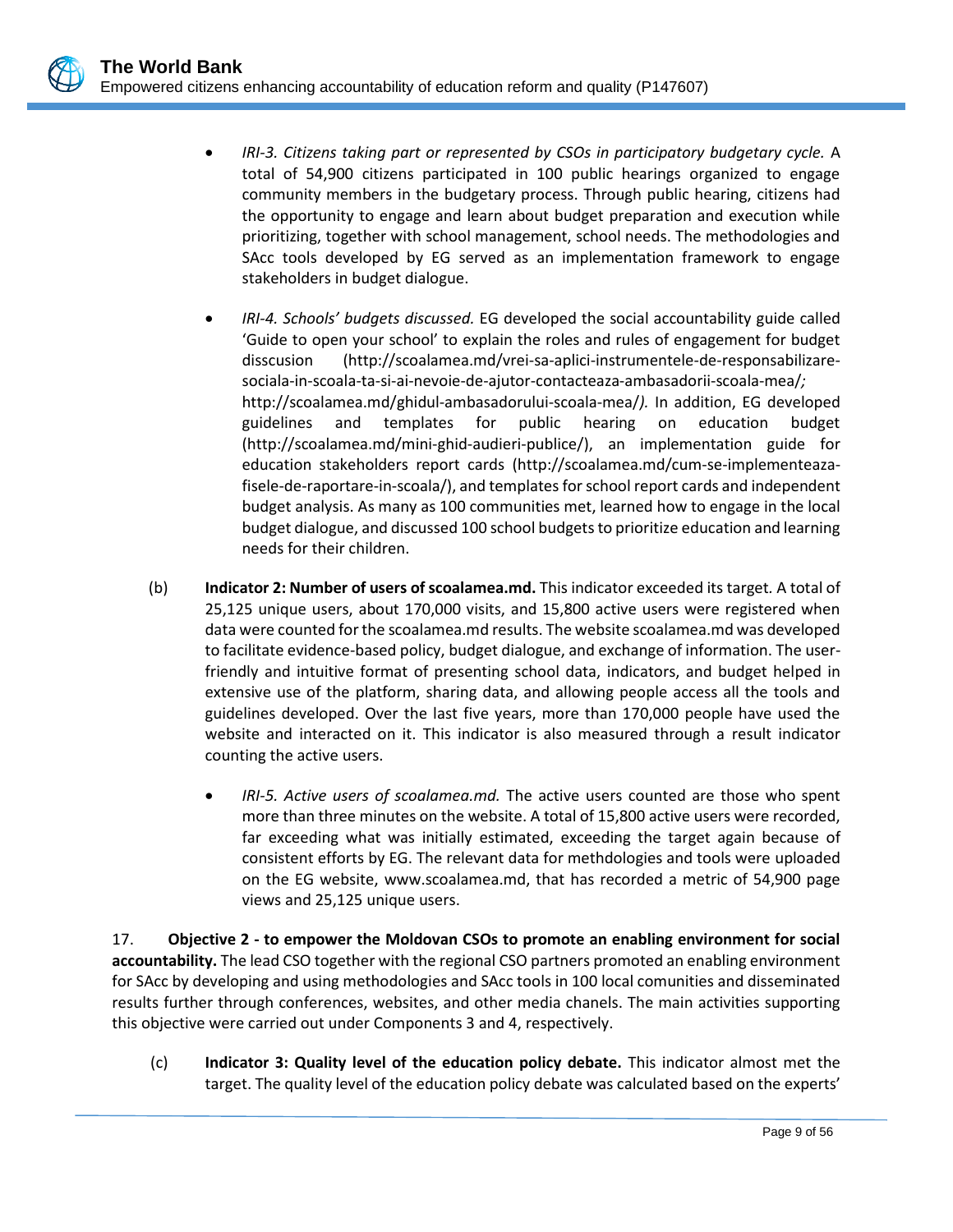- *IRI-3. Citizens taking part or represented by CSOs in participatory budgetary cycle.* A total of 54,900 citizens participated in 100 public hearings organized to engage community members in the budgetary process. Through public hearing, citizens had the opportunity to engage and learn about budget preparation and execution while prioritizing, together with school management, school needs. The methodologies and SAcc tools developed by EG served as an implementation framework to engage stakeholders in budget dialogue.

- *IRI-4. Schools' budgets discussed.* EG developed the social accountability guide called 'Guide to open your school' to explain the roles and rules of engagement for budget disscusion (http://scoalamea.md/vrei-sa-aplici-instrumentele-de-responsabilizare-sociala-in-scoala-ta-si-ai-nevoie-de-ajutor-contacteaza-ambasadorii-scoala-mea/*;* http://scoalamea.md/ghidul-ambasadorului-scoala-mea/*).* In addition, EG developed guidelines and templates for public hearing on education budget (http://scoalamea.md/mini-ghid-audieri-publice/), an implementation guide for education stakeholders report cards (http://scoalamea.md/cum-se-implementeaza-fisele-de-raportare-in-scoala/), and templates for school report cards and independent budget analysis. As many as 100 communities met, learned how to engage in the local budget dialogue, and discussed 100 school budgets to prioritize education and learning needs for their children.

(b) **Indicator 2: Number of users of scoalamea.md.** This indicator exceeded its target. A total of 25,125 unique users, about 170,000 visits, and 15,800 active users were registered when data were counted for the scoalamea.md results. The website scoalamea.md was developed to facilitate evidence-based policy, budget dialogue, and exchange of information. The user-friendly and intuitive format of presenting school data, indicators, and budget helped in extensive use of the platform, sharing data, and allowing people access all the tools and guidelines developed. Over the last five years, more than 170,000 people have used the website and interacted on it. This indicator is also measured through a result indicator counting the active users.

- *IRI-5. Active users of scoalamea.md.* The active users counted are those who spent more than three minutes on the website. A total of 15,800 active users were recorded, far exceeding what was initially estimated, exceeding the target again because of consistent efforts by EG. The relevant data for methdologies and tools were uploaded on the EG website, www.scoalamea.md, that has recorded a metric of 54,900 page views and 25,125 unique users.

17. **Objective 2 - to empower the Moldovan CSOs to promote an enabling environment for social accountability.** The lead CSO together with the regional CSO partners promoted an enabling environment for SAcc by developing and using methodologies and SAcc tools in 100 local comunities and disseminated results further through conferences, websites, and other media chanels. The main activities supporting this objective were carried out under Components 3 and 4, respectively.

(c) **Indicator 3: Quality level of the education policy debate.** This indicator almost met the target. The quality level of the education policy debate was calculated based on the experts'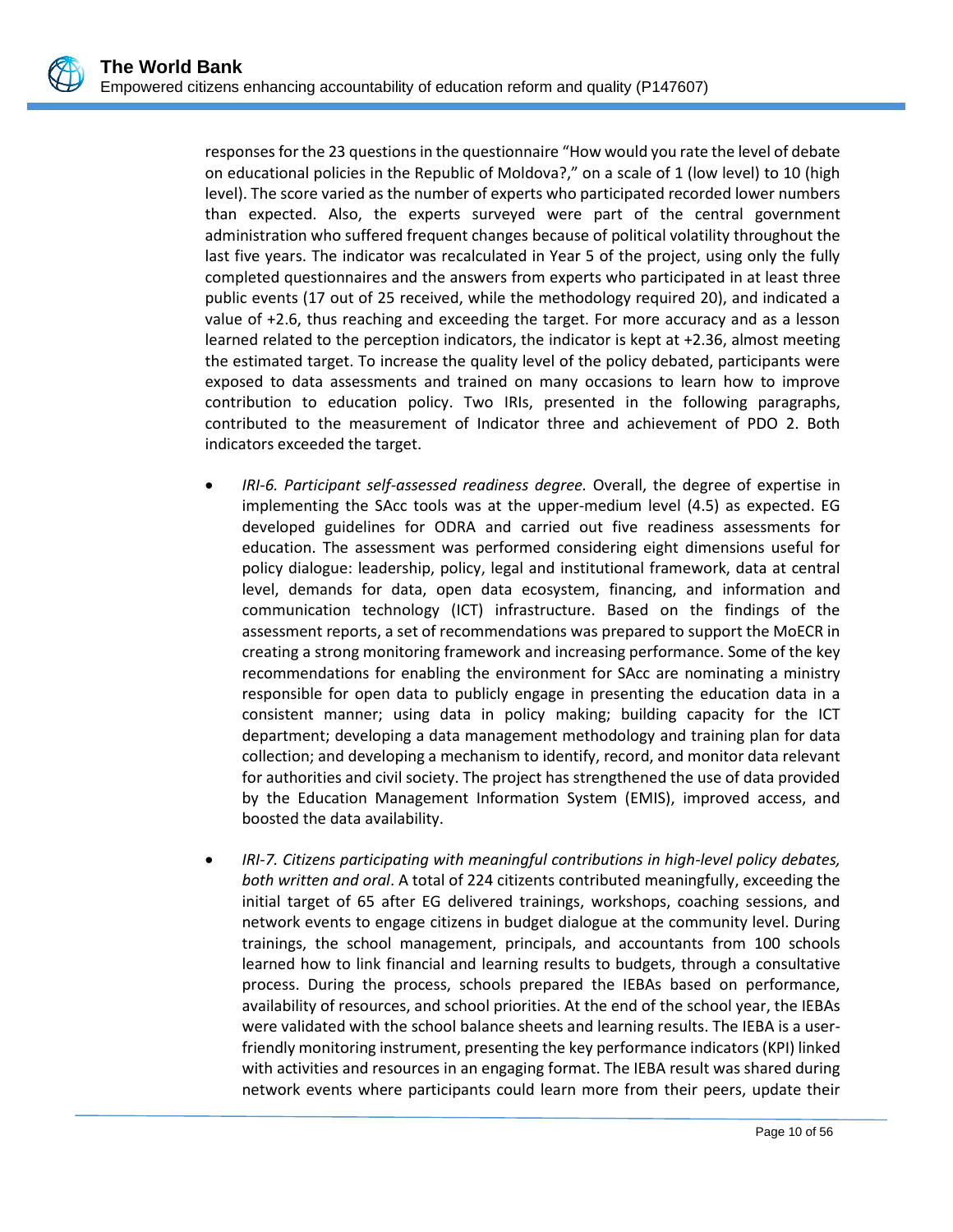responses for the 23 questions in the questionnaire "How would you rate the level of debate on educational policies in the Republic of Moldova?," on a scale of 1 (low level) to 10 (high level). The score varied as the number of experts who participated recorded lower numbers than expected. Also, the experts surveyed were part of the central government administration who suffered frequent changes because of political volatility throughout the last five years. The indicator was recalculated in Year 5 of the project, using only the fully completed questionnaires and the answers from experts who participated in at least three public events (17 out of 25 received, while the methodology required 20), and indicated a value of +2.6, thus reaching and exceeding the target. For more accuracy and as a lesson learned related to the perception indicators, the indicator is kept at +2.36, almost meeting the estimated target. To increase the quality level of the policy debated, participants were exposed to data assessments and trained on many occasions to learn how to improve contribution to education policy. Two IRIs, presented in the following paragraphs, contributed to the measurement of Indicator three and achievement of PDO 2. Both indicators exceeded the target.

- *IRI-6. Participant self-assessed readiness degree.* Overall, the degree of expertise in implementing the SAcc tools was at the upper-medium level (4.5) as expected. EG developed guidelines for ODRA and carried out five readiness assessments for education. The assessment was performed considering eight dimensions useful for policy dialogue: leadership, policy, legal and institutional framework, data at central level, demands for data, open data ecosystem, financing, and information and communication technology (ICT) infrastructure. Based on the findings of the assessment reports, a set of recommendations was prepared to support the MoECR in creating a strong monitoring framework and increasing performance. Some of the key recommendations for enabling the environment for SAcc are nominating a ministry responsible for open data to publicly engage in presenting the education data in a consistent manner; using data in policy making; building capacity for the ICT department; developing a data management methodology and training plan for data collection; and developing a mechanism to identify, record, and monitor data relevant for authorities and civil society. The project has strengthened the use of data provided by the Education Management Information System (EMIS), improved access, and boosted the data availability.

- *IRI-7. Citizens participating with meaningful contributions in high-level policy debates, both written and oral*. A total of 224 citizens contributed meaningfully, exceeding the initial target of 65 after EG delivered trainings, workshops, coaching sessions, and network events to engage citizens in budget dialogue at the community level. During trainings, the school management, principals, and accountants from 100 schools learned how to link financial and learning results to budgets, through a consultative process. During the process, schools prepared the IEBAs based on performance, availability of resources, and school priorities. At the end of the school year, the IEBAs were validated with the school balance sheets and learning results. The IEBA is a user-friendly monitoring instrument, presenting the key performance indicators (KPI) linked with activities and resources in an engaging format. The IEBA result was shared during network events where participants could learn more from their peers, update their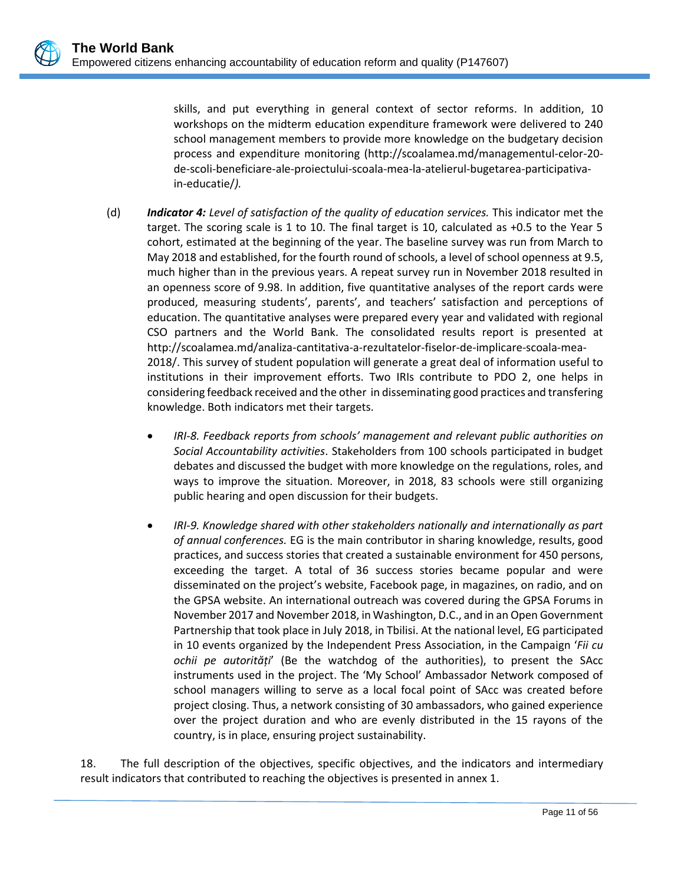skills, and put everything in general context of sector reforms. In addition, 10 workshops on the midterm education expenditure framework were delivered to 240 school management members to provide more knowledge on the budgetary decision process and expenditure monitoring (http://scoalamea.md/managementul-celor-20-de-scoli-beneficiare-ale-proiectului-scoala-mea-la-atelierul-bugetarea-participativa-in-educatie/*).*

(d) ***Indicator 4:*** *Level of satisfaction of the quality of education services.* This indicator met the target. The scoring scale is 1 to 10. The final target is 10, calculated as +0.5 to the Year 5 cohort, estimated at the beginning of the year. The baseline survey was run from March to May 2018 and established, for the fourth round of schools, a level of school openness at 9.5, much higher than in the previous years. A repeat survey run in November 2018 resulted in an openness score of 9.98. In addition, five quantitative analyses of the report cards were produced, measuring students', parents', and teachers' satisfaction and perceptions of education. The quantitative analyses were prepared every year and validated with regional CSO partners and the World Bank. The consolidated results report is presented at http://scoalamea.md/analiza-cantitativa-a-rezultatelor-fiselor-de-implicare-scoala-mea-2018/. This survey of student population will generate a great deal of information useful to institutions in their improvement efforts. Two IRIs contribute to PDO 2, one helps in considering feedback received and the other in disseminating good practices and transfering knowledge. Both indicators met their targets.

- *IRI-8. Feedback reports from schools' management and relevant public authorities on Social Accountability activities*. Stakeholders from 100 schools participated in budget debates and discussed the budget with more knowledge on the regulations, roles, and ways to improve the situation. Moreover, in 2018, 83 schools were still organizing public hearing and open discussion for their budgets.

- *IRI-9. Knowledge shared with other stakeholders nationally and internationally as part of annual conferences.* EG is the main contributor in sharing knowledge, results, good practices, and success stories that created a sustainable environment for 450 persons, exceeding the target. A total of 36 success stories became popular and were disseminated on the project's website, Facebook page, in magazines, on radio, and on the GPSA website. An international outreach was covered during the GPSA Forums in November 2017 and November 2018, in Washington, D.C., and in an Open Government Partnership that took place in July 2018, in Tbilisi. At the national level, EG participated in 10 events organized by the Independent Press Association, in the Campaign '*Fii cu ochii pe autorități*' (Be the watchdog of the authorities), to present the SAcc instruments used in the project. The 'My School' Ambassador Network composed of school managers willing to serve as a local focal point of SAcc was created before project closing. Thus, a network consisting of 30 ambassadors, who gained experience over the project duration and who are evenly distributed in the 15 rayons of the country, is in place, ensuring project sustainability.

18. The full description of the objectives, specific objectives, and the indicators and intermediary result indicators that contributed to reaching the objectives is presented in annex 1.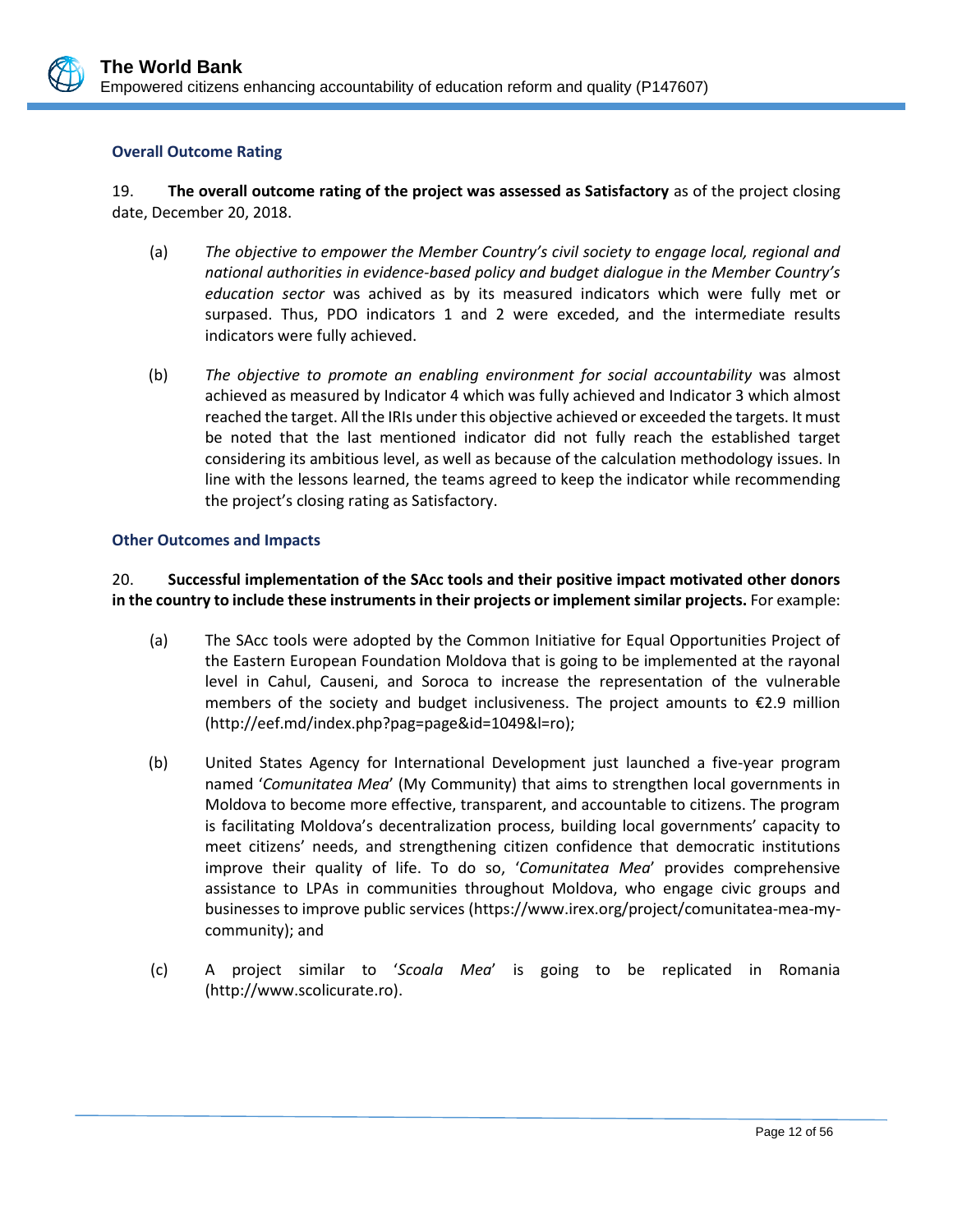### Overall Outcome Rating

19. **The overall outcome rating of the project was assessed as Satisfactory** as of the project closing date, December 20, 2018.

(a) *The objective to empower the Member Country's civil society to engage local, regional and national authorities in evidence-based policy and budget dialogue in the Member Country's education sector* was achived as by its measured indicators which were fully met or surpased. Thus, PDO indicators 1 and 2 were exceded, and the intermediate results indicators were fully achieved.

(b) *The objective to promote an enabling environment for social accountability* was almost achieved as measured by Indicator 4 which was fully achieved and Indicator 3 which almost reached the target. All the IRIs under this objective achieved or exceeded the targets. It must be noted that the last mentioned indicator did not fully reach the established target considering its ambitious level, as well as because of the calculation methodology issues. In line with the lessons learned, the teams agreed to keep the indicator while recommending the project's closing rating as Satisfactory.

### Other Outcomes and Impacts

20. **Successful implementation of the SAcc tools and their positive impact motivated other donors in the country to include these instruments in their projects or implement similar projects.** For example:

(a) The SAcc tools were adopted by the Common Initiative for Equal Opportunities Project of the Eastern European Foundation Moldova that is going to be implemented at the rayonal level in Cahul, Causeni, and Soroca to increase the representation of the vulnerable members of the society and budget inclusiveness. The project amounts to €2.9 million (http://eef.md/index.php?pag=page&id=1049&l=ro);

(b) United States Agency for International Development just launched a five-year program named '*Comunitatea Mea*' (My Community) that aims to strengthen local governments in Moldova to become more effective, transparent, and accountable to citizens. The program is facilitating Moldova's decentralization process, building local governments' capacity to meet citizens' needs, and strengthening citizen confidence that democratic institutions improve their quality of life. To do so, '*Comunitatea Mea*' provides comprehensive assistance to LPAs in communities throughout Moldova, who engage civic groups and businesses to improve public services (https://www.irex.org/project/comunitatea-mea-my-community); and

(c) A project similar to '*Scoala Mea*' is going to be replicated in Romania (http://www.scolicurate.ro).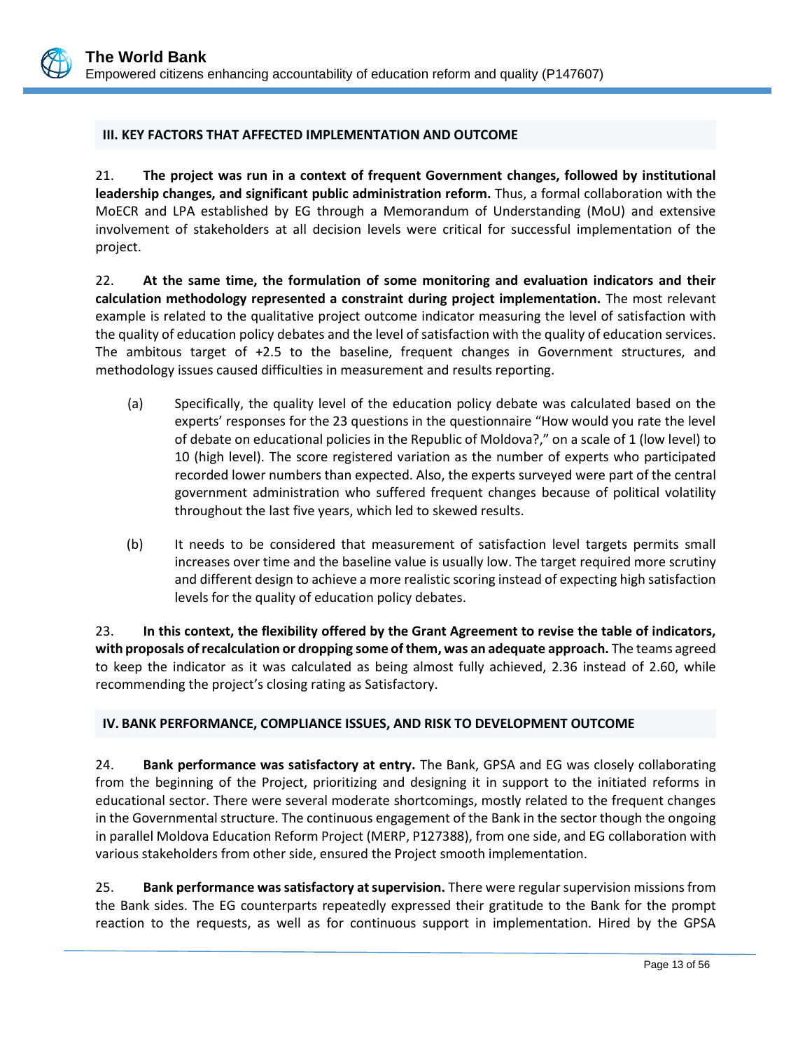## III. KEY FACTORS THAT AFFECTED IMPLEMENTATION AND OUTCOME

21. **The project was run in a context of frequent Government changes, followed by institutional leadership changes, and significant public administration reform.** Thus, a formal collaboration with the MoECR and LPA established by EG through a Memorandum of Understanding (MoU) and extensive involvement of stakeholders at all decision levels were critical for successful implementation of the project.

22. **At the same time, the formulation of some monitoring and evaluation indicators and their calculation methodology represented a constraint during project implementation.** The most relevant example is related to the qualitative project outcome indicator measuring the level of satisfaction with the quality of education policy debates and the level of satisfaction with the quality of education services. The ambitious target of +2.5 to the baseline, frequent changes in Government structures, and methodology issues caused difficulties in measurement and results reporting.

(a) Specifically, the quality level of the education policy debate was calculated based on the experts' responses for the 23 questions in the questionnaire "How would you rate the level of debate on educational policies in the Republic of Moldova?," on a scale of 1 (low level) to 10 (high level). The score registered variation as the number of experts who participated recorded lower numbers than expected. Also, the experts surveyed were part of the central government administration who suffered frequent changes because of political volatility throughout the last five years, which led to skewed results.

(b) It needs to be considered that measurement of satisfaction level targets permits small increases over time and the baseline value is usually low. The target required more scrutiny and different design to achieve a more realistic scoring instead of expecting high satisfaction levels for the quality of education policy debates.

23. **In this context, the flexibility offered by the Grant Agreement to revise the table of indicators, with proposals of recalculation or dropping some of them, was an adequate approach.** The teams agreed to keep the indicator as it was calculated as being almost fully achieved, 2.36 instead of 2.60, while recommending the project's closing rating as Satisfactory.

## IV. BANK PERFORMANCE, COMPLIANCE ISSUES, AND RISK TO DEVELOPMENT OUTCOME

24. **Bank performance was satisfactory at entry.** The Bank, GPSA and EG was closely collaborating from the beginning of the Project, prioritizing and designing it in support to the initiated reforms in educational sector. There were several moderate shortcomings, mostly related to the frequent changes in the Governmental structure. The continuous engagement of the Bank in the sector though the ongoing in parallel Moldova Education Reform Project (MERP, P127388), from one side, and EG collaboration with various stakeholders from other side, ensured the Project smooth implementation.

25. **Bank performance was satisfactory at supervision.** There were regular supervision missions from the Bank sides. The EG counterparts repeatedly expressed their gratitude to the Bank for the prompt reaction to the requests, as well as for continuous support in implementation. Hired by the GPSA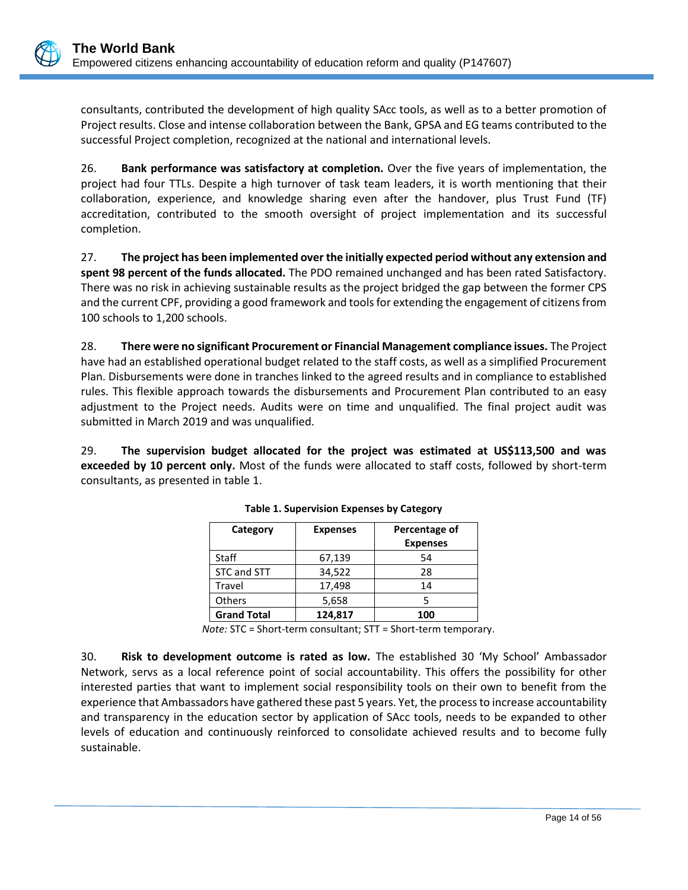consultants, contributed the development of high quality SAcc tools, as well as to a better promotion of Project results. Close and intense collaboration between the Bank, GPSA and EG teams contributed to the successful Project completion, recognized at the national and international levels.

26. **Bank performance was satisfactory at completion.** Over the five years of implementation, the project had four TTLs. Despite a high turnover of task team leaders, it is worth mentioning that their collaboration, experience, and knowledge sharing even after the handover, plus Trust Fund (TF) accreditation, contributed to the smooth oversight of project implementation and its successful completion.

27. **The project has been implemented over the initially expected period without any extension and spent 98 percent of the funds allocated.** The PDO remained unchanged and has been rated Satisfactory. There was no risk in achieving sustainable results as the project bridged the gap between the former CPS and the current CPF, providing a good framework and tools for extending the engagement of citizens from 100 schools to 1,200 schools.

28. **There were no significant Procurement or Financial Management compliance issues.** The Project have had an established operational budget related to the staff costs, as well as a simplified Procurement Plan. Disbursements were done in tranches linked to the agreed results and in compliance to established rules. This flexible approach towards the disbursements and Procurement Plan contributed to an easy adjustment to the Project needs. Audits were on time and unqualified. The final project audit was submitted in March 2019 and was unqualified.

29. **The supervision budget allocated for the project was estimated at US$113,500 and was exceeded by 10 percent only.** Most of the funds were allocated to staff costs, followed by short-term consultants, as presented in table 1.

**Table 1. Supervision Expenses by Category**

| Category | Expenses | Percentage of Expenses |
|---|---|---|
| Staff | 67,139 | 54 |
| STC and STT | 34,522 | 28 |
| Travel | 17,498 | 14 |
| Others | 5,658 | 5 |
| **Grand Total** | **124,817** | **100** |

*Note:* STC = Short-term consultant; STT = Short-term temporary.

30. **Risk to development outcome is rated as low.** The established 30 'My School' Ambassador Network, servs as a local reference point of social accountability. This offers the possibility for other interested parties that want to implement social responsibility tools on their own to benefit from the experience that Ambassadors have gathered these past 5 years. Yet, the process to increase accountability and transparency in the education sector by application of SAcc tools, needs to be expanded to other levels of education and continuously reinforced to consolidate achieved results and to become fully sustainable.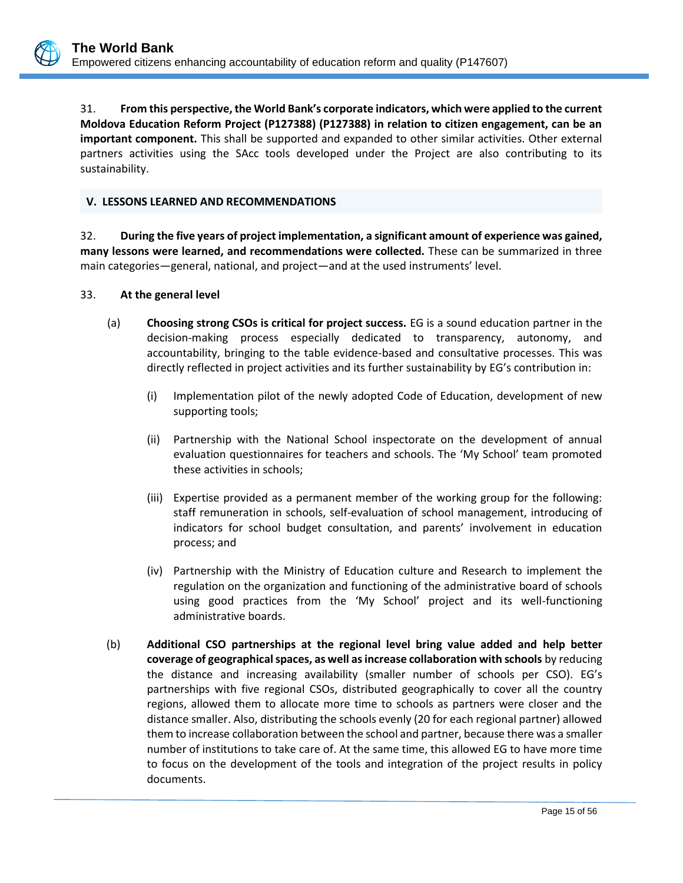31. **From this perspective, the World Bank's corporate indicators, which were applied to the current Moldova Education Reform Project (P127388) (P127388) in relation to citizen engagement, can be an important component.** This shall be supported and expanded to other similar activities. Other external partners activities using the SAcc tools developed under the Project are also contributing to its sustainability.

## V. LESSONS LEARNED AND RECOMMENDATIONS

32. **During the five years of project implementation, a significant amount of experience was gained, many lessons were learned, and recommendations were collected.** These can be summarized in three main categories—general, national, and project—and at the used instruments' level.

33. **At the general level**

(a) **Choosing strong CSOs is critical for project success.** EG is a sound education partner in the decision-making process especially dedicated to transparency, autonomy, and accountability, bringing to the table evidence-based and consultative processes. This was directly reflected in project activities and its further sustainability by EG's contribution in:

(i) Implementation pilot of the newly adopted Code of Education, development of new supporting tools;

(ii) Partnership with the National School inspectorate on the development of annual evaluation questionnaires for teachers and schools. The 'My School' team promoted these activities in schools;

(iii) Expertise provided as a permanent member of the working group for the following: staff remuneration in schools, self-evaluation of school management, introducing of indicators for school budget consultation, and parents' involvement in education process; and

(iv) Partnership with the Ministry of Education culture and Research to implement the regulation on the organization and functioning of the administrative board of schools using good practices from the 'My School' project and its well-functioning administrative boards.

(b) **Additional CSO partnerships at the regional level bring value added and help better coverage of geographical spaces, as well as increase collaboration with schools** by reducing the distance and increasing availability (smaller number of schools per CSO). EG's partnerships with five regional CSOs, distributed geographically to cover all the country regions, allowed them to allocate more time to schools as partners were closer and the distance smaller. Also, distributing the schools evenly (20 for each regional partner) allowed them to increase collaboration between the school and partner, because there was a smaller number of institutions to take care of. At the same time, this allowed EG to have more time to focus on the development of the tools and integration of the project results in policy documents.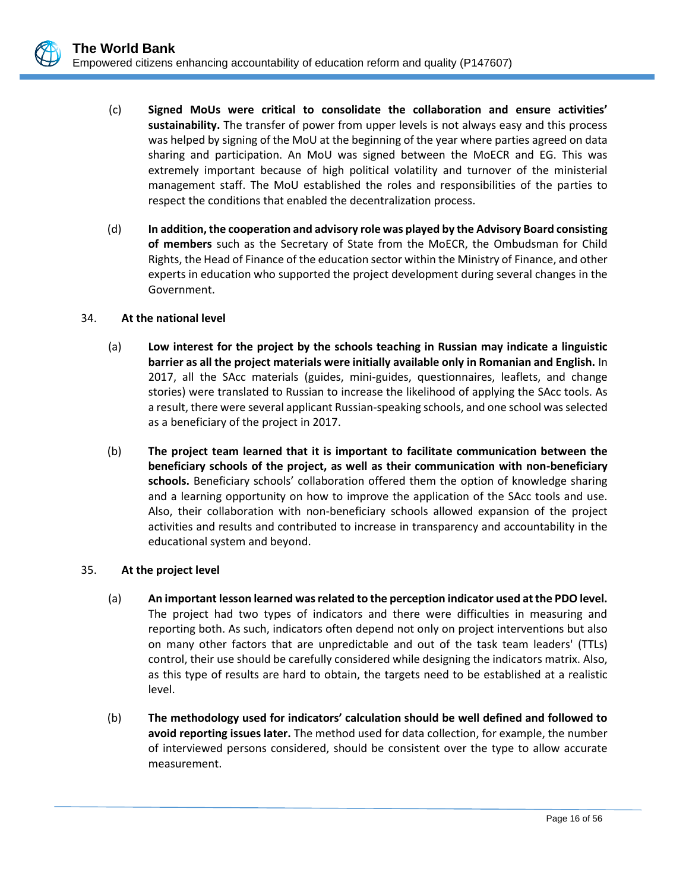(c) **Signed MoUs were critical to consolidate the collaboration and ensure activities' sustainability.** The transfer of power from upper levels is not always easy and this process was helped by signing of the MoU at the beginning of the year where parties agreed on data sharing and participation. An MoU was signed between the MoECR and EG. This was extremely important because of high political volatility and turnover of the ministerial management staff. The MoU established the roles and responsibilities of the parties to respect the conditions that enabled the decentralization process.

(d) **In addition, the cooperation and advisory role was played by the Advisory Board consisting of members** such as the Secretary of State from the MoECR, the Ombudsman for Child Rights, the Head of Finance of the education sector within the Ministry of Finance, and other experts in education who supported the project development during several changes in the Government.

34. **At the national level**

(a) **Low interest for the project by the schools teaching in Russian may indicate a linguistic barrier as all the project materials were initially available only in Romanian and English.** In 2017, all the SAcc materials (guides, mini-guides, questionnaires, leaflets, and change stories) were translated to Russian to increase the likelihood of applying the SAcc tools. As a result, there were several applicant Russian-speaking schools, and one school was selected as a beneficiary of the project in 2017.

(b) **The project team learned that it is important to facilitate communication between the beneficiary schools of the project, as well as their communication with non-beneficiary schools.** Beneficiary schools' collaboration offered them the option of knowledge sharing and a learning opportunity on how to improve the application of the SAcc tools and use. Also, their collaboration with non-beneficiary schools allowed expansion of the project activities and results and contributed to increase in transparency and accountability in the educational system and beyond.

35. **At the project level**

(a) **An important lesson learned was related to the perception indicator used at the PDO level.** The project had two types of indicators and there were difficulties in measuring and reporting both. As such, indicators often depend not only on project interventions but also on many other factors that are unpredictable and out of the task team leaders' (TTLs) control, their use should be carefully considered while designing the indicators matrix. Also, as this type of results are hard to obtain, the targets need to be established at a realistic level.

(b) **The methodology used for indicators' calculation should be well defined and followed to avoid reporting issues later.** The method used for data collection, for example, the number of interviewed persons considered, should be consistent over the type to allow accurate measurement.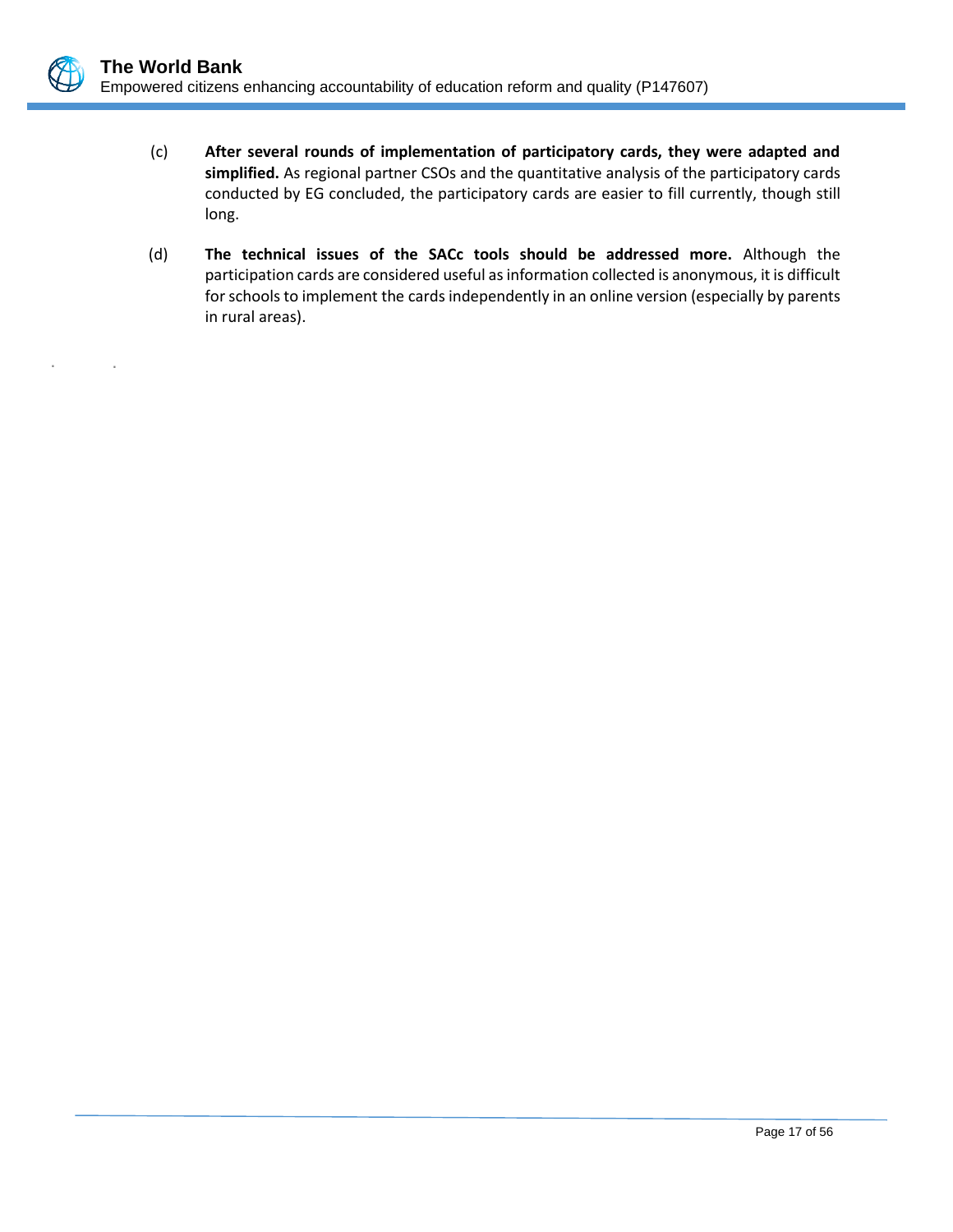(c) **After several rounds of implementation of participatory cards, they were adapted and simplified.** As regional partner CSOs and the quantitative analysis of the participatory cards conducted by EG concluded, the participatory cards are easier to fill currently, though still long.

(d) **The technical issues of the SACc tools should be addressed more.** Although the participation cards are considered useful as information collected is anonymous, it is difficult for schools to implement the cards independently in an online version (especially by parents in rural areas).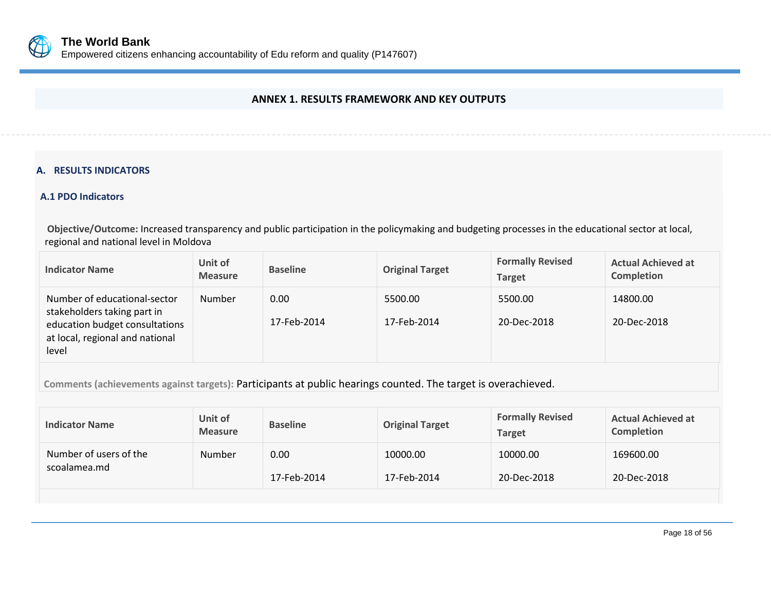## ANNEX 1. RESULTS FRAMEWORK AND KEY OUTPUTS

### A. RESULTS INDICATORS

#### A.1 PDO Indicators

**Objective/Outcome:** Increased transparency and public participation in the policymaking and budgeting processes in the educational sector at local, regional and national level in Moldova

| Indicator Name | Unit of Measure | Baseline | Original Target | Formally Revised Target | Actual Achieved at Completion |
|---|---|---|---|---|---|
| Number of educational-sector stakeholders taking part in education budget consultations at local, regional and national level | Number | 0.00<br>17-Feb-2014 | 5500.00<br>17-Feb-2014 | 5500.00<br>20-Dec-2018 | 14800.00<br>20-Dec-2018 |

**Comments (achievements against targets):** Participants at public hearings counted. The target is overachieved.

| Indicator Name | Unit of Measure | Baseline | Original Target | Formally Revised Target | Actual Achieved at Completion |
|---|---|---|---|---|---|
| Number of users of the scoalamea.md | Number | 0.00<br>17-Feb-2014 | 10000.00<br>17-Feb-2014 | 10000.00<br>20-Dec-2018 | 169600.00<br>20-Dec-2018 |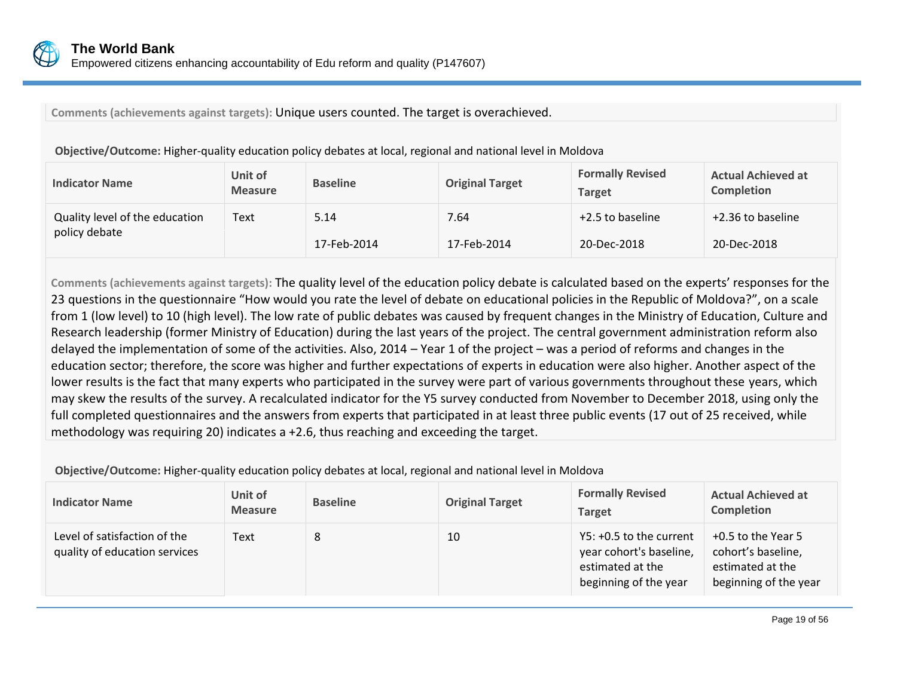**Comments (achievements against targets):** Unique users counted. The target is overachieved.

**Objective/Outcome:** Higher-quality education policy debates at local, regional and national level in Moldova

| Indicator Name | Unit of Measure | Baseline | Original Target | Formally Revised Target | Actual Achieved at Completion |
|---|---|---|---|---|---|
| Quality level of the education policy debate | Text | 5.14<br>17-Feb-2014 | 7.64<br>17-Feb-2014 | +2.5 to baseline<br>20-Dec-2018 | +2.36 to baseline<br>20-Dec-2018 |

**Comments (achievements against targets):** The quality level of the education policy debate is calculated based on the experts' responses for the 23 questions in the questionnaire "How would you rate the level of debate on educational policies in the Republic of Moldova?", on a scale from 1 (low level) to 10 (high level). The low rate of public debates was caused by frequent changes in the Ministry of Education, Culture and Research leadership (former Ministry of Education) during the last years of the project. The central government administration reform also delayed the implementation of some of the activities. Also, 2014 – Year 1 of the project – was a period of reforms and changes in the education sector; therefore, the score was higher and further expectations of experts in education were also higher. Another aspect of the lower results is the fact that many experts who participated in the survey were part of various governments throughout these years, which may skew the results of the survey. A recalculated indicator for the Y5 survey conducted from November to December 2018, using only the full completed questionnaires and the answers from experts that participated in at least three public events (17 out of 25 received, while methodology was requiring 20) indicates a +2.6, thus reaching and exceeding the target.

**Objective/Outcome:** Higher-quality education policy debates at local, regional and national level in Moldova

| Indicator Name | Unit of Measure | Baseline | Original Target | Formally Revised Target | Actual Achieved at Completion |
|---|---|---|---|---|---|
| Level of satisfaction of the quality of education services | Text | 8 | 10 | Y5: +0.5 to the current year cohort's baseline, estimated at the beginning of the year | +0.5 to the Year 5 cohort's baseline, estimated at the beginning of the year |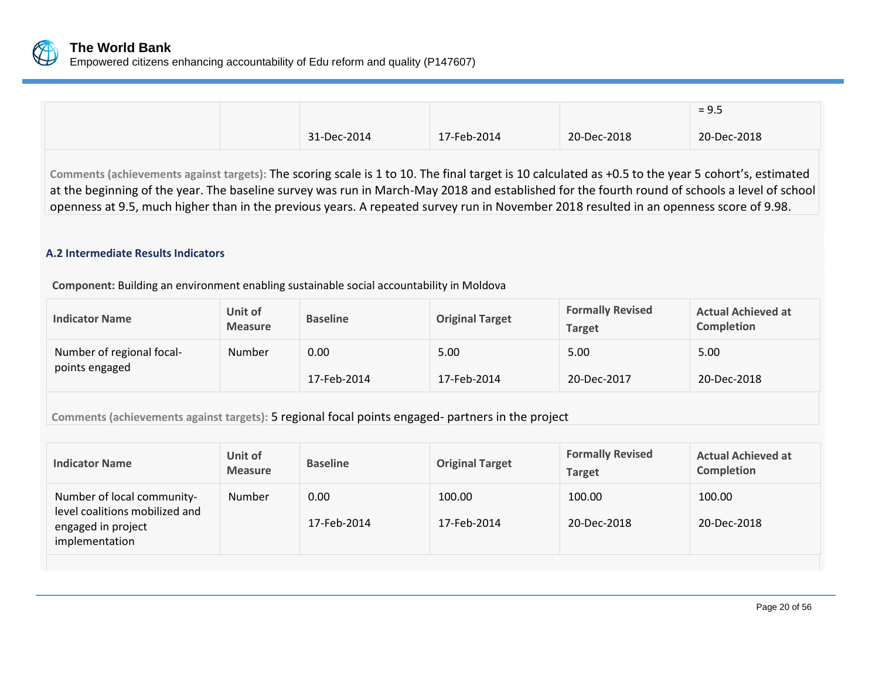| | | | | | = 9.5 |
|---|---|---|---|---|---|
| | | 31-Dec-2014 | 17-Feb-2014 | 20-Dec-2018 | 20-Dec-2018 |

**Comments (achievements against targets):** The scoring scale is 1 to 10. The final target is 10 calculated as +0.5 to the year 5 cohort's, estimated at the beginning of the year. The baseline survey was run in March-May 2018 and established for the fourth round of schools a level of school openness at 9.5, much higher than in the previous years. A repeated survey run in November 2018 resulted in an openness score of 9.98.

### A.2 Intermediate Results Indicators

**Component:** Building an environment enabling sustainable social accountability in Moldova

| Indicator Name | Unit of Measure | Baseline | Original Target | Formally Revised Target | Actual Achieved at Completion |
|---|---|---|---|---|---|
| Number of regional focal-points engaged | Number | 0.00 | 5.00 | 5.00 | 5.00 |
| | | 17-Feb-2014 | 17-Feb-2014 | 20-Dec-2017 | 20-Dec-2018 |

**Comments (achievements against targets):** 5 regional focal points engaged- partners in the project

| Indicator Name | Unit of Measure | Baseline | Original Target | Formally Revised Target | Actual Achieved at Completion |
|---|---|---|---|---|---|
| Number of local community-level coalitions mobilized and engaged in project implementation | Number | 0.00 | 100.00 | 100.00 | 100.00 |
| | | 17-Feb-2014 | 17-Feb-2014 | 20-Dec-2018 | 20-Dec-2018 |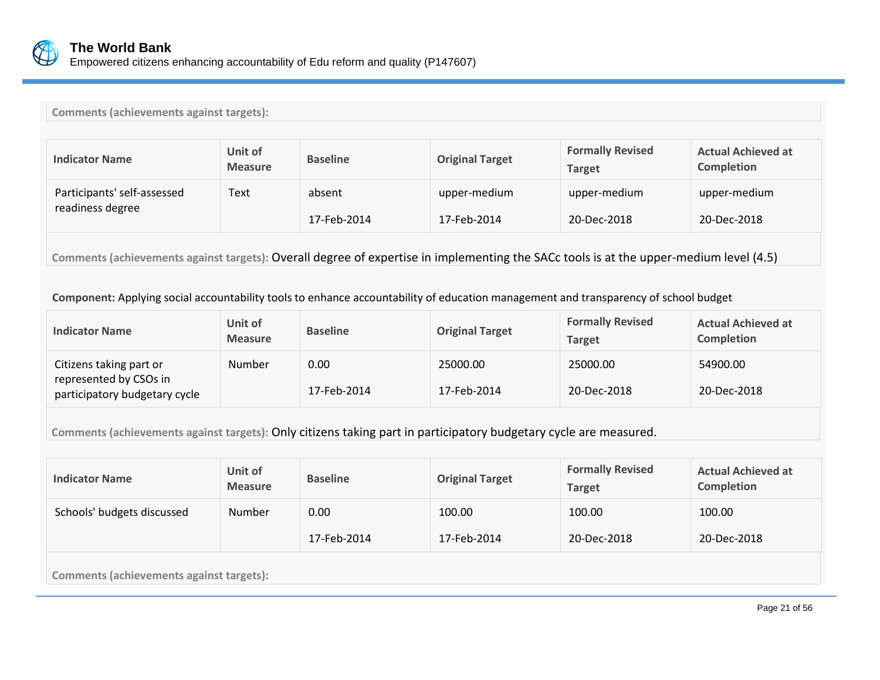**Comments (achievements against targets):**

| Indicator Name | Unit of Measure | Baseline | Original Target | Formally Revised Target | Actual Achieved at Completion |
|---|---|---|---|---|---|
| Participants' self-assessed readiness degree | Text | absent | upper-medium | upper-medium | upper-medium |
| | | 17-Feb-2014 | 17-Feb-2014 | 20-Dec-2018 | 20-Dec-2018 |

**Comments (achievements against targets):** Overall degree of expertise in implementing the SACc tools is at the upper-medium level (4.5)

**Component:** Applying social accountability tools to enhance accountability of education management and transparency of school budget

| Indicator Name | Unit of Measure | Baseline | Original Target | Formally Revised Target | Actual Achieved at Completion |
|---|---|---|---|---|---|
| Citizens taking part or represented by CSOs in participatory budgetary cycle | Number | 0.00 | 25000.00 | 25000.00 | 54900.00 |
| | | 17-Feb-2014 | 17-Feb-2014 | 20-Dec-2018 | 20-Dec-2018 |

**Comments (achievements against targets):** Only citizens taking part in participatory budgetary cycle are measured.

| Indicator Name | Unit of Measure | Baseline | Original Target | Formally Revised Target | Actual Achieved at Completion |
|---|---|---|---|---|---|
| Schools' budgets discussed | Number | 0.00 | 100.00 | 100.00 | 100.00 |
| | | 17-Feb-2014 | 17-Feb-2014 | 20-Dec-2018 | 20-Dec-2018 |

**Comments (achievements against targets):**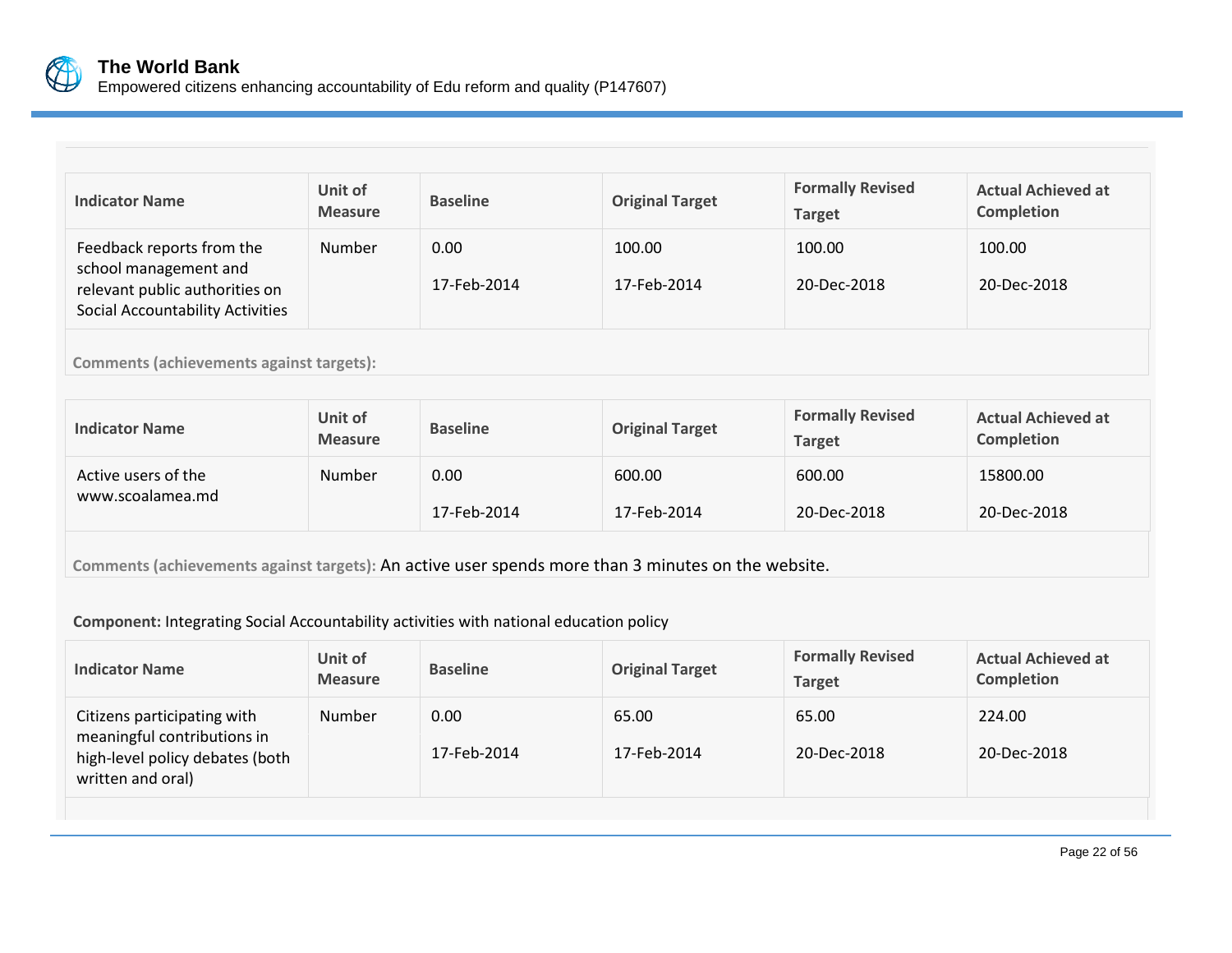| Indicator Name | Unit of Measure | Baseline | Original Target | Formally Revised Target | Actual Achieved at Completion |
|---|---|---|---|---|---|
| Feedback reports from the school management and relevant public authorities on Social Accountability Activities | Number | 0.00<br>17-Feb-2014 | 100.00<br>17-Feb-2014 | 100.00<br>20-Dec-2018 | 100.00<br>20-Dec-2018 |

**Comments (achievements against targets):**

| Indicator Name | Unit of Measure | Baseline | Original Target | Formally Revised Target | Actual Achieved at Completion |
|---|---|---|---|---|---|
| Active users of the www.scoalamea.md | Number | 0.00<br>17-Feb-2014 | 600.00<br>17-Feb-2014 | 600.00<br>20-Dec-2018 | 15800.00<br>20-Dec-2018 |

**Comments (achievements against targets):** An active user spends more than 3 minutes on the website.

**Component:** Integrating Social Accountability activities with national education policy

| Indicator Name | Unit of Measure | Baseline | Original Target | Formally Revised Target | Actual Achieved at Completion |
|---|---|---|---|---|---|
| Citizens participating with meaningful contributions in high-level policy debates (both written and oral) | Number | 0.00<br>17-Feb-2014 | 65.00<br>17-Feb-2014 | 65.00<br>20-Dec-2018 | 224.00<br>20-Dec-2018 |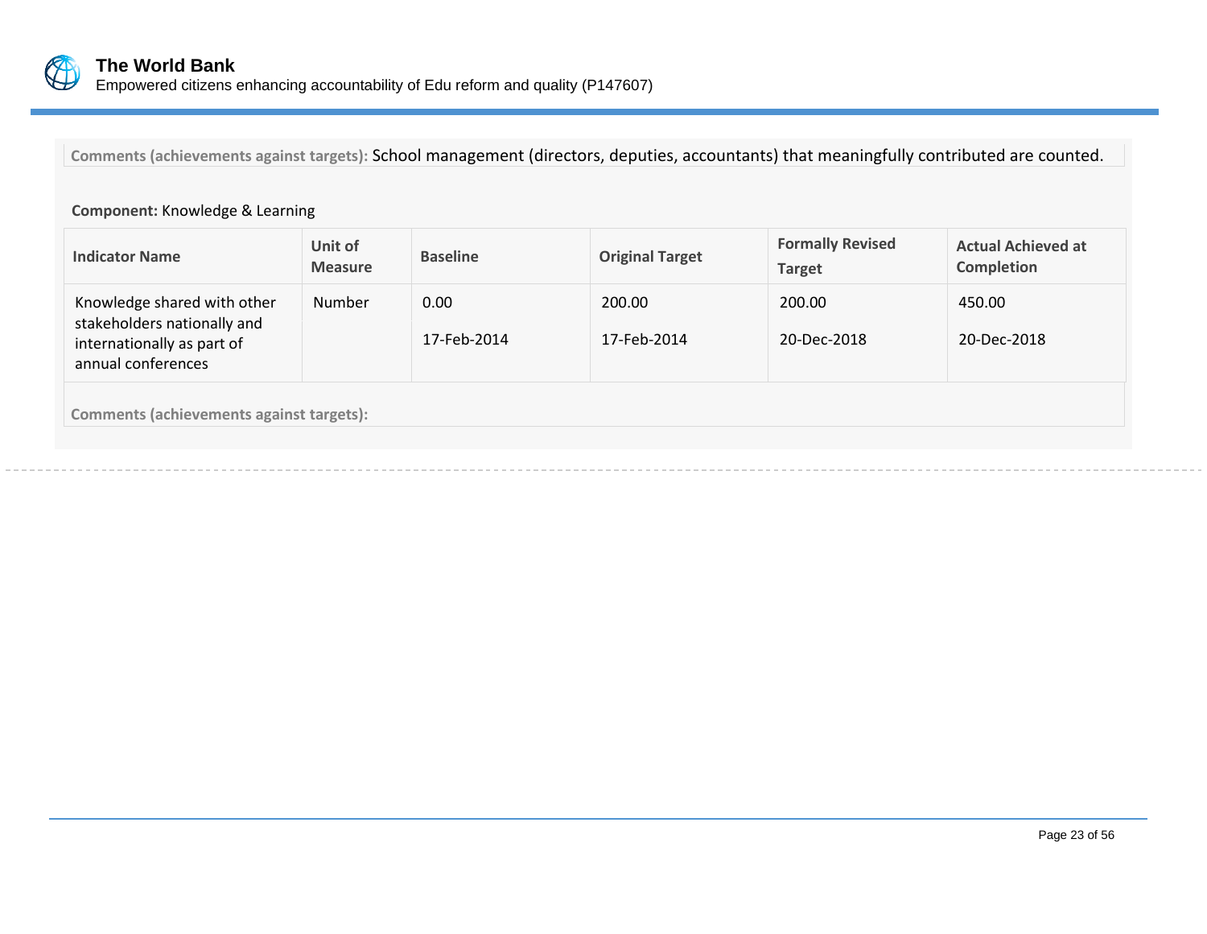**Comments (achievements against targets):** School management (directors, deputies, accountants) that meaningfully contributed are counted.

**Component:** Knowledge & Learning

| Indicator Name | Unit of Measure | Baseline | Original Target | Formally Revised Target | Actual Achieved at Completion |
|---|---|---|---|---|---|
| Knowledge shared with other stakeholders nationally and internationally as part of annual conferences | Number | 0.00<br>17-Feb-2014 | 200.00<br>17-Feb-2014 | 200.00<br>20-Dec-2018 | 450.00<br>20-Dec-2018 |

**Comments (achievements against targets):**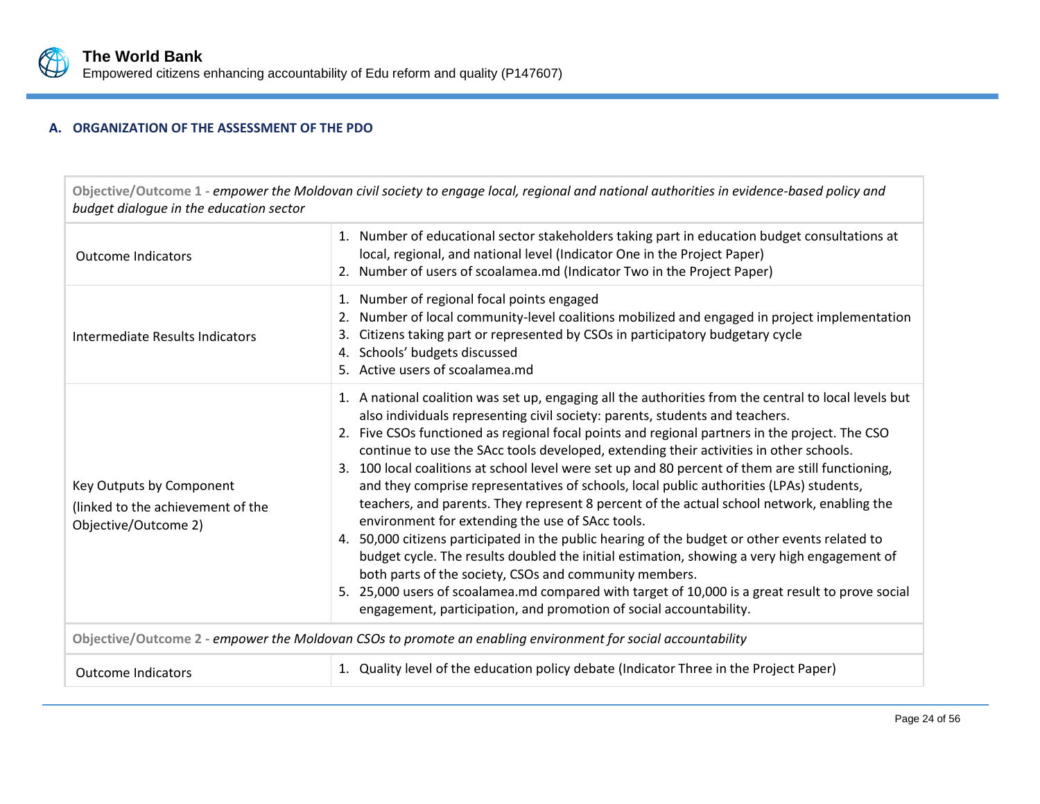## A. ORGANIZATION OF THE ASSESSMENT OF THE PDO

| Objective/Outcome 1 - *empower the Moldovan civil society to engage local, regional and national authorities in evidence-based policy and budget dialogue in the education sector* | |
|---|---|
| Outcome Indicators | 1. Number of educational sector stakeholders taking part in education budget consultations at local, regional, and national level (Indicator One in the Project Paper)<br>2. Number of users of scoalamea.md (Indicator Two in the Project Paper) |
| Intermediate Results Indicators | 1. Number of regional focal points engaged<br>2. Number of local community-level coalitions mobilized and engaged in project implementation<br>3. Citizens taking part or represented by CSOs in participatory budgetary cycle<br>4. Schools' budgets discussed<br>5. Active users of scoalamea.md |
| Key Outputs by Component (linked to the achievement of the Objective/Outcome 2) | 1. A national coalition was set up, engaging all the authorities from the central to local levels but also individuals representing civil society: parents, students and teachers.<br>2. Five CSOs functioned as regional focal points and regional partners in the project. The CSO continue to use the SAcc tools developed, extending their activities in other schools.<br>3. 100 local coalitions at school level were set up and 80 percent of them are still functioning, and they comprise representatives of schools, local public authorities (LPAs) students, teachers, and parents. They represent 8 percent of the actual school network, enabling the environment for extending the use of SAcc tools.<br>4. 50,000 citizens participated in the public hearing of the budget or other events related to budget cycle. The results doubled the initial estimation, showing a very high engagement of both parts of the society, CSOs and community members.<br>5. 25,000 users of scoalamea.md compared with target of 10,000 is a great result to prove social engagement, participation, and promotion of social accountability. |
| **Objective/Outcome 2** - *empower the Moldovan CSOs to promote an enabling environment for social accountability* | |
| Outcome Indicators | 1. Quality level of the education policy debate (Indicator Three in the Project Paper) |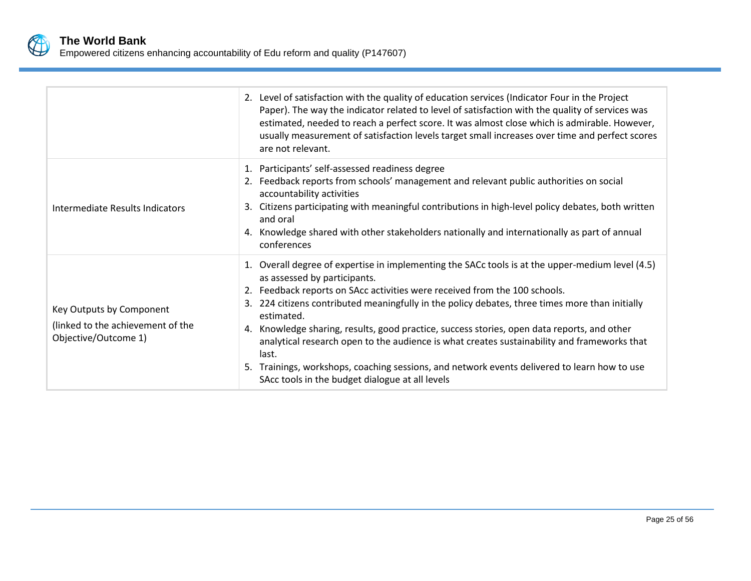| | |
|---|---|
| | 2. Level of satisfaction with the quality of education services (Indicator Four in the Project Paper). The way the indicator related to level of satisfaction with the quality of services was estimated, needed to reach a perfect score. It was almost close which is admirable. However, usually measurement of satisfaction levels target small increases over time and perfect scores are not relevant. |
| Intermediate Results Indicators | 1. Participants' self-assessed readiness degree<br>2. Feedback reports from schools' management and relevant public authorities on social accountability activities<br>3. Citizens participating with meaningful contributions in high-level policy debates, both written and oral<br>4. Knowledge shared with other stakeholders nationally and internationally as part of annual conferences |
| Key Outputs by Component<br>(linked to the achievement of the Objective/Outcome 1) | 1. Overall degree of expertise in implementing the SACc tools is at the upper-medium level (4.5) as assessed by participants.<br>2. Feedback reports on SAcc activities were received from the 100 schools.<br>3. 224 citizens contributed meaningfully in the policy debates, three times more than initially estimated.<br>4. Knowledge sharing, results, good practice, success stories, open data reports, and other analytical research open to the audience is what creates sustainability and frameworks that last.<br>5. Trainings, workshops, coaching sessions, and network events delivered to learn how to use SAcc tools in the budget dialogue at all levels |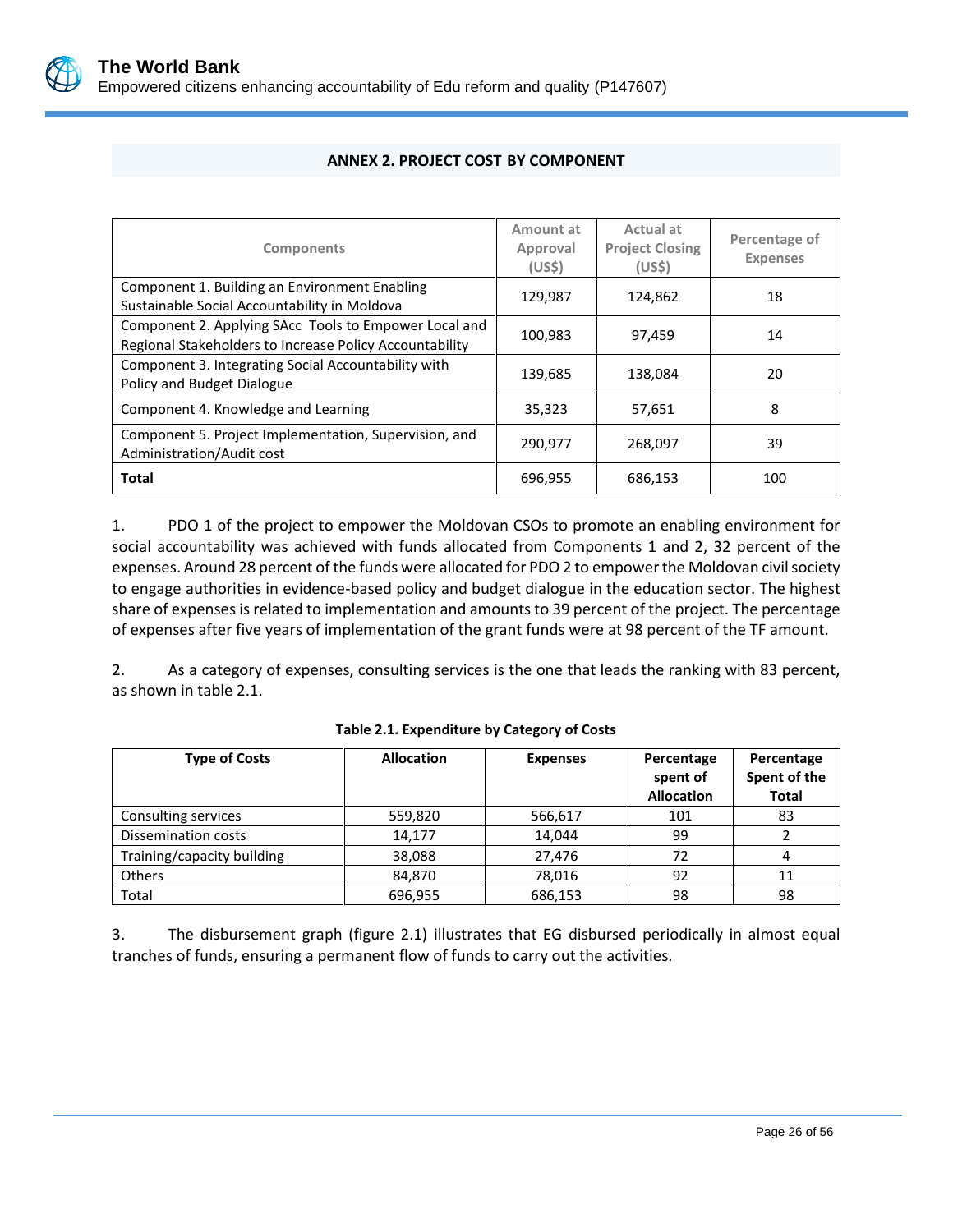## ANNEX 2. PROJECT COST BY COMPONENT

| Components | Amount at Approval (US$) | Actual at Project Closing (US$) | Percentage of Expenses |
|---|---|---|---|
| Component 1. Building an Environment Enabling Sustainable Social Accountability in Moldova | 129,987 | 124,862 | 18 |
| Component 2. Applying SAcc Tools to Empower Local and Regional Stakeholders to Increase Policy Accountability | 100,983 | 97,459 | 14 |
| Component 3. Integrating Social Accountability with Policy and Budget Dialogue | 139,685 | 138,084 | 20 |
| Component 4. Knowledge and Learning | 35,323 | 57,651 | 8 |
| Component 5. Project Implementation, Supervision, and Administration/Audit cost | 290,977 | 268,097 | 39 |
| **Total** | 696,955 | 686,153 | 100 |

1. PDO 1 of the project to empower the Moldovan CSOs to promote an enabling environment for social accountability was achieved with funds allocated from Components 1 and 2, 32 percent of the expenses. Around 28 percent of the funds were allocated for PDO 2 to empower the Moldovan civil society to engage authorities in evidence-based policy and budget dialogue in the education sector. The highest share of expenses is related to implementation and amounts to 39 percent of the project. The percentage of expenses after five years of implementation of the grant funds were at 98 percent of the TF amount.

2. As a category of expenses, consulting services is the one that leads the ranking with 83 percent, as shown in table 2.1.

**Table 2.1. Expenditure by Category of Costs**

| Type of Costs | Allocation | Expenses | Percentage spent of Allocation | Percentage Spent of the Total |
|---|---|---|---|---|
| Consulting services | 559,820 | 566,617 | 101 | 83 |
| Dissemination costs | 14,177 | 14,044 | 99 | 2 |
| Training/capacity building | 38,088 | 27,476 | 72 | 4 |
| Others | 84,870 | 78,016 | 92 | 11 |
| Total | 696,955 | 686,153 | 98 | 98 |

3. The disbursement graph (figure 2.1) illustrates that EG disbursed periodically in almost equal tranches of funds, ensuring a permanent flow of funds to carry out the activities.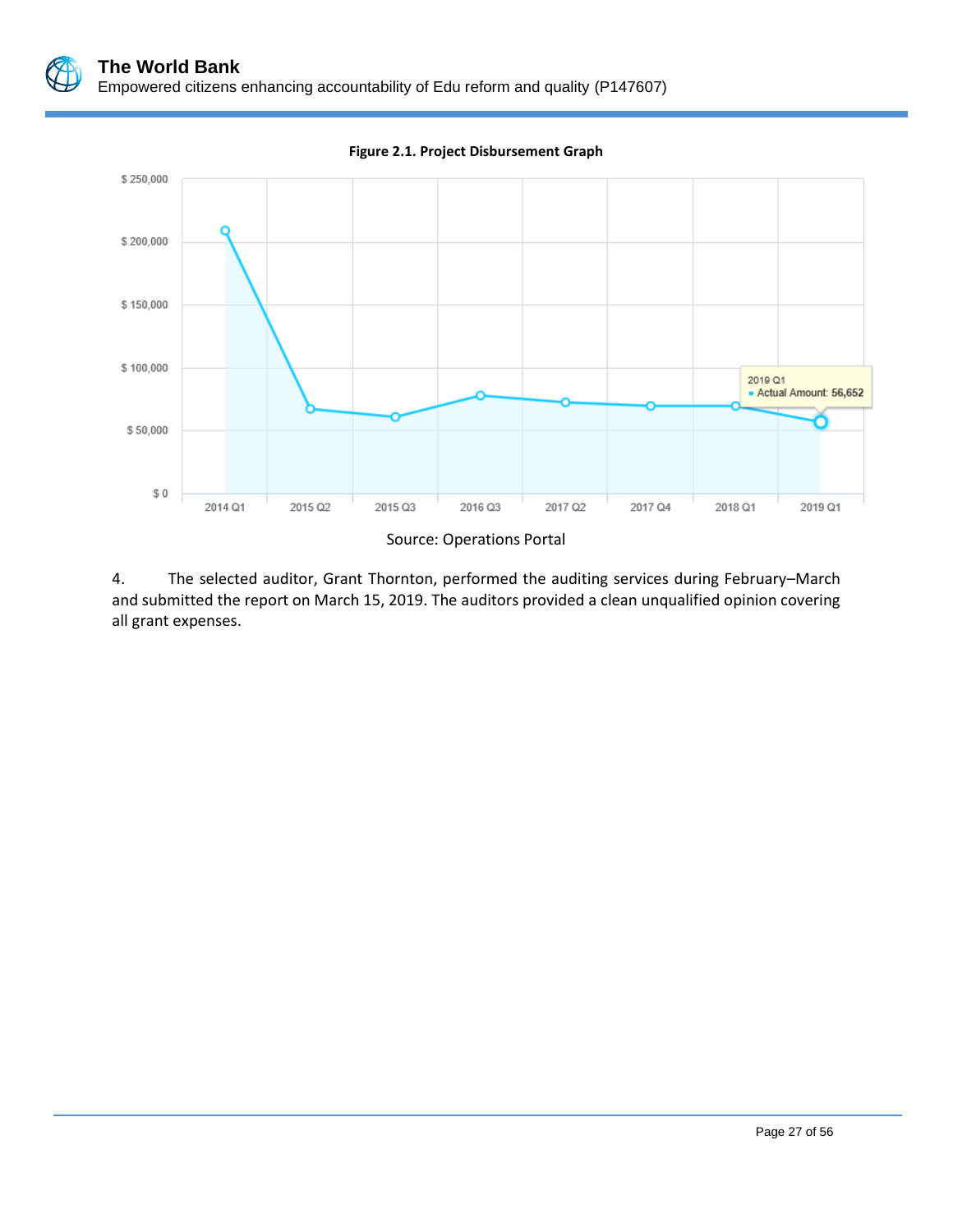**Figure 2.1. Project Disbursement Graph**

Source: Operations Portal

4. The selected auditor, Grant Thornton, performed the auditing services during February–March and submitted the report on March 15, 2019. The auditors provided a clean unqualified opinion covering all grant expenses.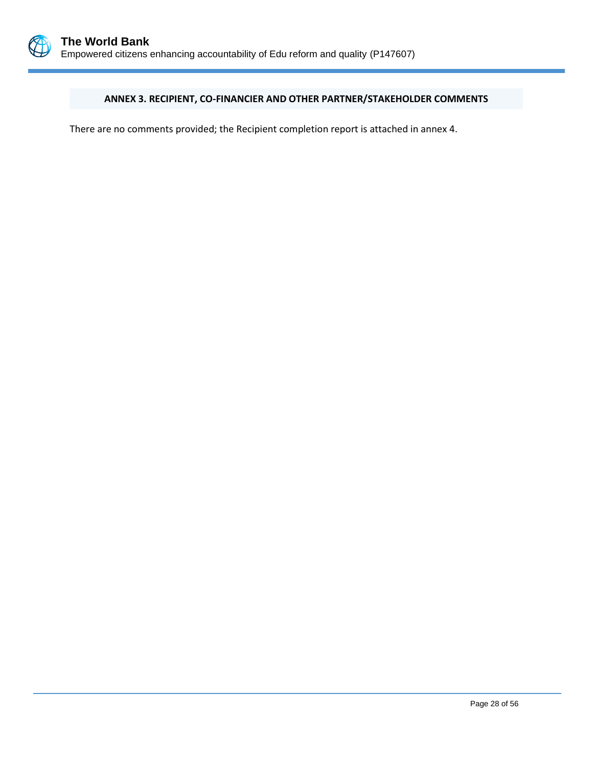## ANNEX 3. RECIPIENT, CO-FINANCIER AND OTHER PARTNER/STAKEHOLDER COMMENTS

There are no comments provided; the Recipient completion report is attached in annex 4.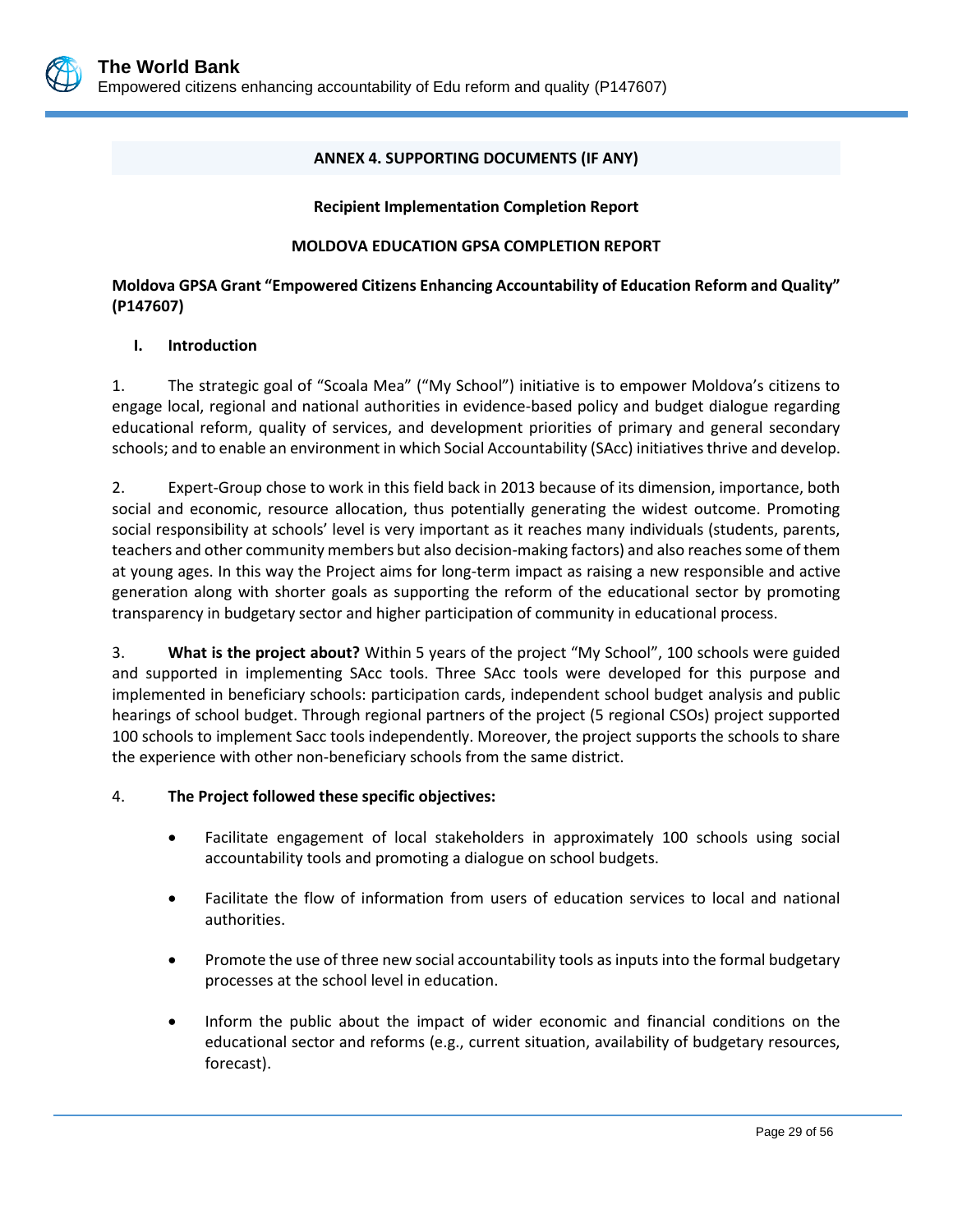## ANNEX 4. SUPPORTING DOCUMENTS (IF ANY)

**Recipient Implementation Completion Report**

**MOLDOVA EDUCATION GPSA COMPLETION REPORT**

**Moldova GPSA Grant "Empowered Citizens Enhancing Accountability of Education Reform and Quality" (P147607)**

### I. Introduction

1. The strategic goal of "Scoala Mea" ("My School") initiative is to empower Moldova's citizens to engage local, regional and national authorities in evidence-based policy and budget dialogue regarding educational reform, quality of services, and development priorities of primary and general secondary schools; and to enable an environment in which Social Accountability (SAcc) initiatives thrive and develop.

2. Expert-Group chose to work in this field back in 2013 because of its dimension, importance, both social and economic, resource allocation, thus potentially generating the widest outcome. Promoting social responsibility at schools' level is very important as it reaches many individuals (students, parents, teachers and other community members but also decision-making factors) and also reaches some of them at young ages. In this way the Project aims for long-term impact as raising a new responsible and active generation along with shorter goals as supporting the reform of the educational sector by promoting transparency in budgetary sector and higher participation of community in educational process.

3. **What is the project about?** Within 5 years of the project "My School", 100 schools were guided and supported in implementing SAcc tools. Three SAcc tools were developed for this purpose and implemented in beneficiary schools: participation cards, independent school budget analysis and public hearings of school budget. Through regional partners of the project (5 regional CSOs) project supported 100 schools to implement Sacc tools independently. Moreover, the project supports the schools to share the experience with other non-beneficiary schools from the same district.

4. **The Project followed these specific objectives:**

- Facilitate engagement of local stakeholders in approximately 100 schools using social accountability tools and promoting a dialogue on school budgets.
- Facilitate the flow of information from users of education services to local and national authorities.
- Promote the use of three new social accountability tools as inputs into the formal budgetary processes at the school level in education.
- Inform the public about the impact of wider economic and financial conditions on the educational sector and reforms (e.g., current situation, availability of budgetary resources, forecast).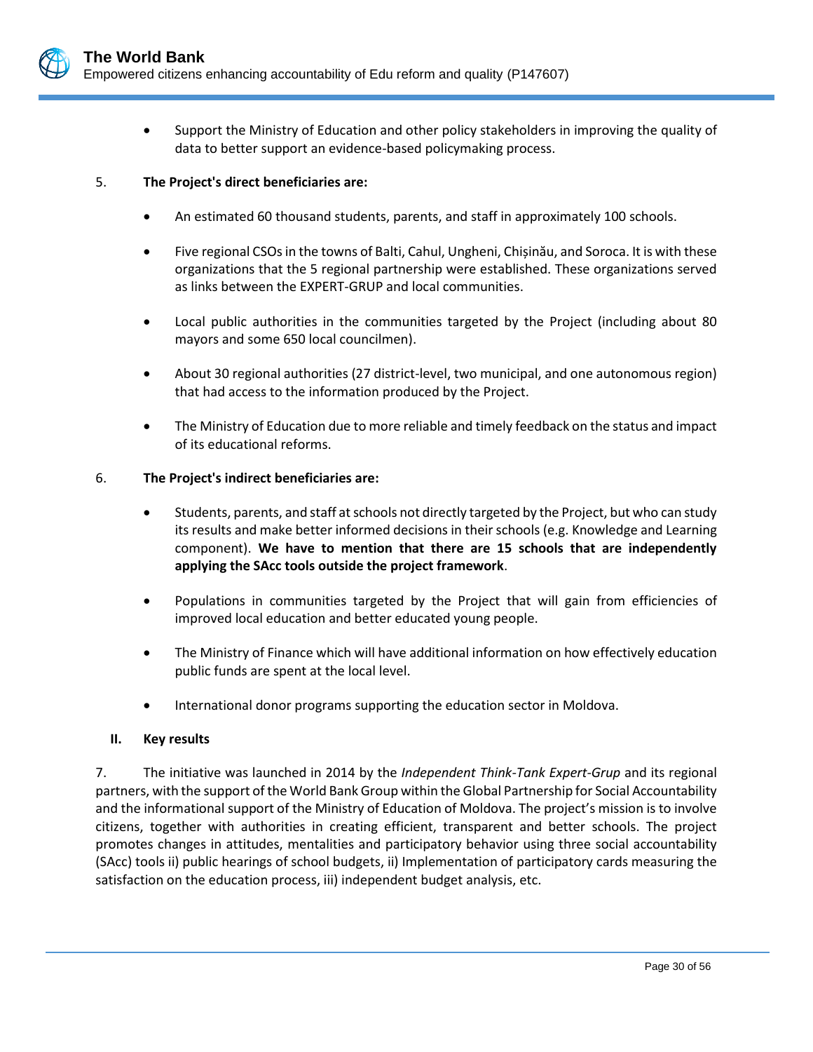- Support the Ministry of Education and other policy stakeholders in improving the quality of data to better support an evidence-based policymaking process.

5. **The Project's direct beneficiaries are:**

- An estimated 60 thousand students, parents, and staff in approximately 100 schools.
- Five regional CSOs in the towns of Balti, Cahul, Ungheni, Chișinău, and Soroca. It is with these organizations that the 5 regional partnership were established. These organizations served as links between the EXPERT-GRUP and local communities.
- Local public authorities in the communities targeted by the Project (including about 80 mayors and some 650 local councilmen).
- About 30 regional authorities (27 district-level, two municipal, and one autonomous region) that had access to the information produced by the Project.
- The Ministry of Education due to more reliable and timely feedback on the status and impact of its educational reforms.

6. **The Project's indirect beneficiaries are:**

- Students, parents, and staff at schools not directly targeted by the Project, but who can study its results and make better informed decisions in their schools (e.g. Knowledge and Learning component). **We have to mention that there are 15 schools that are independently applying the SAcc tools outside the project framework**.
- Populations in communities targeted by the Project that will gain from efficiencies of improved local education and better educated young people.
- The Ministry of Finance which will have additional information on how effectively education public funds are spent at the local level.
- International donor programs supporting the education sector in Moldova.

## II. Key results

7. The initiative was launched in 2014 by the *Independent Think-Tank Expert-Grup* and its regional partners, with the support of the World Bank Group within the Global Partnership for Social Accountability and the informational support of the Ministry of Education of Moldova. The project's mission is to involve citizens, together with authorities in creating efficient, transparent and better schools. The project promotes changes in attitudes, mentalities and participatory behavior using three social accountability (SAcc) tools ii) public hearings of school budgets, ii) Implementation of participatory cards measuring the satisfaction on the education process, iii) independent budget analysis, etc.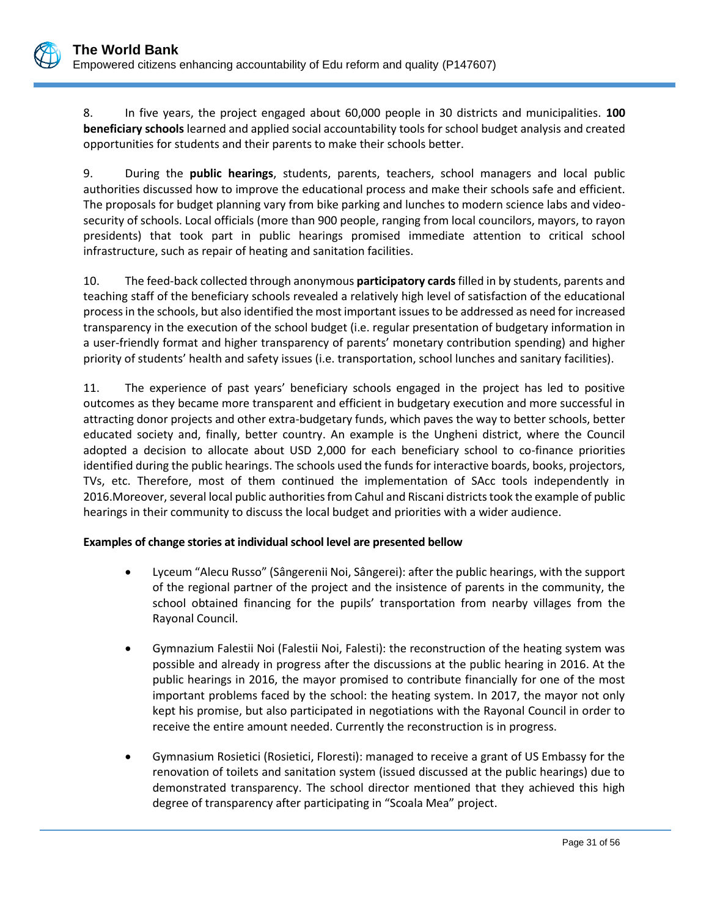8. In five years, the project engaged about 60,000 people in 30 districts and municipalities. **100 beneficiary schools** learned and applied social accountability tools for school budget analysis and created opportunities for students and their parents to make their schools better.

9. During the **public hearings**, students, parents, teachers, school managers and local public authorities discussed how to improve the educational process and make their schools safe and efficient. The proposals for budget planning vary from bike parking and lunches to modern science labs and video-security of schools. Local officials (more than 900 people, ranging from local councilors, mayors, to rayon presidents) that took part in public hearings promised immediate attention to critical school infrastructure, such as repair of heating and sanitation facilities.

10. The feed-back collected through anonymous **participatory cards** filled in by students, parents and teaching staff of the beneficiary schools revealed a relatively high level of satisfaction of the educational process in the schools, but also identified the most important issues to be addressed as need for increased transparency in the execution of the school budget (i.e. regular presentation of budgetary information in a user-friendly format and higher transparency of parents' monetary contribution spending) and higher priority of students' health and safety issues (i.e. transportation, school lunches and sanitary facilities).

11. The experience of past years' beneficiary schools engaged in the project has led to positive outcomes as they became more transparent and efficient in budgetary execution and more successful in attracting donor projects and other extra-budgetary funds, which paves the way to better schools, better educated society and, finally, better country. An example is the Ungheni district, where the Council adopted a decision to allocate about USD 2,000 for each beneficiary school to co-finance priorities identified during the public hearings. The schools used the funds for interactive boards, books, projectors, TVs, etc. Therefore, most of them continued the implementation of SAcc tools independently in 2016.Moreover, several local public authorities from Cahul and Riscani districts took the example of public hearings in their community to discuss the local budget and priorities with a wider audience.

**Examples of change stories at individual school level are presented bellow**

- Lyceum "Alecu Russo" (Sângerenii Noi, Sângerei): after the public hearings, with the support of the regional partner of the project and the insistence of parents in the community, the school obtained financing for the pupils' transportation from nearby villages from the Rayonal Council.

- Gymnazium Falestii Noi (Falestii Noi, Falesti): the reconstruction of the heating system was possible and already in progress after the discussions at the public hearing in 2016. At the public hearings in 2016, the mayor promised to contribute financially for one of the most important problems faced by the school: the heating system. In 2017, the mayor not only kept his promise, but also participated in negotiations with the Rayonal Council in order to receive the entire amount needed. Currently the reconstruction is in progress.

- Gymnasium Rosietici (Rosietici, Floresti): managed to receive a grant of US Embassy for the renovation of toilets and sanitation system (issued discussed at the public hearings) due to demonstrated transparency. The school director mentioned that they achieved this high degree of transparency after participating in "Scoala Mea" project.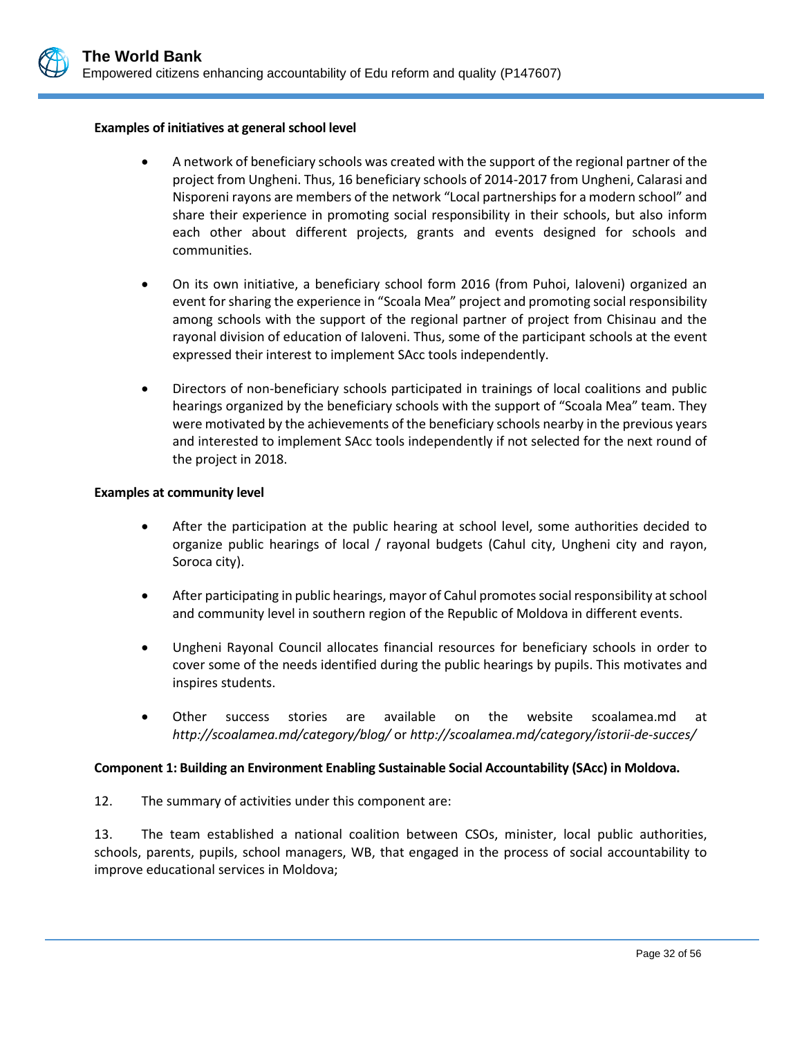**Examples of initiatives at general school level**

- A network of beneficiary schools was created with the support of the regional partner of the project from Ungheni. Thus, 16 beneficiary schools of 2014-2017 from Ungheni, Calarasi and Nisporeni rayons are members of the network "Local partnerships for a modern school" and share their experience in promoting social responsibility in their schools, but also inform each other about different projects, grants and events designed for schools and communities.

- On its own initiative, a beneficiary school form 2016 (from Puhoi, Ialoveni) organized an event for sharing the experience in "Scoala Mea" project and promoting social responsibility among schools with the support of the regional partner of project from Chisinau and the rayonal division of education of Ialoveni. Thus, some of the participant schools at the event expressed their interest to implement SAcc tools independently.

- Directors of non-beneficiary schools participated in trainings of local coalitions and public hearings organized by the beneficiary schools with the support of "Scoala Mea" team. They were motivated by the achievements of the beneficiary schools nearby in the previous years and interested to implement SAcc tools independently if not selected for the next round of the project in 2018.

**Examples at community level**

- After the participation at the public hearing at school level, some authorities decided to organize public hearings of local / rayonal budgets (Cahul city, Ungheni city and rayon, Soroca city).

- After participating in public hearings, mayor of Cahul promotes social responsibility at school and community level in southern region of the Republic of Moldova in different events.

- Ungheni Rayonal Council allocates financial resources for beneficiary schools in order to cover some of the needs identified during the public hearings by pupils. This motivates and inspires students.

- Other success stories are available on the website scoalamea.md at *http://scoalamea.md/category/blog/* or *http://scoalamea.md/category/istorii-de-succes/*

**Component 1: Building an Environment Enabling Sustainable Social Accountability (SAcc) in Moldova.**

12. The summary of activities under this component are:

13. The team established a national coalition between CSOs, minister, local public authorities, schools, parents, pupils, school managers, WB, that engaged in the process of social accountability to improve educational services in Moldova;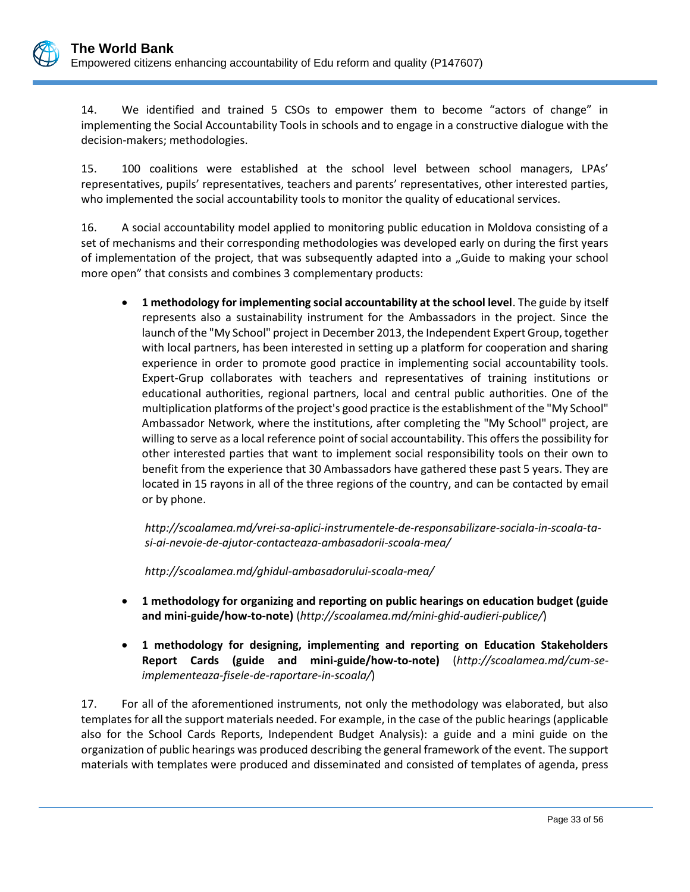14. We identified and trained 5 CSOs to empower them to become “actors of change” in implementing the Social Accountability Tools in schools and to engage in a constructive dialogue with the decision-makers; methodologies.

15. 100 coalitions were established at the school level between school managers, LPAs’ representatives, pupils’ representatives, teachers and parents’ representatives, other interested parties, who implemented the social accountability tools to monitor the quality of educational services.

16. A social accountability model applied to monitoring public education in Moldova consisting of a set of mechanisms and their corresponding methodologies was developed early on during the first years of implementation of the project, that was subsequently adapted into a „Guide to making your school more open” that consists and combines 3 complementary products:

- **1 methodology for implementing social accountability at the school level**. The guide by itself represents also a sustainability instrument for the Ambassadors in the project. Since the launch of the "My School" project in December 2013, the Independent Expert Group, together with local partners, has been interested in setting up a platform for cooperation and sharing experience in order to promote good practice in implementing social accountability tools. Expert-Grup collaborates with teachers and representatives of training institutions or educational authorities, regional partners, local and central public authorities. One of the multiplication platforms of the project's good practice is the establishment of the "My School" Ambassador Network, where the institutions, after completing the "My School" project, are willing to serve as a local reference point of social accountability. This offers the possibility for other interested parties that want to implement social responsibility tools on their own to benefit from the experience that 30 Ambassadors have gathered these past 5 years. They are located in 15 rayons in all of the three regions of the country, and can be contacted by email or by phone.

  *http://scoalamea.md/vrei-sa-aplici-instrumentele-de-responsabilizare-sociala-in-scoala-ta-si-ai-nevoie-de-ajutor-contacteaza-ambasadorii-scoala-mea/*

  *http://scoalamea.md/ghidul-ambasadorului-scoala-mea/*

- **1 methodology for organizing and reporting on public hearings on education budget (guide and mini-guide/how-to-note)** (*http://scoalamea.md/mini-ghid-audieri-publice/*)

- **1 methodology for designing, implementing and reporting on Education Stakeholders Report Cards (guide and mini-guide/how-to-note)** (*http://scoalamea.md/cum-se-implementeaza-fisele-de-raportare-in-scoala/*)

17. For all of the aforementioned instruments, not only the methodology was elaborated, but also templates for all the support materials needed. For example, in the case of the public hearings (applicable also for the School Cards Reports, Independent Budget Analysis): a guide and a mini guide on the organization of public hearings was produced describing the general framework of the event. The support materials with templates were produced and disseminated and consisted of templates of agenda, press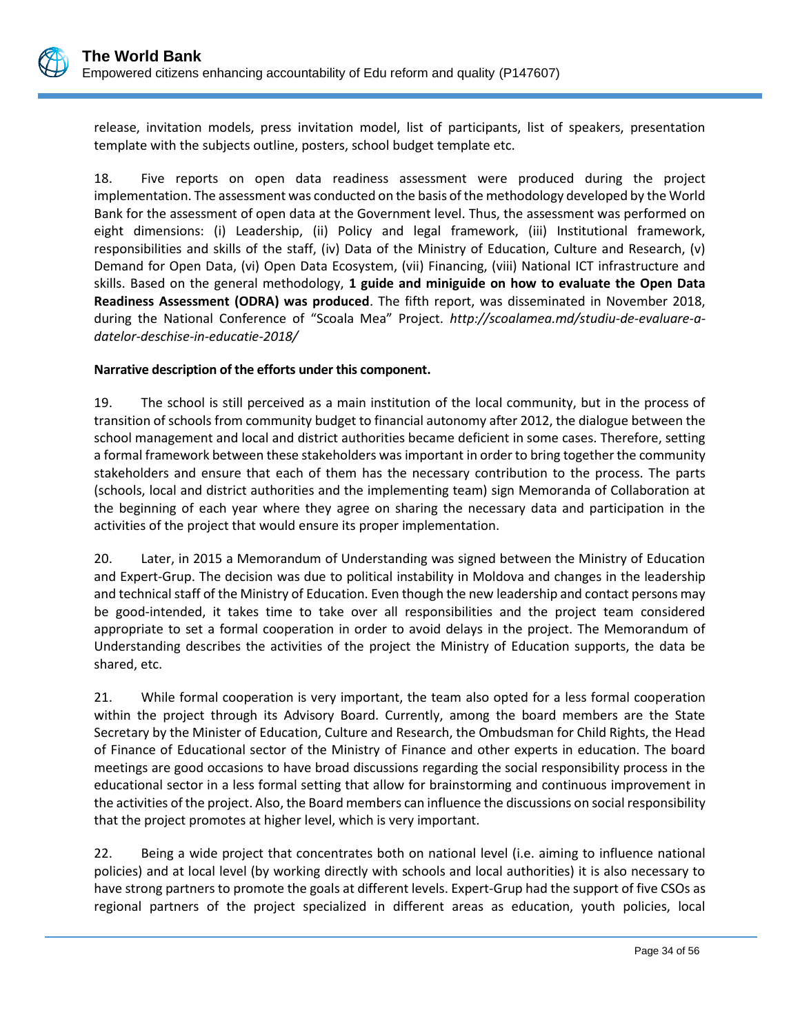release, invitation models, press invitation model, list of participants, list of speakers, presentation template with the subjects outline, posters, school budget template etc.

18. Five reports on open data readiness assessment were produced during the project implementation. The assessment was conducted on the basis of the methodology developed by the World Bank for the assessment of open data at the Government level. Thus, the assessment was performed on eight dimensions: (i) Leadership, (ii) Policy and legal framework, (iii) Institutional framework, responsibilities and skills of the staff, (iv) Data of the Ministry of Education, Culture and Research, (v) Demand for Open Data, (vi) Open Data Ecosystem, (vii) Financing, (viii) National ICT infrastructure and skills. Based on the general methodology, **1 guide and miniguide on how to evaluate the Open Data Readiness Assessment (ODRA) was produced**. The fifth report, was disseminated in November 2018, during the National Conference of "Scoala Mea" Project. *http://scoalamea.md/studiu-de-evaluare-a-datelor-deschise-in-educatie-2018/*

**Narrative description of the efforts under this component.**

19. The school is still perceived as a main institution of the local community, but in the process of transition of schools from community budget to financial autonomy after 2012, the dialogue between the school management and local and district authorities became deficient in some cases. Therefore, setting a formal framework between these stakeholders was important in order to bring together the community stakeholders and ensure that each of them has the necessary contribution to the process. The parts (schools, local and district authorities and the implementing team) sign Memoranda of Collaboration at the beginning of each year where they agree on sharing the necessary data and participation in the activities of the project that would ensure its proper implementation.

20. Later, in 2015 a Memorandum of Understanding was signed between the Ministry of Education and Expert-Grup. The decision was due to political instability in Moldova and changes in the leadership and technical staff of the Ministry of Education. Even though the new leadership and contact persons may be good-intended, it takes time to take over all responsibilities and the project team considered appropriate to set a formal cooperation in order to avoid delays in the project. The Memorandum of Understanding describes the activities of the project the Ministry of Education supports, the data be shared, etc.

21. While formal cooperation is very important, the team also opted for a less formal cooperation within the project through its Advisory Board. Currently, among the board members are the State Secretary by the Minister of Education, Culture and Research, the Ombudsman for Child Rights, the Head of Finance of Educational sector of the Ministry of Finance and other experts in education. The board meetings are good occasions to have broad discussions regarding the social responsibility process in the educational sector in a less formal setting that allow for brainstorming and continuous improvement in the activities of the project. Also, the Board members can influence the discussions on social responsibility that the project promotes at higher level, which is very important.

22. Being a wide project that concentrates both on national level (i.e. aiming to influence national policies) and at local level (by working directly with schools and local authorities) it is also necessary to have strong partners to promote the goals at different levels. Expert-Grup had the support of five CSOs as regional partners of the project specialized in different areas as education, youth policies, local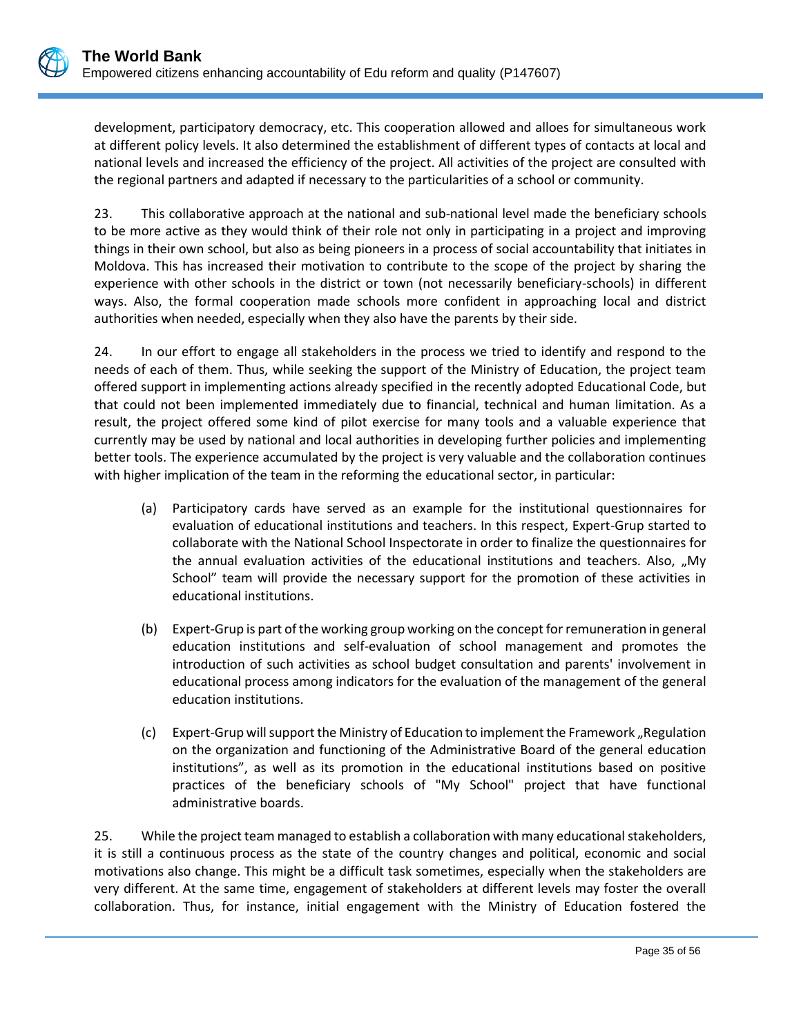development, participatory democracy, etc. This cooperation allowed and alloes for simultaneous work at different policy levels. It also determined the establishment of different types of contacts at local and national levels and increased the efficiency of the project. All activities of the project are consulted with the regional partners and adapted if necessary to the particularities of a school or community.

23. This collaborative approach at the national and sub-national level made the beneficiary schools to be more active as they would think of their role not only in participating in a project and improving things in their own school, but also as being pioneers in a process of social accountability that initiates in Moldova. This has increased their motivation to contribute to the scope of the project by sharing the experience with other schools in the district or town (not necessarily beneficiary-schools) in different ways. Also, the formal cooperation made schools more confident in approaching local and district authorities when needed, especially when they also have the parents by their side.

24. In our effort to engage all stakeholders in the process we tried to identify and respond to the needs of each of them. Thus, while seeking the support of the Ministry of Education, the project team offered support in implementing actions already specified in the recently adopted Educational Code, but that could not been implemented immediately due to financial, technical and human limitation. As a result, the project offered some kind of pilot exercise for many tools and a valuable experience that currently may be used by national and local authorities in developing further policies and implementing better tools. The experience accumulated by the project is very valuable and the collaboration continues with higher implication of the team in the reforming the educational sector, in particular:

(a) Participatory cards have served as an example for the institutional questionnaires for evaluation of educational institutions and teachers. In this respect, Expert-Grup started to collaborate with the National School Inspectorate in order to finalize the questionnaires for the annual evaluation activities of the educational institutions and teachers. Also, „My School" team will provide the necessary support for the promotion of these activities in educational institutions.

(b) Expert-Grup is part of the working group working on the concept for remuneration in general education institutions and self-evaluation of school management and promotes the introduction of such activities as school budget consultation and parents' involvement in educational process among indicators for the evaluation of the management of the general education institutions.

(c) Expert-Grup will support the Ministry of Education to implement the Framework „Regulation on the organization and functioning of the Administrative Board of the general education institutions", as well as its promotion in the educational institutions based on positive practices of the beneficiary schools of "My School" project that have functional administrative boards.

25. While the project team managed to establish a collaboration with many educational stakeholders, it is still a continuous process as the state of the country changes and political, economic and social motivations also change. This might be a difficult task sometimes, especially when the stakeholders are very different. At the same time, engagement of stakeholders at different levels may foster the overall collaboration. Thus, for instance, initial engagement with the Ministry of Education fostered the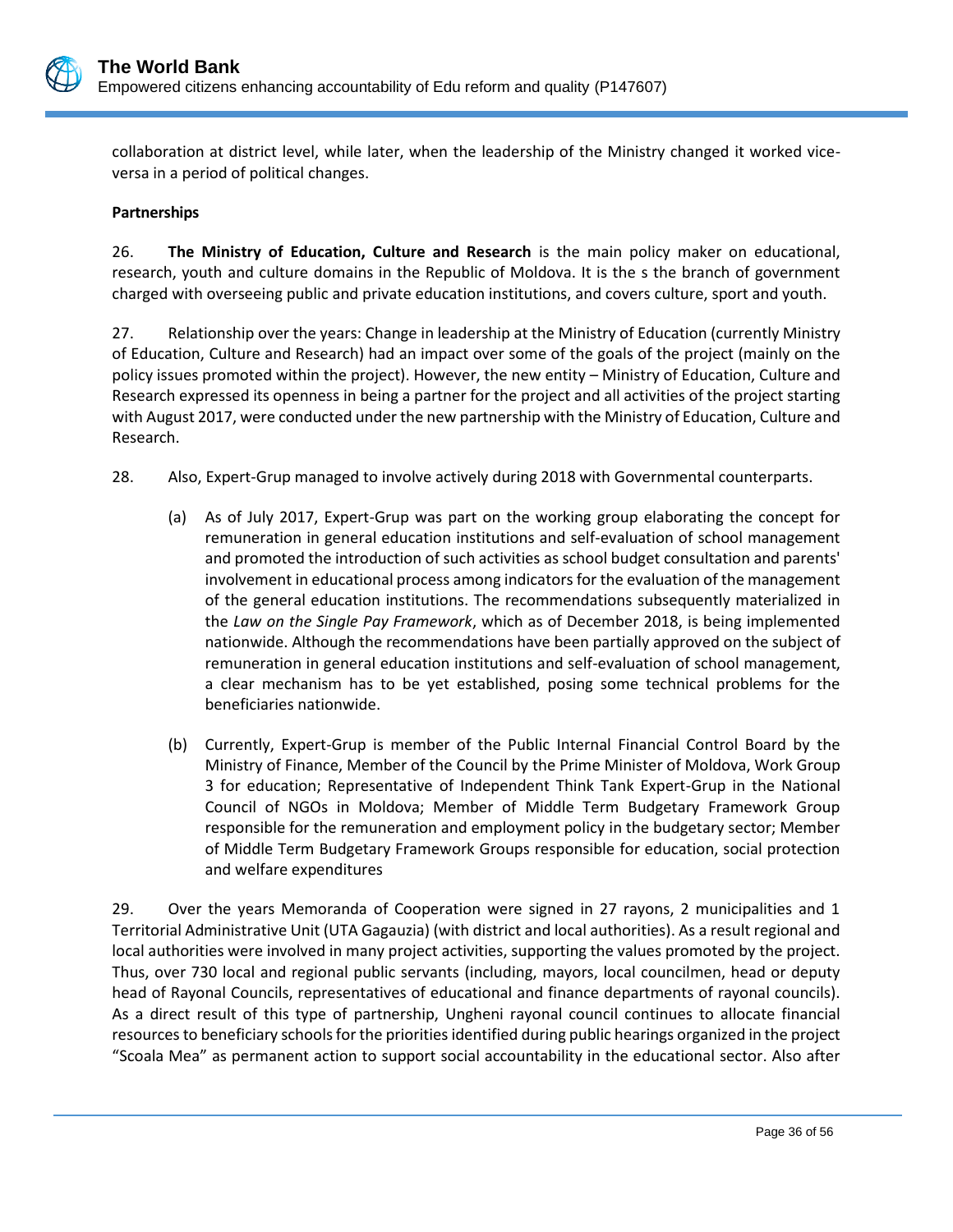collaboration at district level, while later, when the leadership of the Ministry changed it worked vice-versa in a period of political changes.

**Partnerships**

26. **The Ministry of Education, Culture and Research** is the main policy maker on educational, research, youth and culture domains in the Republic of Moldova. It is the s the branch of government charged with overseeing public and private education institutions, and covers culture, sport and youth.

27. Relationship over the years: Change in leadership at the Ministry of Education (currently Ministry of Education, Culture and Research) had an impact over some of the goals of the project (mainly on the policy issues promoted within the project). However, the new entity – Ministry of Education, Culture and Research expressed its openness in being a partner for the project and all activities of the project starting with August 2017, were conducted under the new partnership with the Ministry of Education, Culture and Research.

28. Also, Expert-Grup managed to involve actively during 2018 with Governmental counterparts.

(a) As of July 2017, Expert-Grup was part on the working group elaborating the concept for remuneration in general education institutions and self-evaluation of school management and promoted the introduction of such activities as school budget consultation and parents' involvement in educational process among indicators for the evaluation of the management of the general education institutions. The recommendations subsequently materialized in the *Law on the Single Pay Framework*, which as of December 2018, is being implemented nationwide. Although the recommendations have been partially approved on the subject of remuneration in general education institutions and self-evaluation of school management, a clear mechanism has to be yet established, posing some technical problems for the beneficiaries nationwide.

(b) Currently, Expert-Grup is member of the Public Internal Financial Control Board by the Ministry of Finance, Member of the Council by the Prime Minister of Moldova, Work Group 3 for education; Representative of Independent Think Tank Expert-Grup in the National Council of NGOs in Moldova; Member of Middle Term Budgetary Framework Group responsible for the remuneration and employment policy in the budgetary sector; Member of Middle Term Budgetary Framework Groups responsible for education, social protection and welfare expenditures

29. Over the years Memoranda of Cooperation were signed in 27 rayons, 2 municipalities and 1 Territorial Administrative Unit (UTA Gagauzia) (with district and local authorities). As a result regional and local authorities were involved in many project activities, supporting the values promoted by the project. Thus, over 730 local and regional public servants (including, mayors, local councilmen, head or deputy head of Rayonal Councils, representatives of educational and finance departments of rayonal councils). As a direct result of this type of partnership, Ungheni rayonal council continues to allocate financial resources to beneficiary schools for the priorities identified during public hearings organized in the project "Scoala Mea" as permanent action to support social accountability in the educational sector. Also after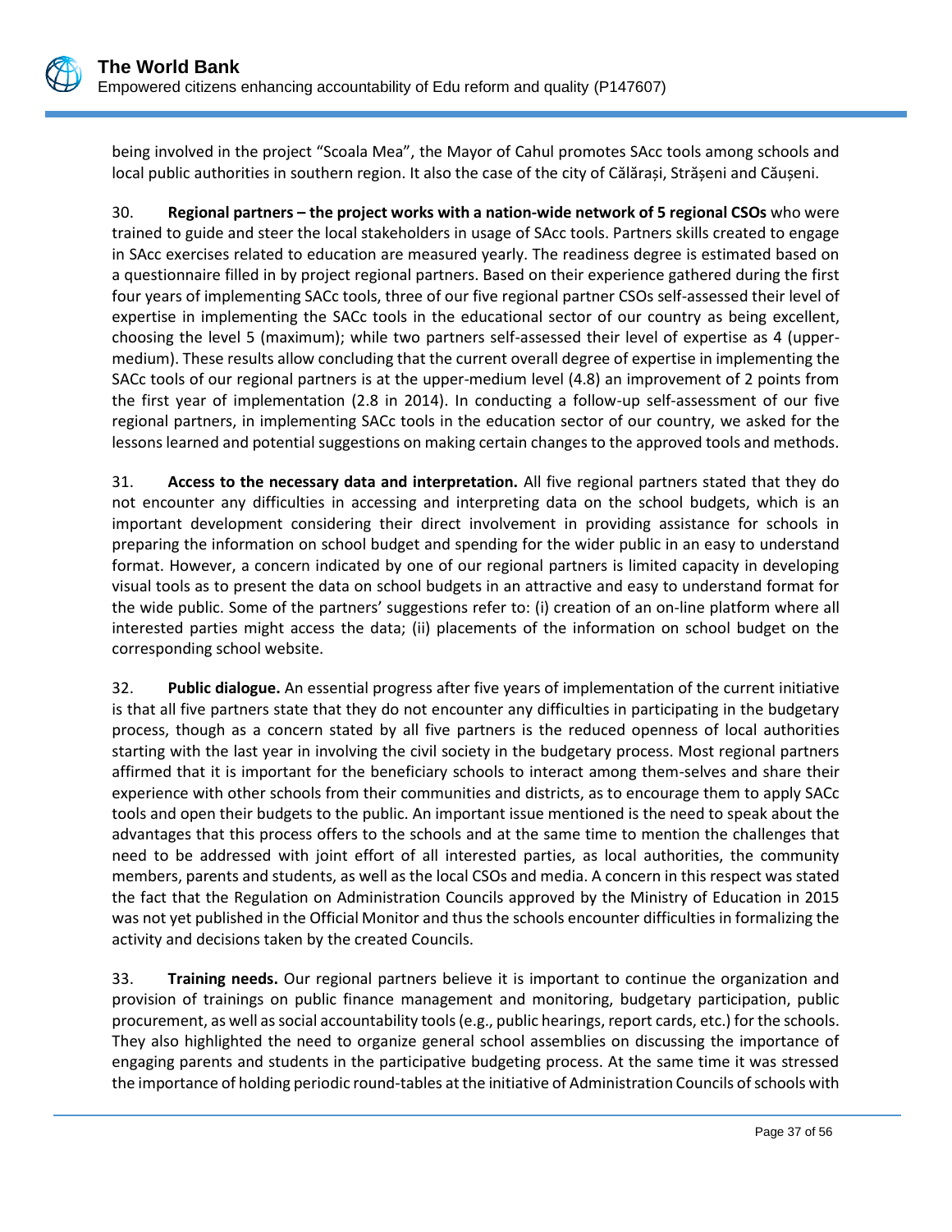being involved in the project “Scoala Mea”, the Mayor of Cahul promotes SAcc tools among schools and local public authorities in southern region. It also the case of the city of Călărași, Strășeni and Căușeni.

30. **Regional partners – the project works with a nation-wide network of 5 regional CSOs** who were trained to guide and steer the local stakeholders in usage of SAcc tools. Partners skills created to engage in SAcc exercises related to education are measured yearly. The readiness degree is estimated based on a questionnaire filled in by project regional partners. Based on their experience gathered during the first four years of implementing SACc tools, three of our five regional partner CSOs self-assessed their level of expertise in implementing the SACc tools in the educational sector of our country as being excellent, choosing the level 5 (maximum); while two partners self-assessed their level of expertise as 4 (upper-medium). These results allow concluding that the current overall degree of expertise in implementing the SACc tools of our regional partners is at the upper-medium level (4.8) an improvement of 2 points from the first year of implementation (2.8 in 2014). In conducting a follow-up self-assessment of our five regional partners, in implementing SACc tools in the education sector of our country, we asked for the lessons learned and potential suggestions on making certain changes to the approved tools and methods.

31. **Access to the necessary data and interpretation.** All five regional partners stated that they do not encounter any difficulties in accessing and interpreting data on the school budgets, which is an important development considering their direct involvement in providing assistance for schools in preparing the information on school budget and spending for the wider public in an easy to understand format. However, a concern indicated by one of our regional partners is limited capacity in developing visual tools as to present the data on school budgets in an attractive and easy to understand format for the wide public. Some of the partners’ suggestions refer to: (i) creation of an on-line platform where all interested parties might access the data; (ii) placements of the information on school budget on the corresponding school website.

32. **Public dialogue.** An essential progress after five years of implementation of the current initiative is that all five partners state that they do not encounter any difficulties in participating in the budgetary process, though as a concern stated by all five partners is the reduced openness of local authorities starting with the last year in involving the civil society in the budgetary process. Most regional partners affirmed that it is important for the beneficiary schools to interact among them-selves and share their experience with other schools from their communities and districts, as to encourage them to apply SACc tools and open their budgets to the public. An important issue mentioned is the need to speak about the advantages that this process offers to the schools and at the same time to mention the challenges that need to be addressed with joint effort of all interested parties, as local authorities, the community members, parents and students, as well as the local CSOs and media. A concern in this respect was stated the fact that the Regulation on Administration Councils approved by the Ministry of Education in 2015 was not yet published in the Official Monitor and thus the schools encounter difficulties in formalizing the activity and decisions taken by the created Councils.

33. **Training needs.** Our regional partners believe it is important to continue the organization and provision of trainings on public finance management and monitoring, budgetary participation, public procurement, as well as social accountability tools (e.g., public hearings, report cards, etc.) for the schools. They also highlighted the need to organize general school assemblies on discussing the importance of engaging parents and students in the participative budgeting process. At the same time it was stressed the importance of holding periodic round-tables at the initiative of Administration Councils of schools with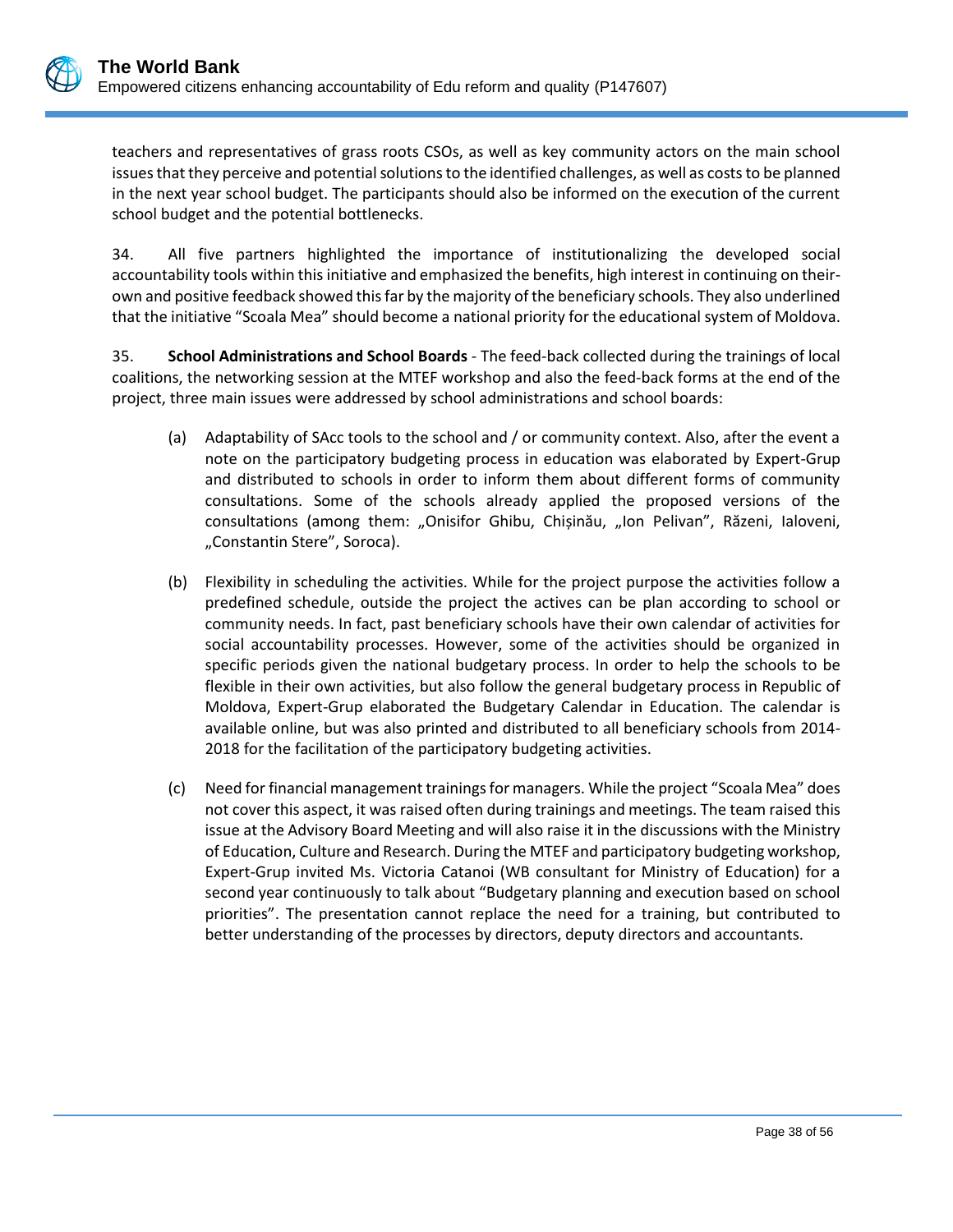teachers and representatives of grass roots CSOs, as well as key community actors on the main school issues that they perceive and potential solutions to the identified challenges, as well as costs to be planned in the next year school budget. The participants should also be informed on the execution of the current school budget and the potential bottlenecks.

34. All five partners highlighted the importance of institutionalizing the developed social accountability tools within this initiative and emphasized the benefits, high interest in continuing on their-own and positive feedback showed this far by the majority of the beneficiary schools. They also underlined that the initiative "Scoala Mea" should become a national priority for the educational system of Moldova.

35. **School Administrations and School Boards** - The feed-back collected during the trainings of local coalitions, the networking session at the MTEF workshop and also the feed-back forms at the end of the project, three main issues were addressed by school administrations and school boards:

(a) Adaptability of SAcc tools to the school and / or community context. Also, after the event a note on the participatory budgeting process in education was elaborated by Expert-Grup and distributed to schools in order to inform them about different forms of community consultations. Some of the schools already applied the proposed versions of the consultations (among them: „Onisifor Ghibu, Chișinău, „Ion Pelivan", Răzeni, Ialoveni, „Constantin Stere", Soroca).

(b) Flexibility in scheduling the activities. While for the project purpose the activities follow a predefined schedule, outside the project the actives can be plan according to school or community needs. In fact, past beneficiary schools have their own calendar of activities for social accountability processes. However, some of the activities should be organized in specific periods given the national budgetary process. In order to help the schools to be flexible in their own activities, but also follow the general budgetary process in Republic of Moldova, Expert-Grup elaborated the Budgetary Calendar in Education. The calendar is available online, but was also printed and distributed to all beneficiary schools from 2014-2018 for the facilitation of the participatory budgeting activities.

(c) Need for financial management trainings for managers. While the project "Scoala Mea" does not cover this aspect, it was raised often during trainings and meetings. The team raised this issue at the Advisory Board Meeting and will also raise it in the discussions with the Ministry of Education, Culture and Research. During the MTEF and participatory budgeting workshop, Expert-Grup invited Ms. Victoria Catanoi (WB consultant for Ministry of Education) for a second year continuously to talk about "Budgetary planning and execution based on school priorities". The presentation cannot replace the need for a training, but contributed to better understanding of the processes by directors, deputy directors and accountants.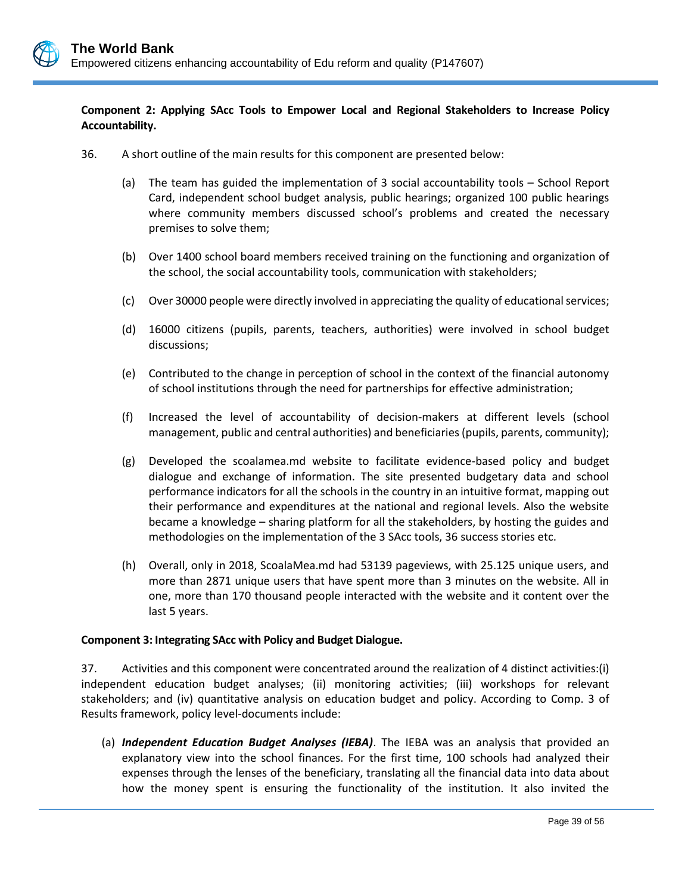**Component 2: Applying SAcc Tools to Empower Local and Regional Stakeholders to Increase Policy Accountability.**

36. A short outline of the main results for this component are presented below:

(a) The team has guided the implementation of 3 social accountability tools – School Report Card, independent school budget analysis, public hearings; organized 100 public hearings where community members discussed school's problems and created the necessary premises to solve them;

(b) Over 1400 school board members received training on the functioning and organization of the school, the social accountability tools, communication with stakeholders;

(c) Over 30000 people were directly involved in appreciating the quality of educational services;

(d) 16000 citizens (pupils, parents, teachers, authorities) were involved in school budget discussions;

(e) Contributed to the change in perception of school in the context of the financial autonomy of school institutions through the need for partnerships for effective administration;

(f) Increased the level of accountability of decision-makers at different levels (school management, public and central authorities) and beneficiaries (pupils, parents, community);

(g) Developed the scoalamea.md website to facilitate evidence-based policy and budget dialogue and exchange of information. The site presented budgetary data and school performance indicators for all the schools in the country in an intuitive format, mapping out their performance and expenditures at the national and regional levels. Also the website became a knowledge – sharing platform for all the stakeholders, by hosting the guides and methodologies on the implementation of the 3 SAcc tools, 36 success stories etc.

(h) Overall, only in 2018, ScoalaMea.md had 53139 pageviews, with 25.125 unique users, and more than 2871 unique users that have spent more than 3 minutes on the website. All in one, more than 170 thousand people interacted with the website and it content over the last 5 years.

**Component 3: Integrating SAcc with Policy and Budget Dialogue.**

37. Activities and this component were concentrated around the realization of 4 distinct activities:(i) independent education budget analyses; (ii) monitoring activities; (iii) workshops for relevant stakeholders; and (iv) quantitative analysis on education budget and policy. According to Comp. 3 of Results framework, policy level-documents include:

(a) ***Independent Education Budget Analyses (IEBA)***. The IEBA was an analysis that provided an explanatory view into the school finances. For the first time, 100 schools had analyzed their expenses through the lenses of the beneficiary, translating all the financial data into data about how the money spent is ensuring the functionality of the institution. It also invited the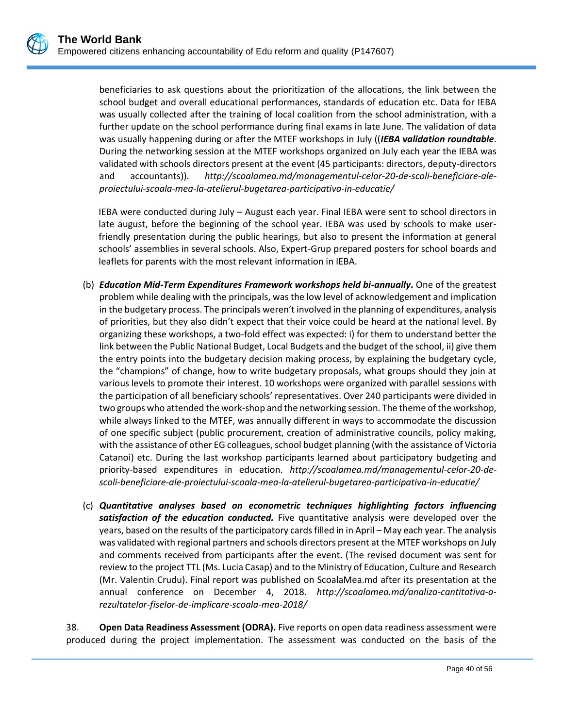beneficiaries to ask questions about the prioritization of the allocations, the link between the school budget and overall educational performances, standards of education etc. Data for IEBA was usually collected after the training of local coalition from the school administration, with a further update on the school performance during final exams in late June. The validation of data was usually happening during or after the MTEF workshops in July ((***IEBA validation roundtable***. During the networking session at the MTEF workshops organized on July each year the IEBA was validated with schools directors present at the event (45 participants: directors, deputy-directors and accountants)). *http://scoalamea.md/managementul-celor-20-de-scoli-beneficiare-ale-proiectului-scoala-mea-la-atelierul-bugetarea-participativa-in-educatie/*

IEBA were conducted during July – August each year. Final IEBA were sent to school directors in late august, before the beginning of the school year. IEBA was used by schools to make user-friendly presentation during the public hearings, but also to present the information at general schools' assemblies in several schools. Also, Expert-Grup prepared posters for school boards and leaflets for parents with the most relevant information in IEBA.

(b) ***Education Mid-Term Expenditures Framework workshops held bi-annually*.** One of the greatest problem while dealing with the principals, was the low level of acknowledgement and implication in the budgetary process. The principals weren't involved in the planning of expenditures, analysis of priorities, but they also didn't expect that their voice could be heard at the national level. By organizing these workshops, a two-fold effect was expected: i) for them to understand better the link between the Public National Budget, Local Budgets and the budget of the school, ii) give them the entry points into the budgetary decision making process, by explaining the budgetary cycle, the "champions" of change, how to write budgetary proposals, what groups should they join at various levels to promote their interest. 10 workshops were organized with parallel sessions with the participation of all beneficiary schools' representatives. Over 240 participants were divided in two groups who attended the work-shop and the networking session. The theme of the workshop, while always linked to the MTEF, was annually different in ways to accommodate the discussion of one specific subject (public procurement, creation of administrative councils, policy making, with the assistance of other EG colleagues, school budget planning (with the assistance of Victoria Catanoi) etc. During the last workshop participants learned about participatory budgeting and priority-based expenditures in education. *http://scoalamea.md/managementul-celor-20-de-scoli-beneficiare-ale-proiectului-scoala-mea-la-atelierul-bugetarea-participativa-in-educatie/*

(c) ***Quantitative analyses based on econometric techniques highlighting factors influencing satisfaction of the education conducted.*** Five quantitative analysis were developed over the years, based on the results of the participatory cards filled in in April – May each year. The analysis was validated with regional partners and schools directors present at the MTEF workshops on July and comments received from participants after the event. (The revised document was sent for review to the project TTL (Ms. Lucia Casap) and to the Ministry of Education, Culture and Research (Mr. Valentin Crudu). Final report was published on ScoalaMea.md after its presentation at the annual conference on December 4, 2018. *http://scoalamea.md/analiza-cantitativa-a-rezultatelor-fiselor-de-implicare-scoala-mea-2018/*

38. **Open Data Readiness Assessment (ODRA).** Five reports on open data readiness assessment were produced during the project implementation. The assessment was conducted on the basis of the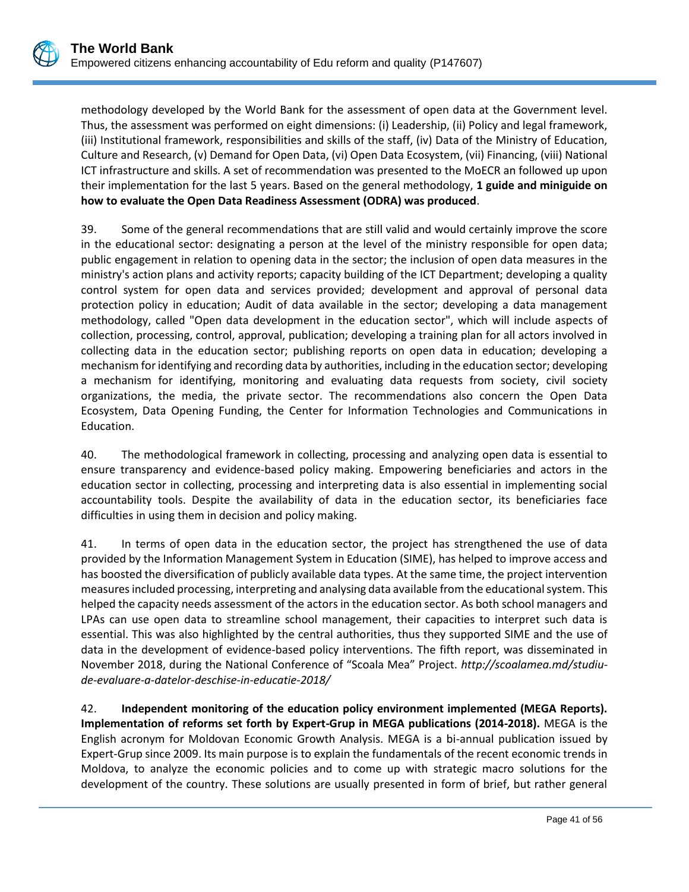methodology developed by the World Bank for the assessment of open data at the Government level. Thus, the assessment was performed on eight dimensions: (i) Leadership, (ii) Policy and legal framework, (iii) Institutional framework, responsibilities and skills of the staff, (iv) Data of the Ministry of Education, Culture and Research, (v) Demand for Open Data, (vi) Open Data Ecosystem, (vii) Financing, (viii) National ICT infrastructure and skills. A set of recommendation was presented to the MoECR an followed up upon their implementation for the last 5 years. Based on the general methodology, **1 guide and miniguide on how to evaluate the Open Data Readiness Assessment (ODRA) was produced**.

39. Some of the general recommendations that are still valid and would certainly improve the score in the educational sector: designating a person at the level of the ministry responsible for open data; public engagement in relation to opening data in the sector; the inclusion of open data measures in the ministry's action plans and activity reports; capacity building of the ICT Department; developing a quality control system for open data and services provided; development and approval of personal data protection policy in education; Audit of data available in the sector; developing a data management methodology, called "Open data development in the education sector", which will include aspects of collection, processing, control, approval, publication; developing a training plan for all actors involved in collecting data in the education sector; publishing reports on open data in education; developing a mechanism for identifying and recording data by authorities, including in the education sector; developing a mechanism for identifying, monitoring and evaluating data requests from society, civil society organizations, the media, the private sector. The recommendations also concern the Open Data Ecosystem, Data Opening Funding, the Center for Information Technologies and Communications in Education.

40. The methodological framework in collecting, processing and analyzing open data is essential to ensure transparency and evidence-based policy making. Empowering beneficiaries and actors in the education sector in collecting, processing and interpreting data is also essential in implementing social accountability tools. Despite the availability of data in the education sector, its beneficiaries face difficulties in using them in decision and policy making.

41. In terms of open data in the education sector, the project has strengthened the use of data provided by the Information Management System in Education (SIME), has helped to improve access and has boosted the diversification of publicly available data types. At the same time, the project intervention measures included processing, interpreting and analysing data available from the educational system. This helped the capacity needs assessment of the actors in the education sector. As both school managers and LPAs can use open data to streamline school management, their capacities to interpret such data is essential. This was also highlighted by the central authorities, thus they supported SIME and the use of data in the development of evidence-based policy interventions. The fifth report, was disseminated in November 2018, during the National Conference of "Scoala Mea" Project. *http://scoalamea.md/studiu-de-evaluare-a-datelor-deschise-in-educatie-2018/*

42. **Independent monitoring of the education policy environment implemented (MEGA Reports). Implementation of reforms set forth by Expert-Grup in MEGA publications (2014-2018).** MEGA is the English acronym for Moldovan Economic Growth Analysis. MEGA is a bi-annual publication issued by Expert-Grup since 2009. Its main purpose is to explain the fundamentals of the recent economic trends in Moldova, to analyze the economic policies and to come up with strategic macro solutions for the development of the country. These solutions are usually presented in form of brief, but rather general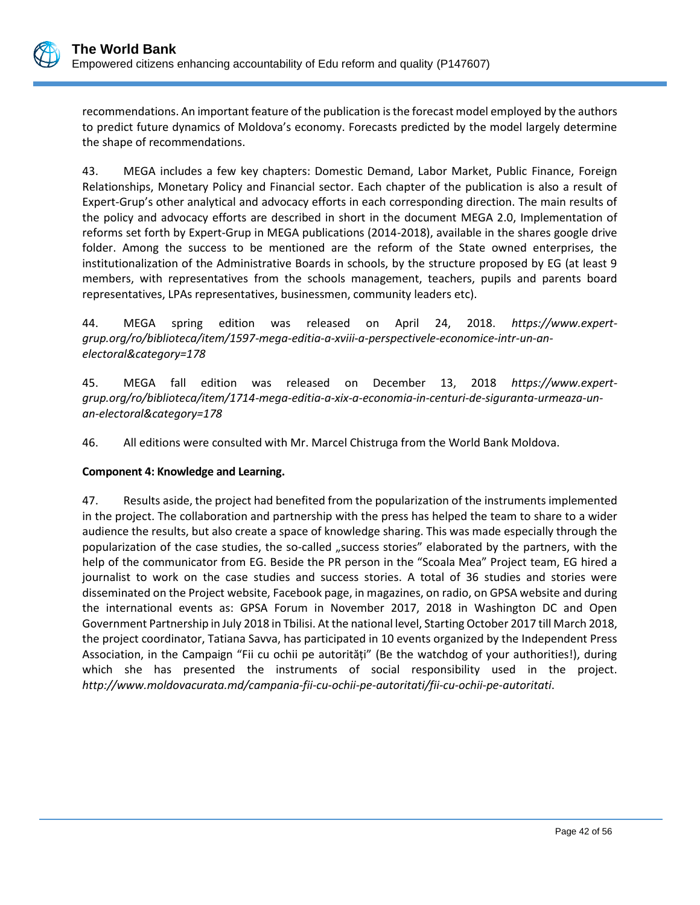recommendations. An important feature of the publication is the forecast model employed by the authors to predict future dynamics of Moldova's economy. Forecasts predicted by the model largely determine the shape of recommendations.

43. MEGA includes a few key chapters: Domestic Demand, Labor Market, Public Finance, Foreign Relationships, Monetary Policy and Financial sector. Each chapter of the publication is also a result of Expert-Grup's other analytical and advocacy efforts in each corresponding direction. The main results of the policy and advocacy efforts are described in short in the document MEGA 2.0, Implementation of reforms set forth by Expert-Grup in MEGA publications (2014-2018), available in the shares google drive folder. Among the success to be mentioned are the reform of the State owned enterprises, the institutionalization of the Administrative Boards in schools, by the structure proposed by EG (at least 9 members, with representatives from the schools management, teachers, pupils and parents board representatives, LPAs representatives, businessmen, community leaders etc).

44. MEGA spring edition was released on April 24, 2018. *https://www.expert-grup.org/ro/biblioteca/item/1597-mega-editia-a-xviii-a-perspectivele-economice-intr-un-an-electoral&category=178*

45. MEGA fall edition was released on December 13, 2018 *https://www.expert-grup.org/ro/biblioteca/item/1714-mega-editia-a-xix-a-economia-in-centuri-de-siguranta-urmeaza-un-an-electoral&category=178*

46. All editions were consulted with Mr. Marcel Chistruga from the World Bank Moldova.

**Component 4: Knowledge and Learning.**

47. Results aside, the project had benefited from the popularization of the instruments implemented in the project. The collaboration and partnership with the press has helped the team to share to a wider audience the results, but also create a space of knowledge sharing. This was made especially through the popularization of the case studies, the so-called „success stories" elaborated by the partners, with the help of the communicator from EG. Beside the PR person in the "Scoala Mea" Project team, EG hired a journalist to work on the case studies and success stories. A total of 36 studies and stories were disseminated on the Project website, Facebook page, in magazines, on radio, on GPSA website and during the international events as: GPSA Forum in November 2017, 2018 in Washington DC and Open Government Partnership in July 2018 in Tbilisi. At the national level, Starting October 2017 till March 2018, the project coordinator, Tatiana Savva, has participated in 10 events organized by the Independent Press Association, in the Campaign "Fii cu ochii pe autorități" (Be the watchdog of your authorities!), during which she has presented the instruments of social responsibility used in the project. *http://www.moldovacurata.md/campania-fii-cu-ochii-pe-autoritati/fii-cu-ochii-pe-autoritati*.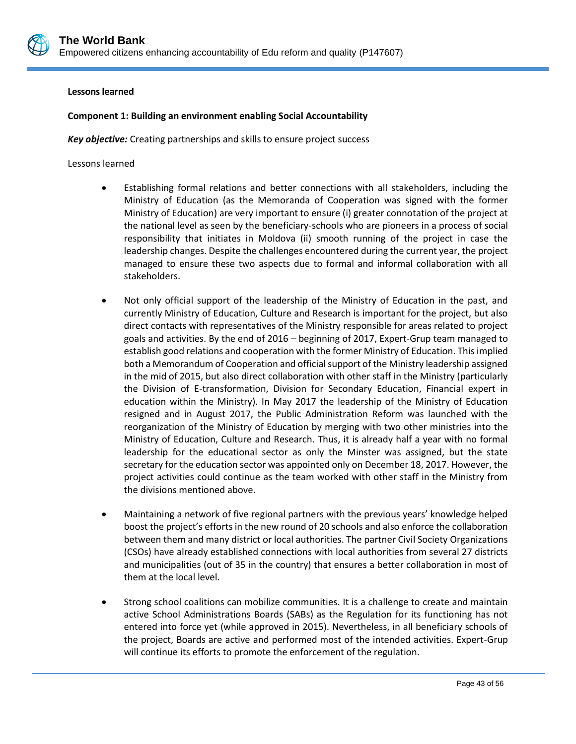**Lessons learned**

**Component 1: Building an environment enabling Social Accountability**

***Key objective:*** Creating partnerships and skills to ensure project success

Lessons learned

- Establishing formal relations and better connections with all stakeholders, including the Ministry of Education (as the Memoranda of Cooperation was signed with the former Ministry of Education) are very important to ensure (i) greater connotation of the project at the national level as seen by the beneficiary-schools who are pioneers in a process of social responsibility that initiates in Moldova (ii) smooth running of the project in case the leadership changes. Despite the challenges encountered during the current year, the project managed to ensure these two aspects due to formal and informal collaboration with all stakeholders.

- Not only official support of the leadership of the Ministry of Education in the past, and currently Ministry of Education, Culture and Research is important for the project, but also direct contacts with representatives of the Ministry responsible for areas related to project goals and activities. By the end of 2016 – beginning of 2017, Expert-Grup team managed to establish good relations and cooperation with the former Ministry of Education. This implied both a Memorandum of Cooperation and official support of the Ministry leadership assigned in the mid of 2015, but also direct collaboration with other staff in the Ministry (particularly the Division of E-transformation, Division for Secondary Education, Financial expert in education within the Ministry). In May 2017 the leadership of the Ministry of Education resigned and in August 2017, the Public Administration Reform was launched with the reorganization of the Ministry of Education by merging with two other ministries into the Ministry of Education, Culture and Research. Thus, it is already half a year with no formal leadership for the educational sector as only the Minster was assigned, but the state secretary for the education sector was appointed only on December 18, 2017. However, the project activities could continue as the team worked with other staff in the Ministry from the divisions mentioned above.

- Maintaining a network of five regional partners with the previous years' knowledge helped boost the project's efforts in the new round of 20 schools and also enforce the collaboration between them and many district or local authorities. The partner Civil Society Organizations (CSOs) have already established connections with local authorities from several 27 districts and municipalities (out of 35 in the country) that ensures a better collaboration in most of them at the local level.

- Strong school coalitions can mobilize communities. It is a challenge to create and maintain active School Administrations Boards (SABs) as the Regulation for its functioning has not entered into force yet (while approved in 2015). Nevertheless, in all beneficiary schools of the project, Boards are active and performed most of the intended activities. Expert-Grup will continue its efforts to promote the enforcement of the regulation.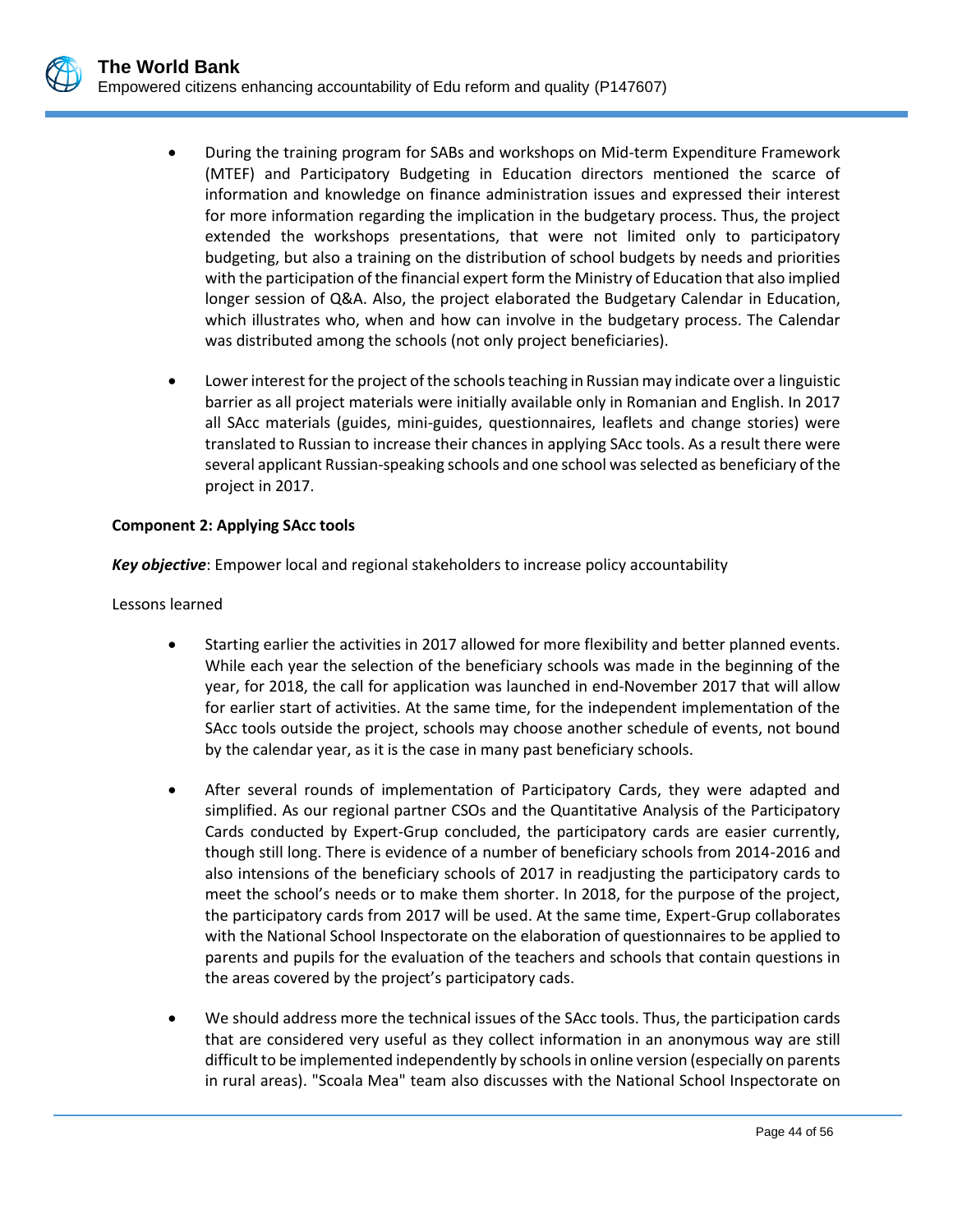- During the training program for SABs and workshops on Mid-term Expenditure Framework (MTEF) and Participatory Budgeting in Education directors mentioned the scarce of information and knowledge on finance administration issues and expressed their interest for more information regarding the implication in the budgetary process. Thus, the project extended the workshops presentations, that were not limited only to participatory budgeting, but also a training on the distribution of school budgets by needs and priorities with the participation of the financial expert form the Ministry of Education that also implied longer session of Q&A. Also, the project elaborated the Budgetary Calendar in Education, which illustrates who, when and how can involve in the budgetary process. The Calendar was distributed among the schools (not only project beneficiaries).

- Lower interest for the project of the schools teaching in Russian may indicate over a linguistic barrier as all project materials were initially available only in Romanian and English. In 2017 all SAcc materials (guides, mini-guides, questionnaires, leaflets and change stories) were translated to Russian to increase their chances in applying SAcc tools. As a result there were several applicant Russian-speaking schools and one school was selected as beneficiary of the project in 2017.

**Component 2: Applying SAcc tools**

***Key objective***: Empower local and regional stakeholders to increase policy accountability

Lessons learned

- Starting earlier the activities in 2017 allowed for more flexibility and better planned events. While each year the selection of the beneficiary schools was made in the beginning of the year, for 2018, the call for application was launched in end-November 2017 that will allow for earlier start of activities. At the same time, for the independent implementation of the SAcc tools outside the project, schools may choose another schedule of events, not bound by the calendar year, as it is the case in many past beneficiary schools.

- After several rounds of implementation of Participatory Cards, they were adapted and simplified. As our regional partner CSOs and the Quantitative Analysis of the Participatory Cards conducted by Expert-Grup concluded, the participatory cards are easier currently, though still long. There is evidence of a number of beneficiary schools from 2014-2016 and also intensions of the beneficiary schools of 2017 in readjusting the participatory cards to meet the school's needs or to make them shorter. In 2018, for the purpose of the project, the participatory cards from 2017 will be used. At the same time, Expert-Grup collaborates with the National School Inspectorate on the elaboration of questionnaires to be applied to parents and pupils for the evaluation of the teachers and schools that contain questions in the areas covered by the project's participatory cads.

- We should address more the technical issues of the SAcc tools. Thus, the participation cards that are considered very useful as they collect information in an anonymous way are still difficult to be implemented independently by schools in online version (especially on parents in rural areas). "Scoala Mea" team also discusses with the National School Inspectorate on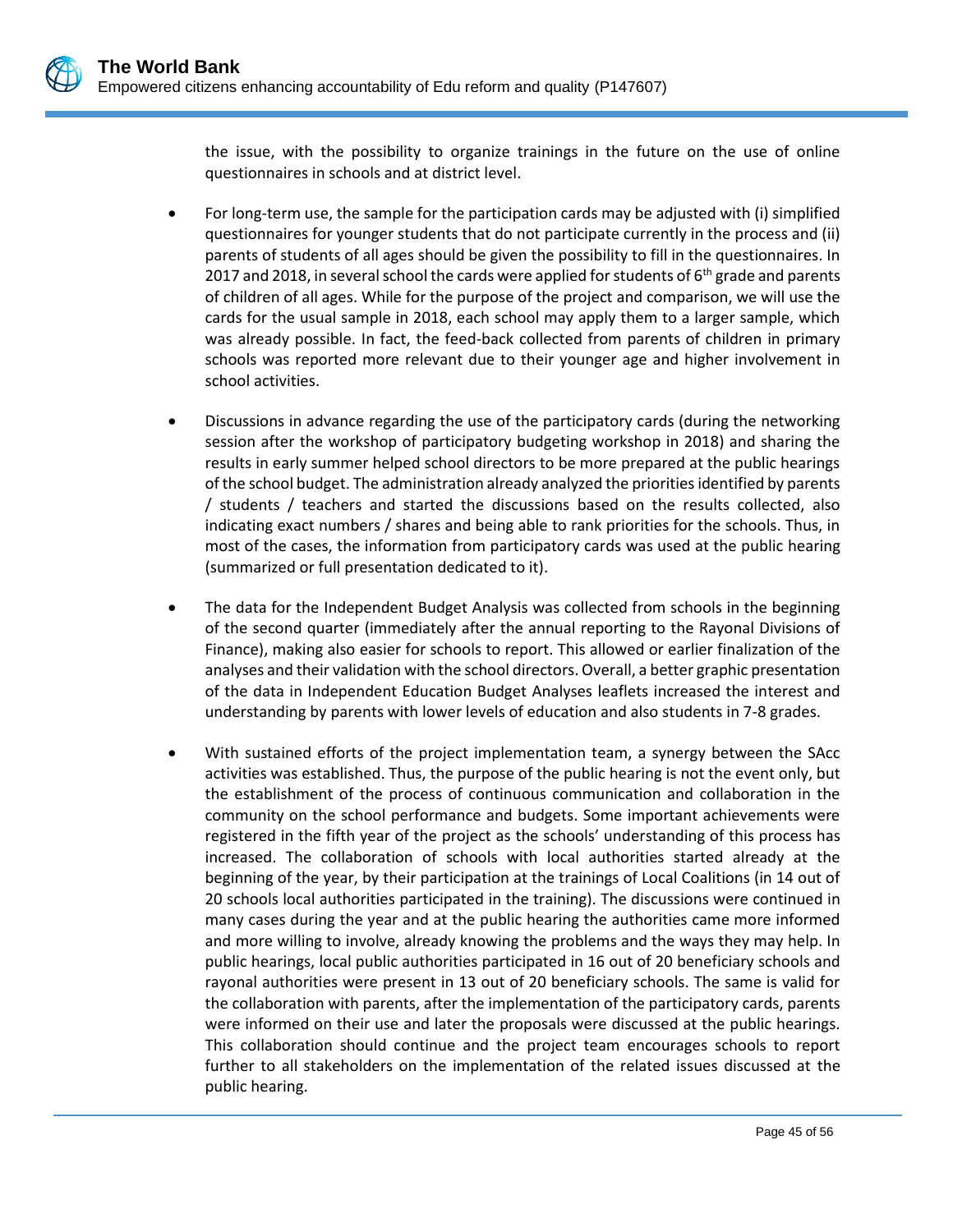the issue, with the possibility to organize trainings in the future on the use of online questionnaires in schools and at district level.

- For long-term use, the sample for the participation cards may be adjusted with (i) simplified questionnaires for younger students that do not participate currently in the process and (ii) parents of students of all ages should be given the possibility to fill in the questionnaires. In 2017 and 2018, in several school the cards were applied for students of 6th grade and parents of children of all ages. While for the purpose of the project and comparison, we will use the cards for the usual sample in 2018, each school may apply them to a larger sample, which was already possible. In fact, the feed-back collected from parents of children in primary schools was reported more relevant due to their younger age and higher involvement in school activities.

- Discussions in advance regarding the use of the participatory cards (during the networking session after the workshop of participatory budgeting workshop in 2018) and sharing the results in early summer helped school directors to be more prepared at the public hearings of the school budget. The administration already analyzed the priorities identified by parents / students / teachers and started the discussions based on the results collected, also indicating exact numbers / shares and being able to rank priorities for the schools. Thus, in most of the cases, the information from participatory cards was used at the public hearing (summarized or full presentation dedicated to it).

- The data for the Independent Budget Analysis was collected from schools in the beginning of the second quarter (immediately after the annual reporting to the Rayonal Divisions of Finance), making also easier for schools to report. This allowed or earlier finalization of the analyses and their validation with the school directors. Overall, a better graphic presentation of the data in Independent Education Budget Analyses leaflets increased the interest and understanding by parents with lower levels of education and also students in 7-8 grades.

- With sustained efforts of the project implementation team, a synergy between the SAcc activities was established. Thus, the purpose of the public hearing is not the event only, but the establishment of the process of continuous communication and collaboration in the community on the school performance and budgets. Some important achievements were registered in the fifth year of the project as the schools' understanding of this process has increased. The collaboration of schools with local authorities started already at the beginning of the year, by their participation at the trainings of Local Coalitions (in 14 out of 20 schools local authorities participated in the training). The discussions were continued in many cases during the year and at the public hearing the authorities came more informed and more willing to involve, already knowing the problems and the ways they may help. In public hearings, local public authorities participated in 16 out of 20 beneficiary schools and rayonal authorities were present in 13 out of 20 beneficiary schools. The same is valid for the collaboration with parents, after the implementation of the participatory cards, parents were informed on their use and later the proposals were discussed at the public hearings. This collaboration should continue and the project team encourages schools to report further to all stakeholders on the implementation of the related issues discussed at the public hearing.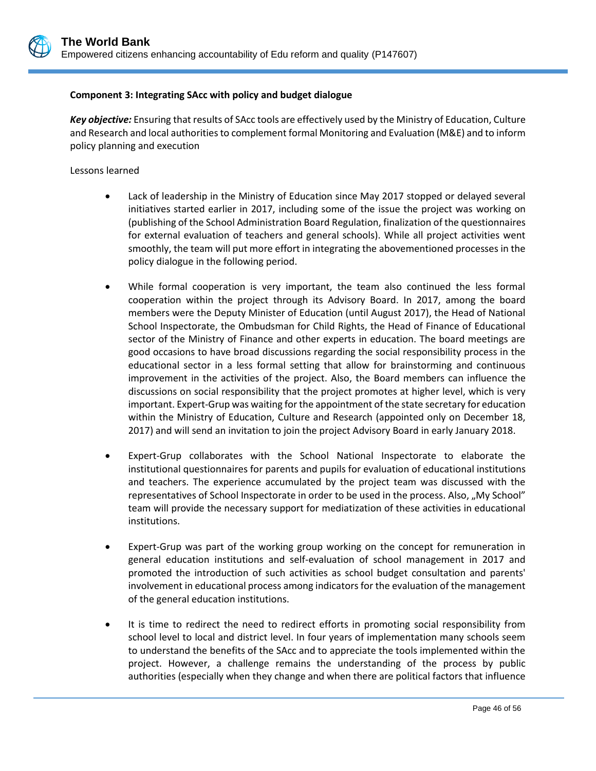**Component 3: Integrating SAcc with policy and budget dialogue**

***Key objective:*** Ensuring that results of SAcc tools are effectively used by the Ministry of Education, Culture and Research and local authorities to complement formal Monitoring and Evaluation (M&E) and to inform policy planning and execution

Lessons learned

- Lack of leadership in the Ministry of Education since May 2017 stopped or delayed several initiatives started earlier in 2017, including some of the issue the project was working on (publishing of the School Administration Board Regulation, finalization of the questionnaires for external evaluation of teachers and general schools). While all project activities went smoothly, the team will put more effort in integrating the abovementioned processes in the policy dialogue in the following period.

- While formal cooperation is very important, the team also continued the less formal cooperation within the project through its Advisory Board. In 2017, among the board members were the Deputy Minister of Education (until August 2017), the Head of National School Inspectorate, the Ombudsman for Child Rights, the Head of Finance of Educational sector of the Ministry of Finance and other experts in education. The board meetings are good occasions to have broad discussions regarding the social responsibility process in the educational sector in a less formal setting that allow for brainstorming and continuous improvement in the activities of the project. Also, the Board members can influence the discussions on social responsibility that the project promotes at higher level, which is very important. Expert-Grup was waiting for the appointment of the state secretary for education within the Ministry of Education, Culture and Research (appointed only on December 18, 2017) and will send an invitation to join the project Advisory Board in early January 2018.

- Expert-Grup collaborates with the School National Inspectorate to elaborate the institutional questionnaires for parents and pupils for evaluation of educational institutions and teachers. The experience accumulated by the project team was discussed with the representatives of School Inspectorate in order to be used in the process. Also, „My School" team will provide the necessary support for mediatization of these activities in educational institutions.

- Expert-Grup was part of the working group working on the concept for remuneration in general education institutions and self-evaluation of school management in 2017 and promoted the introduction of such activities as school budget consultation and parents' involvement in educational process among indicators for the evaluation of the management of the general education institutions.

- It is time to redirect the need to redirect efforts in promoting social responsibility from school level to local and district level. In four years of implementation many schools seem to understand the benefits of the SAcc and to appreciate the tools implemented within the project. However, a challenge remains the understanding of the process by public authorities (especially when they change and when there are political factors that influence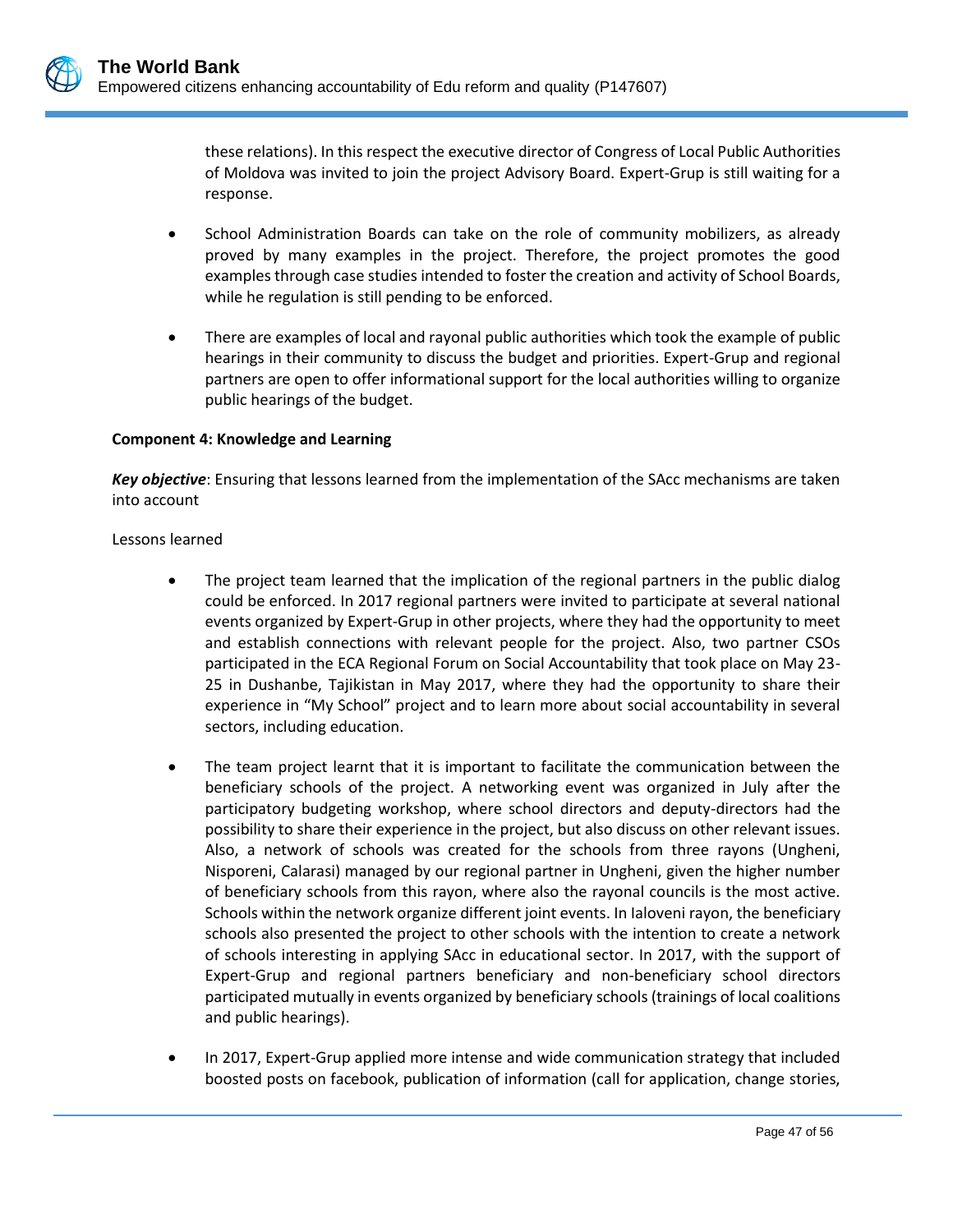these relations). In this respect the executive director of Congress of Local Public Authorities of Moldova was invited to join the project Advisory Board. Expert-Grup is still waiting for a response.

- School Administration Boards can take on the role of community mobilizers, as already proved by many examples in the project. Therefore, the project promotes the good examples through case studies intended to foster the creation and activity of School Boards, while he regulation is still pending to be enforced.

- There are examples of local and rayonal public authorities which took the example of public hearings in their community to discuss the budget and priorities. Expert-Grup and regional partners are open to offer informational support for the local authorities willing to organize public hearings of the budget.

**Component 4: Knowledge and Learning**

***Key objective***: Ensuring that lessons learned from the implementation of the SAcc mechanisms are taken into account

Lessons learned

- The project team learned that the implication of the regional partners in the public dialog could be enforced. In 2017 regional partners were invited to participate at several national events organized by Expert-Grup in other projects, where they had the opportunity to meet and establish connections with relevant people for the project. Also, two partner CSOs participated in the ECA Regional Forum on Social Accountability that took place on May 23-25 in Dushanbe, Tajikistan in May 2017, where they had the opportunity to share their experience in "My School" project and to learn more about social accountability in several sectors, including education.

- The team project learnt that it is important to facilitate the communication between the beneficiary schools of the project. A networking event was organized in July after the participatory budgeting workshop, where school directors and deputy-directors had the possibility to share their experience in the project, but also discuss on other relevant issues. Also, a network of schools was created for the schools from three rayons (Ungheni, Nisporeni, Calarasi) managed by our regional partner in Ungheni, given the higher number of beneficiary schools from this rayon, where also the rayonal councils is the most active. Schools within the network organize different joint events. In Ialoveni rayon, the beneficiary schools also presented the project to other schools with the intention to create a network of schools interesting in applying SAcc in educational sector. In 2017, with the support of Expert-Grup and regional partners beneficiary and non-beneficiary school directors participated mutually in events organized by beneficiary schools (trainings of local coalitions and public hearings).

- In 2017, Expert-Grup applied more intense and wide communication strategy that included boosted posts on facebook, publication of information (call for application, change stories,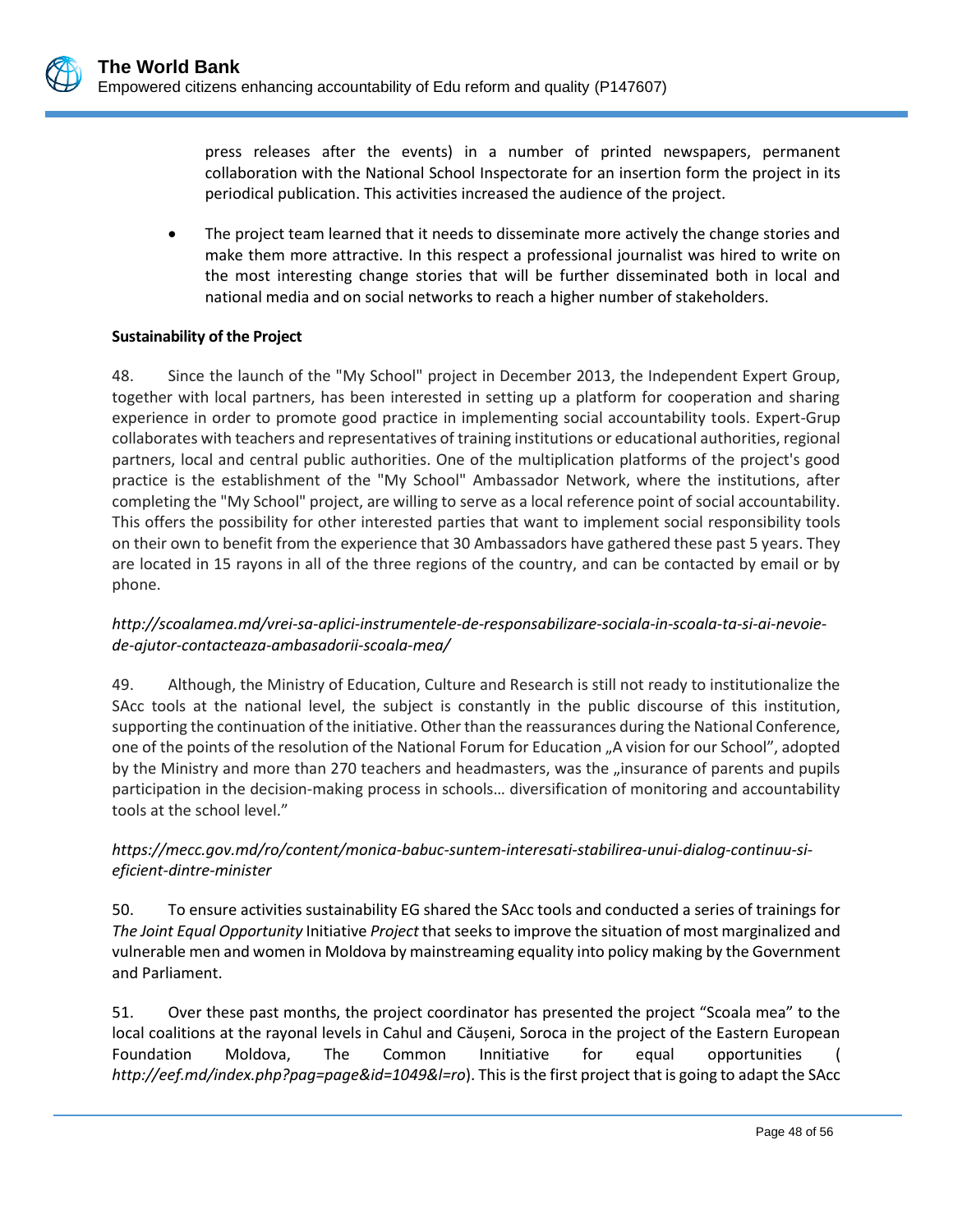press releases after the events) in a number of printed newspapers, permanent collaboration with the National School Inspectorate for an insertion form the project in its periodical publication. This activities increased the audience of the project.

- The project team learned that it needs to disseminate more actively the change stories and make them more attractive. In this respect a professional journalist was hired to write on the most interesting change stories that will be further disseminated both in local and national media and on social networks to reach a higher number of stakeholders.

**Sustainability of the Project**

48. Since the launch of the "My School" project in December 2013, the Independent Expert Group, together with local partners, has been interested in setting up a platform for cooperation and sharing experience in order to promote good practice in implementing social accountability tools. Expert-Grup collaborates with teachers and representatives of training institutions or educational authorities, regional partners, local and central public authorities. One of the multiplication platforms of the project's good practice is the establishment of the "My School" Ambassador Network, where the institutions, after completing the "My School" project, are willing to serve as a local reference point of social accountability. This offers the possibility for other interested parties that want to implement social responsibility tools on their own to benefit from the experience that 30 Ambassadors have gathered these past 5 years. They are located in 15 rayons in all of the three regions of the country, and can be contacted by email or by phone.

*http://scoalamea.md/vrei-sa-aplici-instrumentele-de-responsabilizare-sociala-in-scoala-ta-si-ai-nevoie-de-ajutor-contacteaza-ambasadorii-scoala-mea/*

49. Although, the Ministry of Education, Culture and Research is still not ready to institutionalize the SAcc tools at the national level, the subject is constantly in the public discourse of this institution, supporting the continuation of the initiative. Other than the reassurances during the National Conference, one of the points of the resolution of the National Forum for Education „A vision for our School", adopted by the Ministry and more than 270 teachers and headmasters, was the „insurance of parents and pupils participation in the decision-making process in schools… diversification of monitoring and accountability tools at the school level."

*https://mecc.gov.md/ro/content/monica-babuc-suntem-interesati-stabilirea-unui-dialog-continuu-si-eficient-dintre-minister*

50. To ensure activities sustainability EG shared the SAcc tools and conducted a series of trainings for *The Joint Equal Opportunity* Initiative *Project* that seeks to improve the situation of most marginalized and vulnerable men and women in Moldova by mainstreaming equality into policy making by the Government and Parliament.

51. Over these past months, the project coordinator has presented the project "Scoala mea" to the local coalitions at the rayonal levels in Cahul and Căușeni, Soroca in the project of the Eastern European Foundation Moldova, The Common Innitiative for equal opportunities ( *http://eef.md/index.php?pag=page&id=1049&l=ro*). This is the first project that is going to adapt the SAcc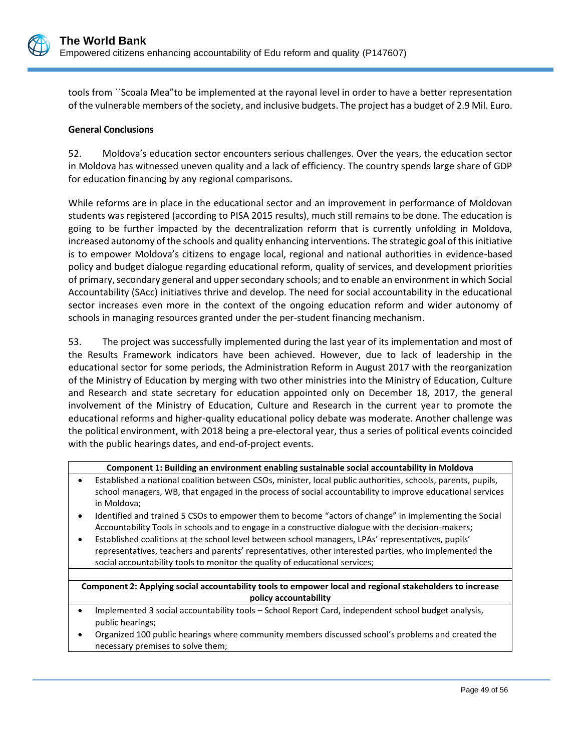tools from ``Scoala Mea"to be implemented at the rayonal level in order to have a better representation of the vulnerable members of the society, and inclusive budgets. The project has a budget of 2.9 Mil. Euro.

**General Conclusions**

52. Moldova's education sector encounters serious challenges. Over the years, the education sector in Moldova has witnessed uneven quality and a lack of efficiency. The country spends large share of GDP for education financing by any regional comparisons.

While reforms are in place in the educational sector and an improvement in performance of Moldovan students was registered (according to PISA 2015 results), much still remains to be done. The education is going to be further impacted by the decentralization reform that is currently unfolding in Moldova, increased autonomy of the schools and quality enhancing interventions. The strategic goal of this initiative is to empower Moldova's citizens to engage local, regional and national authorities in evidence-based policy and budget dialogue regarding educational reform, quality of services, and development priorities of primary, secondary general and upper secondary schools; and to enable an environment in which Social Accountability (SAcc) initiatives thrive and develop. The need for social accountability in the educational sector increases even more in the context of the ongoing education reform and wider autonomy of schools in managing resources granted under the per-student financing mechanism.

53. The project was successfully implemented during the last year of its implementation and most of the Results Framework indicators have been achieved. However, due to lack of leadership in the educational sector for some periods, the Administration Reform in August 2017 with the reorganization of the Ministry of Education by merging with two other ministries into the Ministry of Education, Culture and Research and state secretary for education appointed only on December 18, 2017, the general involvement of the Ministry of Education, Culture and Research in the current year to promote the educational reforms and higher-quality educational policy debate was moderate. Another challenge was the political environment, with 2018 being a pre-electoral year, thus a series of political events coincided with the public hearings dates, and end-of-project events.

| **Component 1: Building an environment enabling sustainable social accountability in Moldova** |
|---|
| • Established a national coalition between CSOs, minister, local public authorities, schools, parents, pupils, school managers, WB, that engaged in the process of social accountability to improve educational services in Moldova;<br>• Identified and trained 5 CSOs to empower them to become "actors of change" in implementing the Social Accountability Tools in schools and to engage in a constructive dialogue with the decision-makers;<br>• Established coalitions at the school level between school managers, LPAs' representatives, pupils' representatives, teachers and parents' representatives, other interested parties, who implemented the social accountability tools to monitor the quality of educational services; |
| |
| **Component 2: Applying social accountability tools to empower local and regional stakeholders to increase policy accountability** |
| • Implemented 3 social accountability tools – School Report Card, independent school budget analysis, public hearings;<br>• Organized 100 public hearings where community members discussed school's problems and created the necessary premises to solve them; |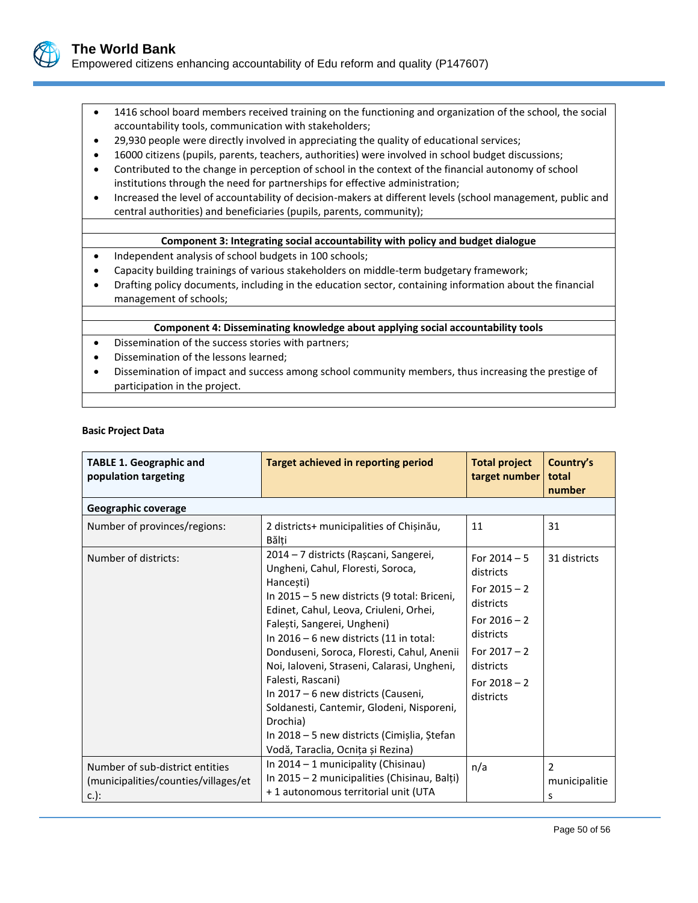- 1416 school board members received training on the functioning and organization of the school, the social accountability tools, communication with stakeholders;
- 29,930 people were directly involved in appreciating the quality of educational services;
- 16000 citizens (pupils, parents, teachers, authorities) were involved in school budget discussions;
- Contributed to the change in perception of school in the context of the financial autonomy of school institutions through the need for partnerships for effective administration;
- Increased the level of accountability of decision-makers at different levels (school management, public and central authorities) and beneficiaries (pupils, parents, community);

**Component 3: Integrating social accountability with policy and budget dialogue**

- Independent analysis of school budgets in 100 schools;
- Capacity building trainings of various stakeholders on middle-term budgetary framework;
- Drafting policy documents, including in the education sector, containing information about the financial management of schools;

**Component 4: Disseminating knowledge about applying social accountability tools**

- Dissemination of the success stories with partners;
- Dissemination of the lessons learned;
- Dissemination of impact and success among school community members, thus increasing the prestige of participation in the project.

**Basic Project Data**

| TABLE 1. Geographic and population targeting | Target achieved in reporting period | Total project target number | Country's total number |
|---|---|---|---|
| **Geographic coverage** | | | |
| Number of provinces/regions: | 2 districts+ municipalities of Chișinău, Bălți | 11 | 31 |
| Number of districts: | 2014 – 7 districts (Rașcani, Sangerei, Ungheni, Cahul, Floresti, Soroca, Hancești)<br>In 2015 – 5 new districts (9 total: Briceni, Edinet, Cahul, Leova, Criuleni, Orhei, Falești, Sangerei, Ungheni)<br>In 2016 – 6 new districts (11 in total: Donduseni, Soroca, Floresti, Cahul, Anenii Noi, Ialoveni, Straseni, Calarasi, Ungheni, Falesti, Rascani)<br>In 2017 – 6 new districts (Causeni, Soldanesti, Cantemir, Glodeni, Nisporeni, Drochia)<br>In 2018 – 5 new districts (Cimișlia, Ștefan Vodă, Taraclia, Ocnița și Rezina) | For 2014 – 5 districts<br>For 2015 – 2 districts<br>For 2016 – 2 districts<br>For 2017 – 2 districts<br>For 2018 – 2 districts | 31 districts |
| Number of sub-district entities (municipalities/counties/villages/etc.): | In 2014 – 1 municipality (Chisinau)<br>In 2015 – 2 municipalities (Chisinau, Balți) + 1 autonomous territorial unit (UTA | n/a | 2 municipalities |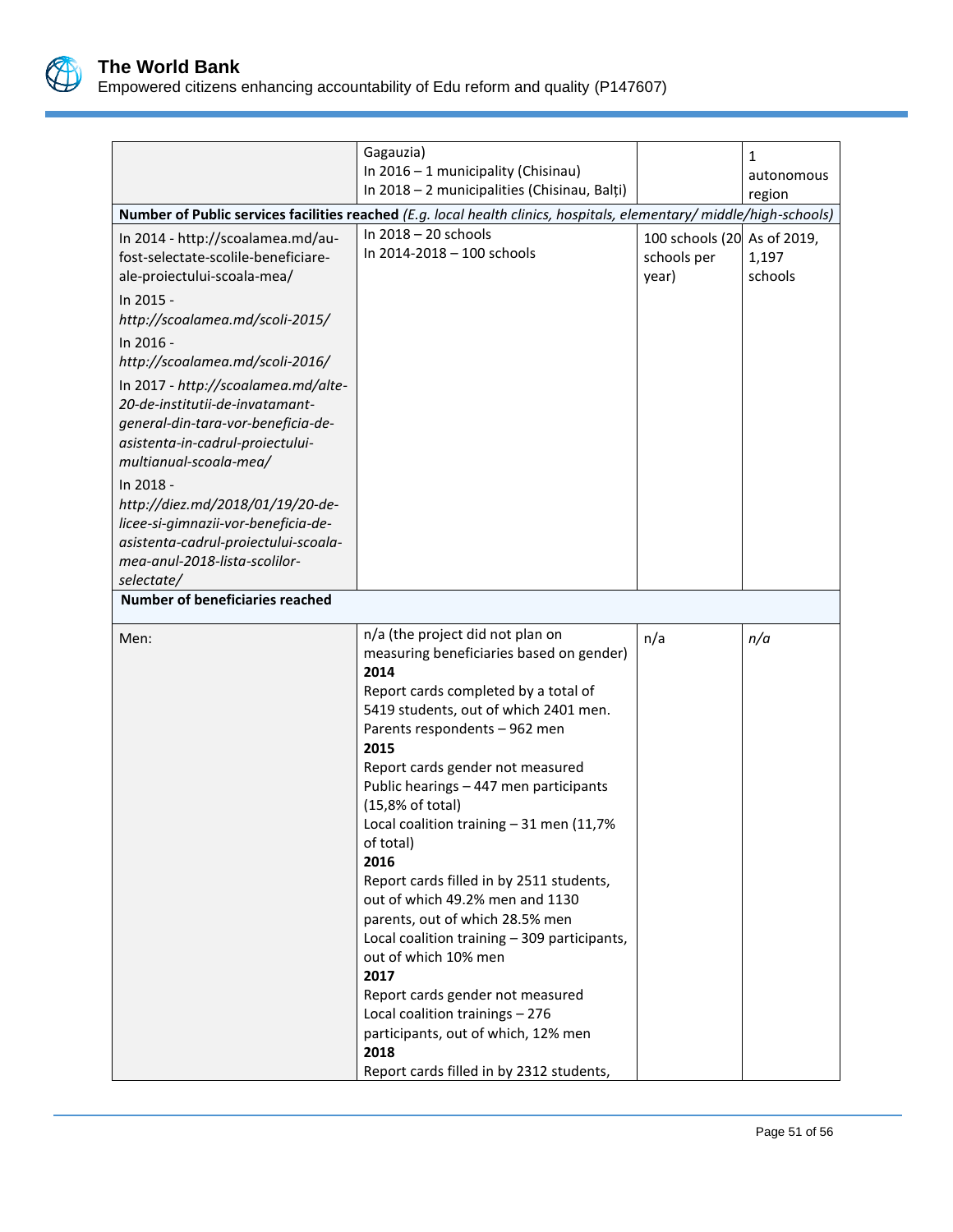| | | | |
|---|---|---|---|
| | Gagauzia)<br>In 2016 – 1 municipality (Chisinau)<br>In 2018 – 2 municipalities (Chisinau, Bălți) | | 1 autonomous region |
| **Number of Public services facilities reached** *(E.g. local health clinics, hospitals, elementary/ middle/high-schools)* | | | |
| In 2014 - http://scoalamea.md/au-fost-selectate-scolile-beneficiare-ale-proiectului-scoala-mea/<br>In 2015 - *http://scoalamea.md/scoli-2015/*<br>In 2016 - *http://scoalamea.md/scoli-2016/*<br>In 2017 - *http://scoalamea.md/alte-20-de-institutii-de-invatamant-general-din-tara-vor-beneficia-de-asistenta-in-cadrul-proiectului-multianual-scoala-mea/*<br>In 2018 - *http://diez.md/2018/01/19/20-de-licee-si-gimnazii-vor-beneficia-de-asistenta-cadrul-proiectului-scoala-mea-anul-2018-lista-scolilor-selectate/* | In 2018 – 20 schools<br>In 2014-2018 – 100 schools | 100 schools (20 schools per year) | As of 2019, 1,197 schools |
| **Number of beneficiaries reached** | | | |
| Men: | n/a (the project did not plan on measuring beneficiaries based on gender)<br>**2014**<br>Report cards completed by a total of 5419 students, out of which 2401 men.<br>Parents respondents – 962 men<br>**2015**<br>Report cards gender not measured<br>Public hearings – 447 men participants (15,8% of total)<br>Local coalition training – 31 men (11,7% of total)<br>**2016**<br>Report cards filled in by 2511 students, out of which 49.2% men and 1130 parents, out of which 28.5% men<br>Local coalition training – 309 participants, out of which 10% men<br>**2017**<br>Report cards gender not measured<br>Local coalition trainings – 276 participants, out of which, 12% men<br>**2018**<br>Report cards filled in by 2312 students, | n/a | *n/a* |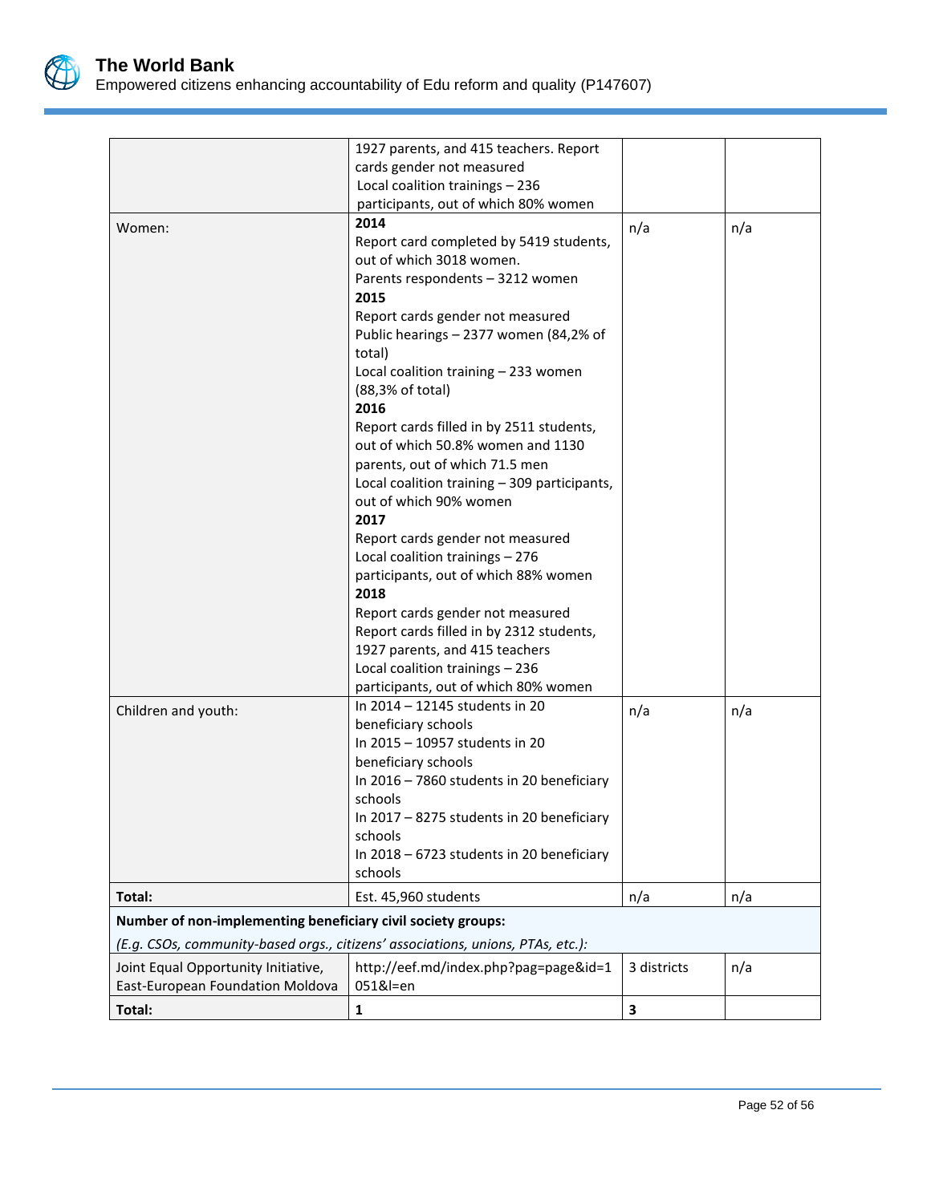| | | | |
|---|---|---|---|
| | 1927 parents, and 415 teachers. Report cards gender not measured<br>Local coalition trainings – 236 participants, out of which 80% women | | |
| Women: | **2014**<br>Report card completed by 5419 students, out of which 3018 women.<br>Parents respondents – 3212 women<br>**2015**<br>Report cards gender not measured<br>Public hearings – 2377 women (84,2% of total)<br>Local coalition training – 233 women (88,3% of total)<br>**2016**<br>Report cards filled in by 2511 students, out of which 50.8% women and 1130 parents, out of which 71.5 men<br>Local coalition training – 309 participants, out of which 90% women<br>**2017**<br>Report cards gender not measured<br>Local coalition trainings – 276 participants, out of which 88% women<br>**2018**<br>Report cards gender not measured<br>Report cards filled in by 2312 students, 1927 parents, and 415 teachers<br>Local coalition trainings – 236 participants, out of which 80% women | n/a | n/a |
| Children and youth: | In 2014 – 12145 students in 20 beneficiary schools<br>In 2015 – 10957 students in 20 beneficiary schools<br>In 2016 – 7860 students in 20 beneficiary schools<br>In 2017 – 8275 students in 20 beneficiary schools<br>In 2018 – 6723 students in 20 beneficiary schools | n/a | n/a |
| **Total:** | Est. 45,960 students | n/a | n/a |
| **Number of non-implementing beneficiary civil society groups:**<br>*(E.g. CSOs, community-based orgs., citizens' associations, unions, PTAs, etc.):* | | | |
| Joint Equal Opportunity Initiative, East-European Foundation Moldova | http://eef.md/index.php?pag=page&id=1051&l=en | 3 districts | n/a |
| **Total:** | **1** | **3** | |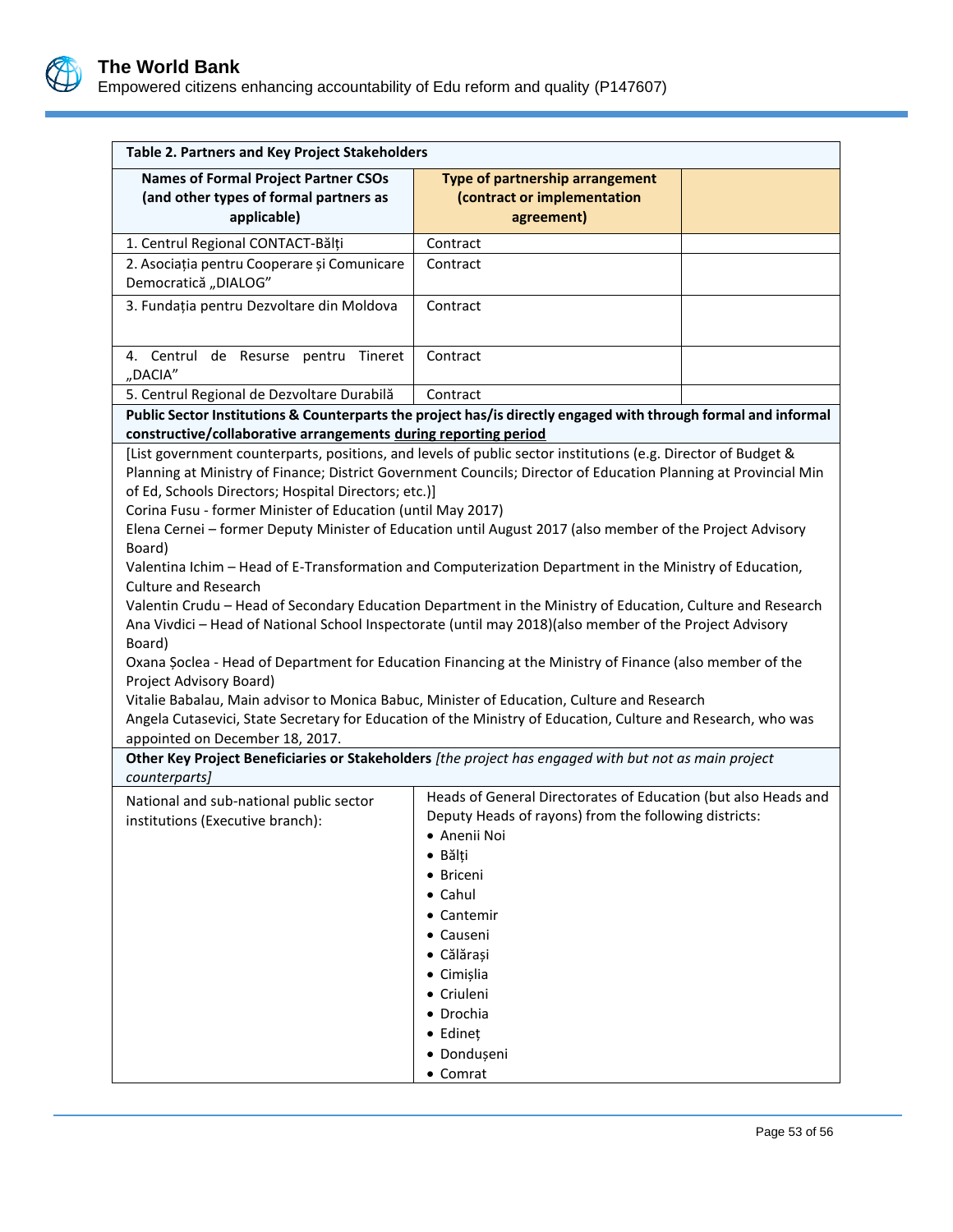| Table 2. Partners and Key Project Stakeholders | | |
|---|---|---|
| **Names of Formal Project Partner CSOs (and other types of formal partners as applicable)** | **Type of partnership arrangement (contract or implementation agreement)** | |
| 1. Centrul Regional CONTACT-Bălți | Contract | |
| 2. Asociația pentru Cooperare și Comunicare Democratică „DIALOG" | Contract | |
| 3. Fundația pentru Dezvoltare din Moldova | Contract | |
| 4. Centrul de Resurse pentru Tineret „DACIA" | Contract | |
| 5. Centrul Regional de Dezvoltare Durabilă | Contract | |
| **Public Sector Institutions & Counterparts the project has/is directly engaged with through formal and informal constructive/collaborative arrangements during reporting period** | | |
| [List government counterparts, positions, and levels of public sector institutions (e.g. Director of Budget & Planning at Ministry of Finance; District Government Councils; Director of Education Planning at Provincial Min of Ed, Schools Directors; Hospital Directors; etc.)]<br>Corina Fusu - former Minister of Education (until May 2017)<br>Elena Cernei – former Deputy Minister of Education until August 2017 (also member of the Project Advisory Board)<br>Valentina Ichim – Head of E-Transformation and Computerization Department in the Ministry of Education, Culture and Research<br>Valentin Crudu – Head of Secondary Education Department in the Ministry of Education, Culture and Research<br>Ana Vivdici – Head of National School Inspectorate (until may 2018)(also member of the Project Advisory Board)<br>Oxana Șoclea - Head of Department for Education Financing at the Ministry of Finance (also member of the Project Advisory Board)<br>Vitalie Babalau, Main advisor to Monica Babuc, Minister of Education, Culture and Research<br>Angela Cutasevici, State Secretary for Education of the Ministry of Education, Culture and Research, who was appointed on December 18, 2017. | | |
| **Other Key Project Beneficiaries or Stakeholders** *[the project has engaged with but not as main project counterparts]* | | |
| National and sub-national public sector institutions (Executive branch): | Heads of General Directorates of Education (but also Heads and Deputy Heads of rayons) from the following districts:<br>• Anenii Noi<br>• Bălți<br>• Briceni<br>• Cahul<br>• Cantemir<br>• Causeni<br>• Călărași<br>• Cimișlia<br>• Criuleni<br>• Drochia<br>• Edineț<br>• Dondușeni<br>• Comrat | |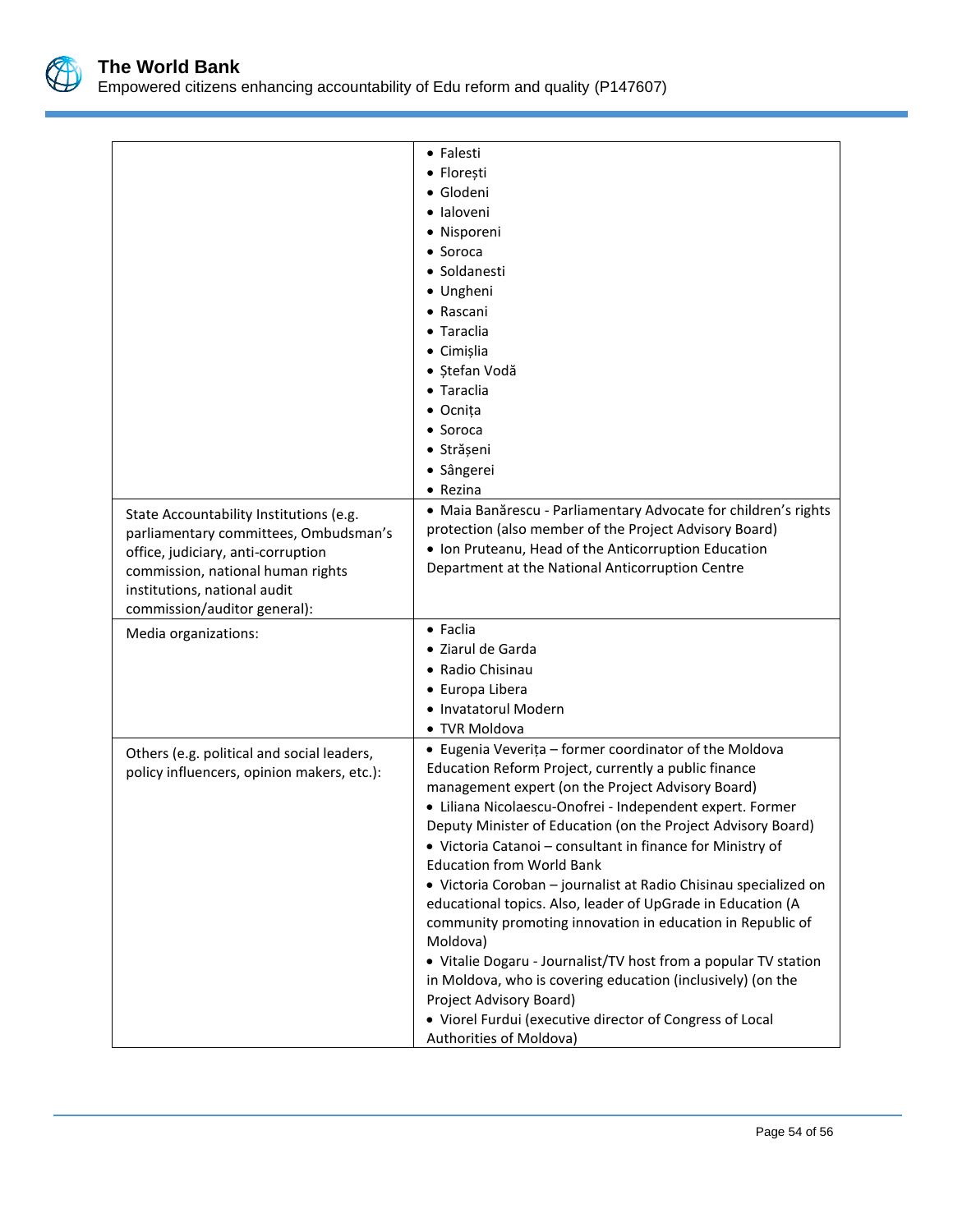| | |
|---|---|
| | • Falesti<br>• Florești<br>• Glodeni<br>• Ialoveni<br>• Nisporeni<br>• Soroca<br>• Soldanesti<br>• Ungheni<br>• Rascani<br>• Taraclia<br>• Cimișlia<br>• Ștefan Vodă<br>• Taraclia<br>• Ocnița<br>• Soroca<br>• Strășeni<br>• Sângerei<br>• Rezina |
| State Accountability Institutions (e.g. parliamentary committees, Ombudsman's office, judiciary, anti-corruption commission, national human rights institutions, national audit commission/auditor general): | • Maia Banărescu - Parliamentary Advocate for children's rights protection (also member of the Project Advisory Board)<br>• Ion Pruteanu, Head of the Anticorruption Education Department at the National Anticorruption Centre |
| Media organizations: | • Faclia<br>• Ziarul de Garda<br>• Radio Chisinau<br>• Europa Libera<br>• Invatatorul Modern<br>• TVR Moldova |
| Others (e.g. political and social leaders, policy influencers, opinion makers, etc.): | • Eugenia Veverița – former coordinator of the Moldova Education Reform Project, currently a public finance management expert (on the Project Advisory Board)<br>• Liliana Nicolaescu-Onofrei - Independent expert. Former Deputy Minister of Education (on the Project Advisory Board)<br>• Victoria Catanoi – consultant in finance for Ministry of Education from World Bank<br>• Victoria Coroban – journalist at Radio Chisinau specialized on educational topics. Also, leader of UpGrade in Education (A community promoting innovation in education in Republic of Moldova)<br>• Vitalie Dogaru - Journalist/TV host from a popular TV station in Moldova, who is covering education (inclusively) (on the Project Advisory Board)<br>• Viorel Furdui (executive director of Congress of Local Authorities of Moldova) |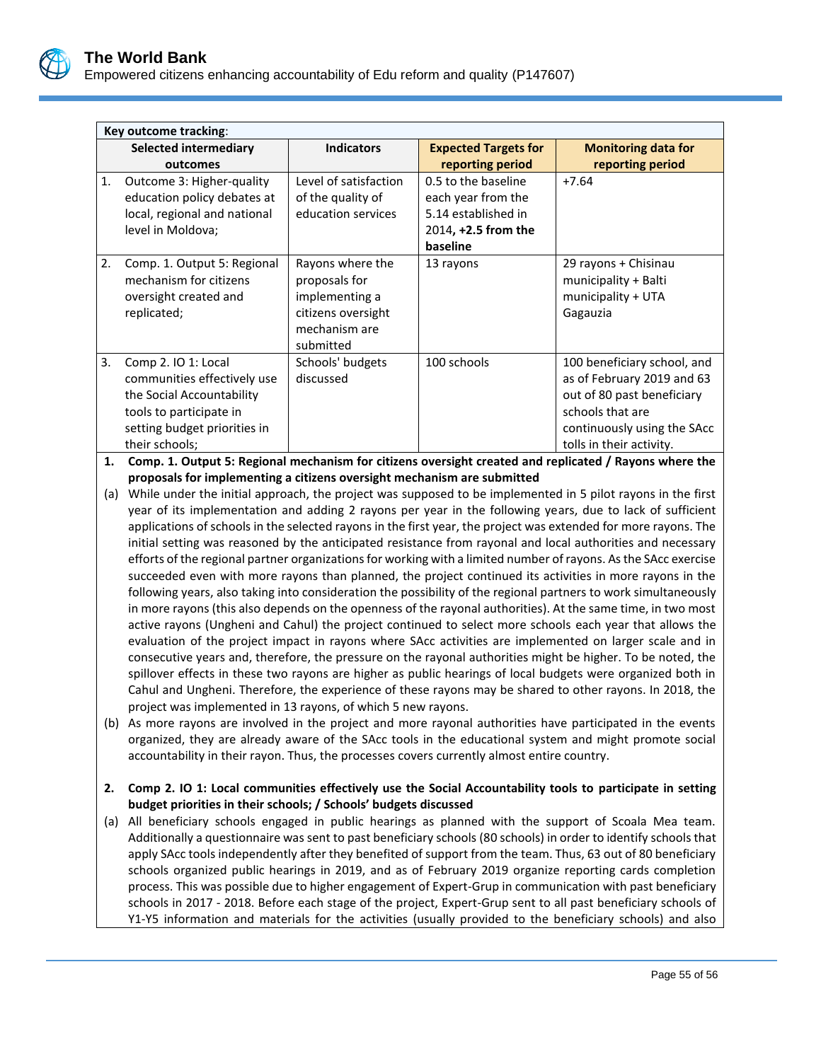**Key outcome tracking**:

| Selected intermediary outcomes | Indicators | Expected Targets for reporting period | Monitoring data for reporting period |
|---|---|---|---|
| 1. Outcome 3: Higher-quality education policy debates at local, regional and national level in Moldova; | Level of satisfaction of the quality of education services | 0.5 to the baseline each year from the 5.14 established in 2014**, +2.5 from the baseline** | +7.64 |
| 2. Comp. 1. Output 5: Regional mechanism for citizens oversight created and replicated; | Rayons where the proposals for implementing a citizens oversight mechanism are submitted | 13 rayons | 29 rayons + Chisinau municipality + Balti municipality + UTA Gagauzia |
| 3. Comp 2. IO 1: Local communities effectively use the Social Accountability tools to participate in setting budget priorities in their schools; | Schools' budgets discussed | 100 schools | 100 beneficiary school, and as of February 2019 and 63 out of 80 past beneficiary schools that are continuously using the SAcc tolls in their activity. |

**1. Comp. 1. Output 5: Regional mechanism for citizens oversight created and replicated / Rayons where the proposals for implementing a citizens oversight mechanism are submitted**

(a) While under the initial approach, the project was supposed to be implemented in 5 pilot rayons in the first year of its implementation and adding 2 rayons per year in the following years, due to lack of sufficient applications of schools in the selected rayons in the first year, the project was extended for more rayons. The initial setting was reasoned by the anticipated resistance from rayonal and local authorities and necessary efforts of the regional partner organizations for working with a limited number of rayons. As the SAcc exercise succeeded even with more rayons than planned, the project continued its activities in more rayons in the following years, also taking into consideration the possibility of the regional partners to work simultaneously in more rayons (this also depends on the openness of the rayonal authorities). At the same time, in two most active rayons (Ungheni and Cahul) the project continued to select more schools each year that allows the evaluation of the project impact in rayons where SAcc activities are implemented on larger scale and in consecutive years and, therefore, the pressure on the rayonal authorities might be higher. To be noted, the spillover effects in these two rayons are higher as public hearings of local budgets were organized both in Cahul and Ungheni. Therefore, the experience of these rayons may be shared to other rayons. In 2018, the project was implemented in 13 rayons, of which 5 new rayons.

(b) As more rayons are involved in the project and more rayonal authorities have participated in the events organized, they are already aware of the SAcc tools in the educational system and might promote social accountability in their rayon. Thus, the processes covers currently almost entire country.

**2. Comp 2. IO 1: Local communities effectively use the Social Accountability tools to participate in setting budget priorities in their schools; / Schools' budgets discussed**

(a) All beneficiary schools engaged in public hearings as planned with the support of Scoala Mea team. Additionally a questionnaire was sent to past beneficiary schools (80 schools) in order to identify schools that apply SAcc tools independently after they benefited of support from the team. Thus, 63 out of 80 beneficiary schools organized public hearings in 2019, and as of February 2019 organize reporting cards completion process. This was possible due to higher engagement of Expert-Grup in communication with past beneficiary schools in 2017 - 2018. Before each stage of the project, Expert-Grup sent to all past beneficiary schools of Y1-Y5 information and materials for the activities (usually provided to the beneficiary schools) and also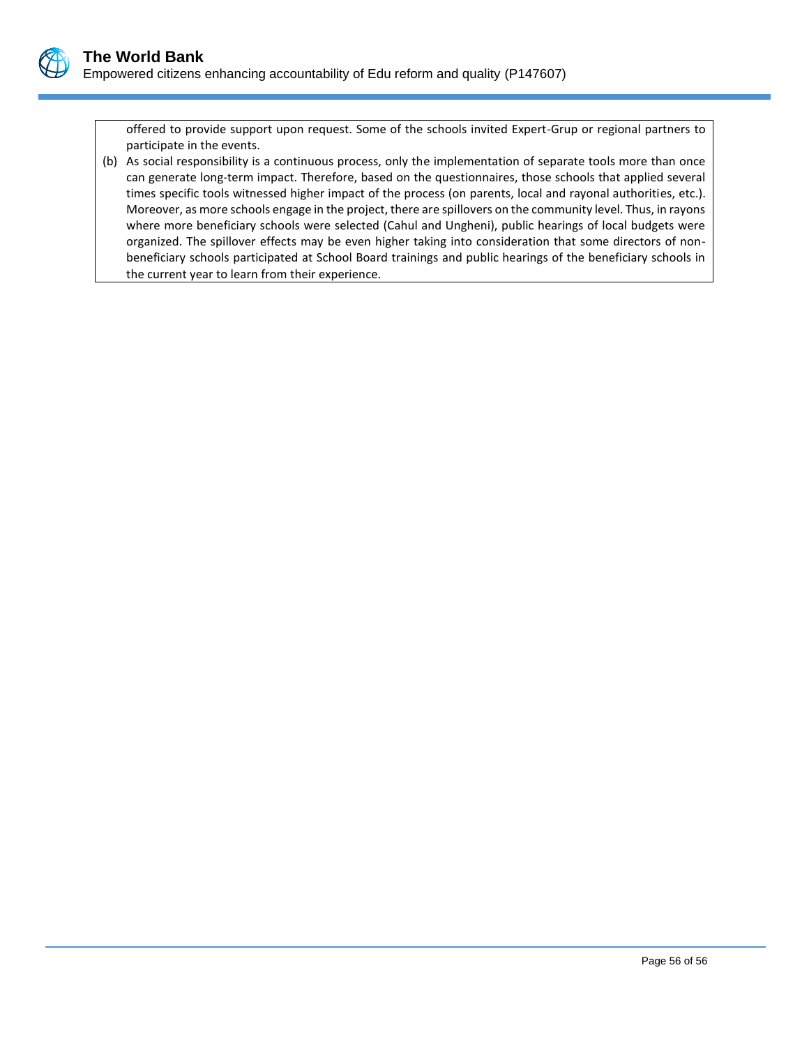offered to provide support upon request. Some of the schools invited Expert-Grup or regional partners to participate in the events.

(b) As social responsibility is a continuous process, only the implementation of separate tools more than once can generate long-term impact. Therefore, based on the questionnaires, those schools that applied several times specific tools witnessed higher impact of the process (on parents, local and rayonal authorities, etc.). Moreover, as more schools engage in the project, there are spillovers on the community level. Thus, in rayons where more beneficiary schools were selected (Cahul and Ungheni), public hearings of local budgets were organized. The spillover effects may be even higher taking into consideration that some directors of non-beneficiary schools participated at School Board trainings and public hearings of the beneficiary schools in the current year to learn from their experience.